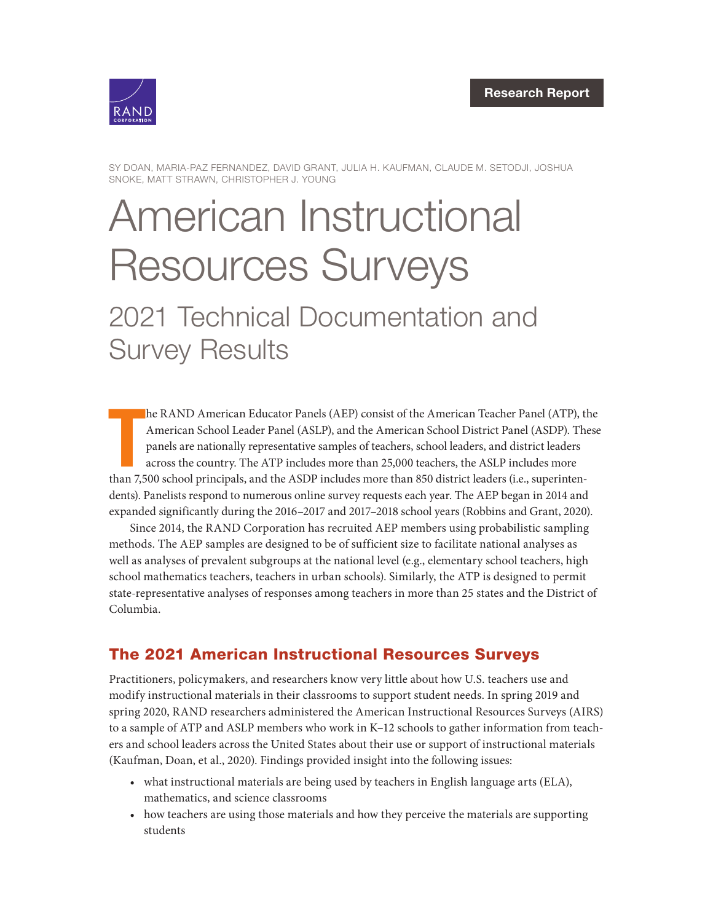Research Report

SY DOAN, MARIA-PAZ FERNANDEZ, DAVID GRANT, JULIA H. KAUFMAN, CLAUDE M. SETODJI, JOSHUA SNOKE, MATT STRAWN, CHRISTOPHER J. YOUNG

# American Instructional Resources Surveys

## 2021 Technical Documentation and Survey Results

The RAND American Educator Panels (AEP) consist of the American Teacher Panel (ATP), the American School Leader Panel (ASLP), and the American School District Panel (ASDP). These panels are nationally representative samples of teachers, school leaders, and district leaders across the country. The ATP includes more than 25,000 teachers, the ASLP includes more than 7,500 school principals, and the ASDP includes more than 850 district leaders (i.e., superintendents). Panelists respond to numerous online survey requests each year. The AEP began in 2014 and expanded significantly during the 2016–2017 and 2017–2018 school years (Robbins and Grant, 2020).

Since 2014, the RAND Corporation has recruited AEP members using probabilistic sampling methods. The AEP samples are designed to be of sufficient size to facilitate national analyses as well as analyses of prevalent subgroups at the national level (e.g., elementary school teachers, high school mathematics teachers, teachers in urban schools). Similarly, the ATP is designed to permit state-representative analyses of responses among teachers in more than 25 states and the District of Columbia.

## The 2021 American Instructional Resources Surveys

Practitioners, policymakers, and researchers know very little about how U.S. teachers use and modify instructional materials in their classrooms to support student needs. In spring 2019 and spring 2020, RAND researchers administered the American Instructional Resources Surveys (AIRS) to a sample of ATP and ASLP members who work in K–12 schools to gather information from teachers and school leaders across the United States about their use or support of instructional materials (Kaufman, Doan, et al., 2020). Findings provided insight into the following issues:

- what instructional materials are being used by teachers in English language arts (ELA), mathematics, and science classrooms
- how teachers are using those materials and how they perceive the materials are supporting students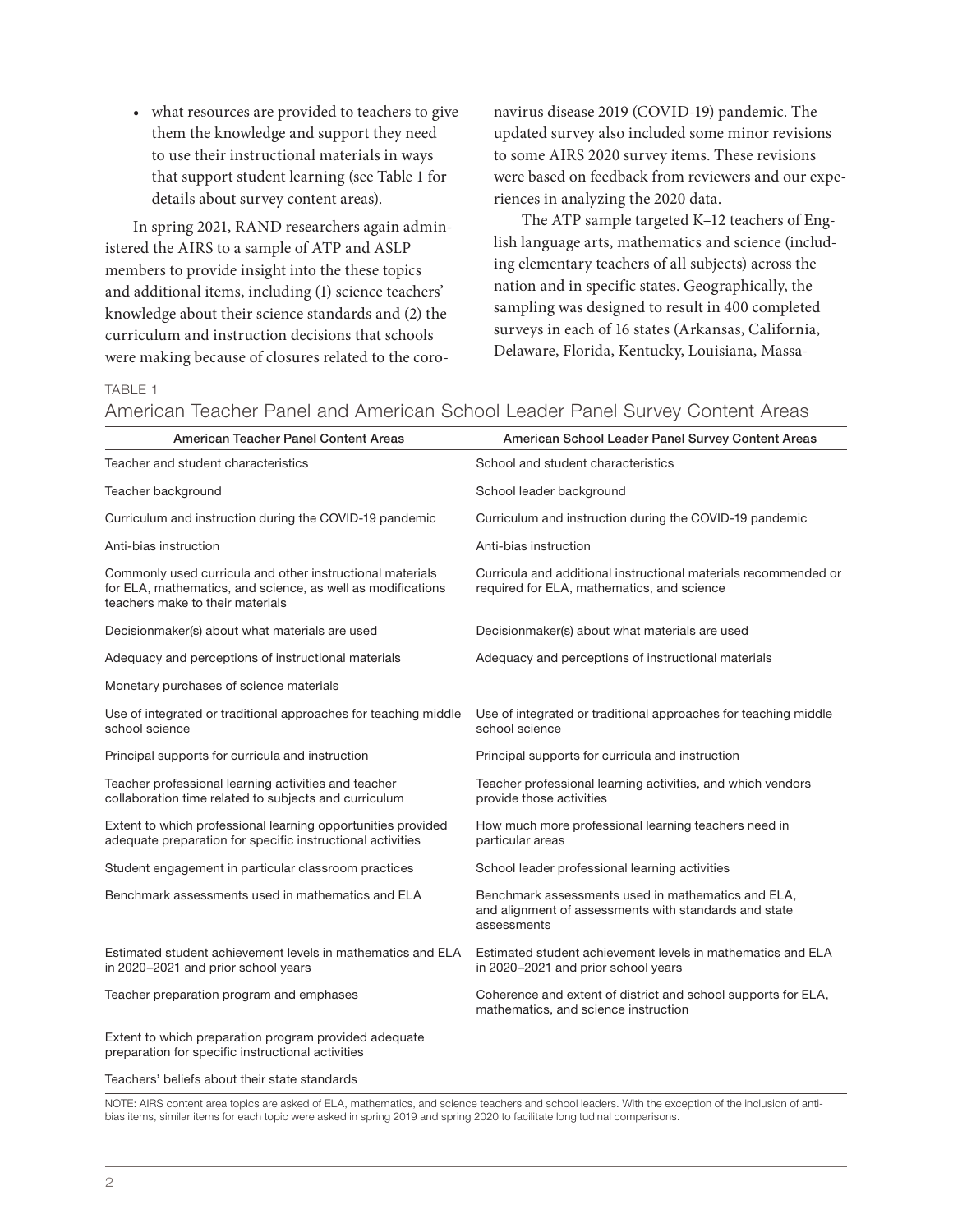- what resources are provided to teachers to give them the knowledge and support they need to use their instructional materials in ways that support student learning (see Table 1 for details about survey content areas).

In spring 2021, RAND researchers again administered the AIRS to a sample of ATP and ASLP members to provide insight into the these topics and additional items, including (1) science teachers' knowledge about their science standards and (2) the curriculum and instruction decisions that schools were making because of closures related to the coronavirus disease 2019 (COVID-19) pandemic. The updated survey also included some minor revisions to some AIRS 2020 survey items. These revisions were based on feedback from reviewers and our experiences in analyzing the 2020 data.

The ATP sample targeted K–12 teachers of English language arts, mathematics and science (including elementary teachers of all subjects) across the nation and in specific states. Geographically, the sampling was designed to result in 400 completed surveys in each of 16 states (Arkansas, California, Delaware, Florida, Kentucky, Louisiana, Massa-

TABLE 1

American Teacher Panel and American School Leader Panel Survey Content Areas

| American Teacher Panel Content Areas | American School Leader Panel Survey Content Areas |
|---|---|
| Teacher and student characteristics | School and student characteristics |
| Teacher background | School leader background |
| Curriculum and instruction during the COVID-19 pandemic | Curriculum and instruction during the COVID-19 pandemic |
| Anti-bias instruction | Anti-bias instruction |
| Commonly used curricula and other instructional materials for ELA, mathematics, and science, as well as modifications teachers make to their materials | Curricula and additional instructional materials recommended or required for ELA, mathematics, and science |
| Decisionmaker(s) about what materials are used | Decisionmaker(s) about what materials are used |
| Adequacy and perceptions of instructional materials | Adequacy and perceptions of instructional materials |
| Monetary purchases of science materials | |
| Use of integrated or traditional approaches for teaching middle school science | Use of integrated or traditional approaches for teaching middle school science |
| Principal supports for curricula and instruction | Principal supports for curricula and instruction |
| Teacher professional learning activities and teacher collaboration time related to subjects and curriculum | Teacher professional learning activities, and which vendors provide those activities |
| Extent to which professional learning opportunities provided adequate preparation for specific instructional activities | How much more professional learning teachers need in particular areas |
| Student engagement in particular classroom practices | School leader professional learning activities |
| Benchmark assessments used in mathematics and ELA | Benchmark assessments used in mathematics and ELA, and alignment of assessments with standards and state assessments |
| Estimated student achievement levels in mathematics and ELA in 2020–2021 and prior school years | Estimated student achievement levels in mathematics and ELA in 2020–2021 and prior school years |
| Teacher preparation program and emphases | Coherence and extent of district and school supports for ELA, mathematics, and science instruction |
| Extent to which preparation program provided adequate preparation for specific instructional activities | |
| Teachers' beliefs about their state standards | |

NOTE: AIRS content area topics are asked of ELA, mathematics, and science teachers and school leaders. With the exception of the inclusion of anti-bias items, similar items for each topic were asked in spring 2019 and spring 2020 to facilitate longitudinal comparisons.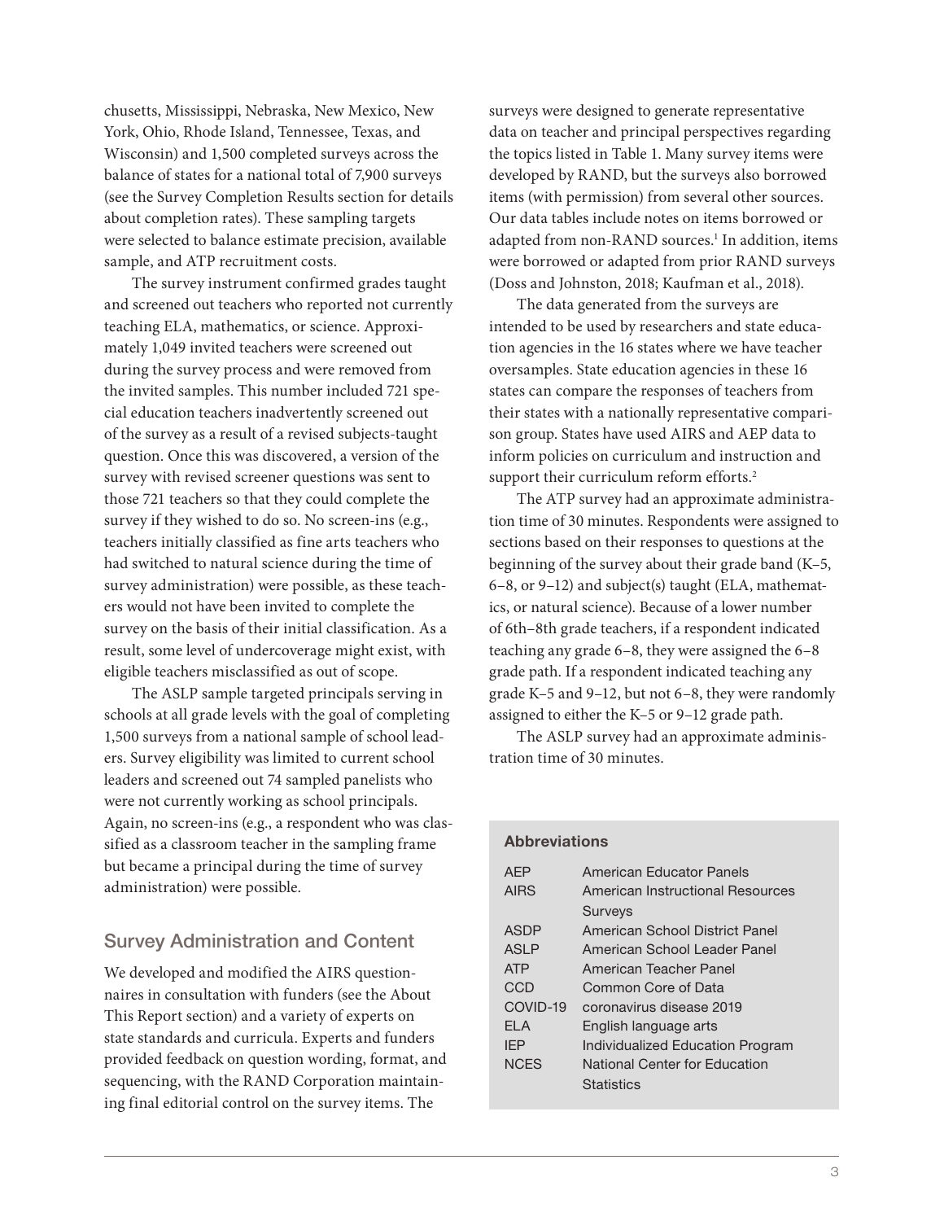chusetts, Mississippi, Nebraska, New Mexico, New York, Ohio, Rhode Island, Tennessee, Texas, and Wisconsin) and 1,500 completed surveys across the balance of states for a national total of 7,900 surveys (see the Survey Completion Results section for details about completion rates). These sampling targets were selected to balance estimate precision, available sample, and ATP recruitment costs.

The survey instrument confirmed grades taught and screened out teachers who reported not currently teaching ELA, mathematics, or science. Approximately 1,049 invited teachers were screened out during the survey process and were removed from the invited samples. This number included 721 special education teachers inadvertently screened out of the survey as a result of a revised subjects-taught question. Once this was discovered, a version of the survey with revised screener questions was sent to those 721 teachers so that they could complete the survey if they wished to do so. No screen-ins (e.g., teachers initially classified as fine arts teachers who had switched to natural science during the time of survey administration) were possible, as these teachers would not have been invited to complete the survey on the basis of their initial classification. As a result, some level of undercoverage might exist, with eligible teachers misclassified as out of scope.

The ASLP sample targeted principals serving in schools at all grade levels with the goal of completing 1,500 surveys from a national sample of school leaders. Survey eligibility was limited to current school leaders and screened out 74 sampled panelists who were not currently working as school principals. Again, no screen-ins (e.g., a respondent who was classified as a classroom teacher in the sampling frame but became a principal during the time of survey administration) were possible.

## Survey Administration and Content

We developed and modified the AIRS questionnaires in consultation with funders (see the About This Report section) and a variety of experts on state standards and curricula. Experts and funders provided feedback on question wording, format, and sequencing, with the RAND Corporation maintaining final editorial control on the survey items. The surveys were designed to generate representative data on teacher and principal perspectives regarding the topics listed in Table 1. Many survey items were developed by RAND, but the surveys also borrowed items (with permission) from several other sources. Our data tables include notes on items borrowed or adapted from non-RAND sources.[1] In addition, items were borrowed or adapted from prior RAND surveys (Doss and Johnston, 2018; Kaufman et al., 2018).

The data generated from the surveys are intended to be used by researchers and state education agencies in the 16 states where we have teacher oversamples. State education agencies in these 16 states can compare the responses of teachers from their states with a nationally representative comparison group. States have used AIRS and AEP data to inform policies on curriculum and instruction and support their curriculum reform efforts.[2]

The ATP survey had an approximate administration time of 30 minutes. Respondents were assigned to sections based on their responses to questions at the beginning of the survey about their grade band (K–5, 6–8, or 9–12) and subject(s) taught (ELA, mathematics, or natural science). Because of a lower number of 6th–8th grade teachers, if a respondent indicated teaching any grade 6–8, they were assigned the 6–8 grade path. If a respondent indicated teaching any grade K–5 and 9–12, but not 6–8, they were randomly assigned to either the K–5 or 9–12 grade path.

The ASLP survey had an approximate administration time of 30 minutes.

### Abbreviations

| | |
|---|---|
| AEP | American Educator Panels |
| AIRS | American Instructional Resources Surveys |
| ASDP | American School District Panel |
| ASLP | American School Leader Panel |
| ATP | American Teacher Panel |
| CCD | Common Core of Data |
| COVID-19 | coronavirus disease 2019 |
| ELA | English language arts |
| IEP | Individualized Education Program |
| NCES | National Center for Education Statistics |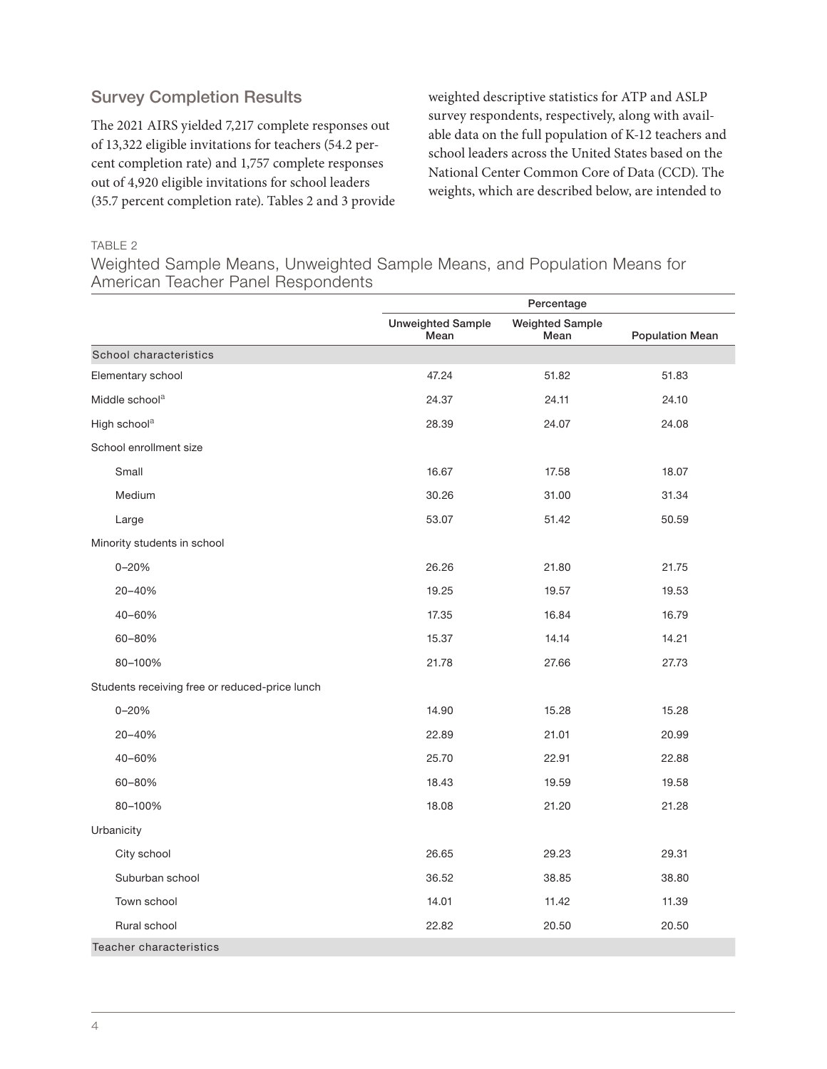## Survey Completion Results

The 2021 AIRS yielded 7,217 complete responses out of 13,322 eligible invitations for teachers (54.2 percent completion rate) and 1,757 complete responses out of 4,920 eligible invitations for school leaders (35.7 percent completion rate). Tables 2 and 3 provide weighted descriptive statistics for ATP and ASLP survey respondents, respectively, along with available data on the full population of K-12 teachers and school leaders across the United States based on the National Center Common Core of Data (CCD). The weights, which are described below, are intended to

TABLE 2

Weighted Sample Means, Unweighted Sample Means, and Population Means for American Teacher Panel Respondents

| | Percentage | | |
|---|---|---|---|
| | Unweighted Sample Mean | Weighted Sample Mean | Population Mean |
| **School characteristics** | | | |
| Elementary school | 47.24 | 51.82 | 51.83 |
| Middle school[a] | 24.37 | 24.11 | 24.10 |
| High school[a] | 28.39 | 24.07 | 24.08 |
| School enrollment size | | | |
| Small | 16.67 | 17.58 | 18.07 |
| Medium | 30.26 | 31.00 | 31.34 |
| Large | 53.07 | 51.42 | 50.59 |
| Minority students in school | | | |
| 0–20% | 26.26 | 21.80 | 21.75 |
| 20–40% | 19.25 | 19.57 | 19.53 |
| 40–60% | 17.35 | 16.84 | 16.79 |
| 60–80% | 15.37 | 14.14 | 14.21 |
| 80–100% | 21.78 | 27.66 | 27.73 |
| Students receiving free or reduced-price lunch | | | |
| 0–20% | 14.90 | 15.28 | 15.28 |
| 20–40% | 22.89 | 21.01 | 20.99 |
| 40–60% | 25.70 | 22.91 | 22.88 |
| 60–80% | 18.43 | 19.59 | 19.58 |
| 80–100% | 18.08 | 21.20 | 21.28 |
| Urbanicity | | | |
| City school | 26.65 | 29.23 | 29.31 |
| Suburban school | 36.52 | 38.85 | 38.80 |
| Town school | 14.01 | 11.42 | 11.39 |
| Rural school | 22.82 | 20.50 | 20.50 |
| **Teacher characteristics** | | | |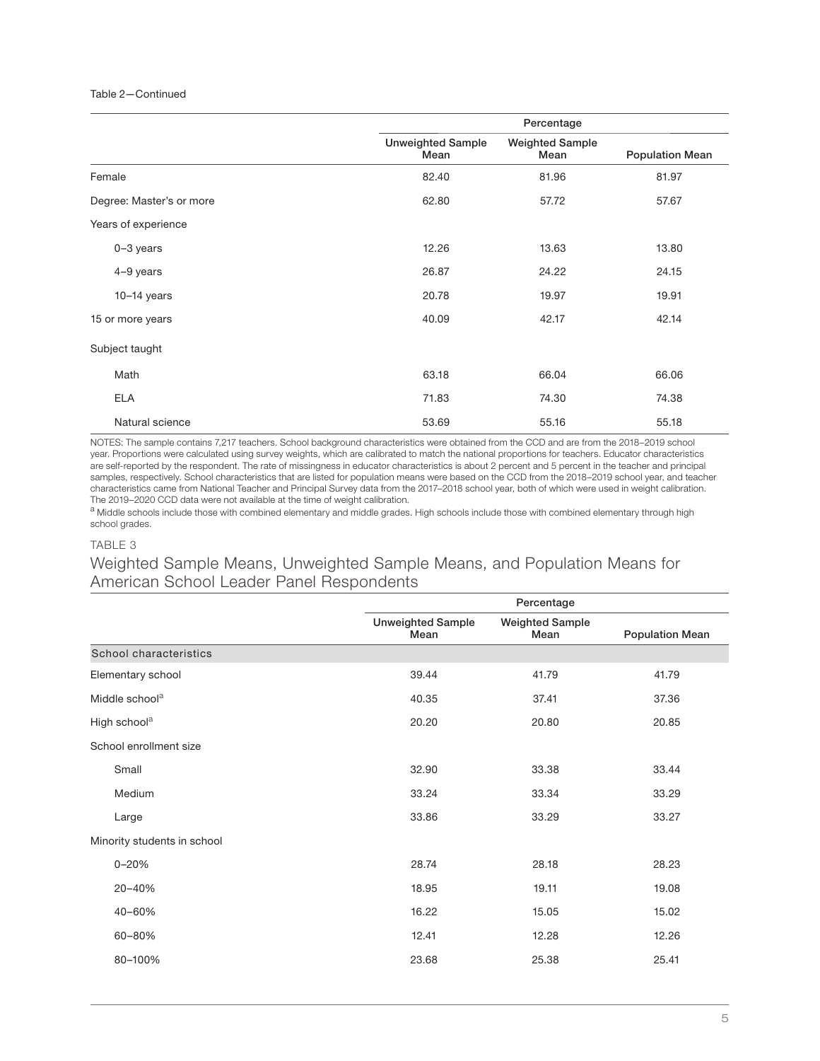Table 2—Continued

| | Percentage | | |
|---|---|---|---|
| | Unweighted Sample Mean | Weighted Sample Mean | Population Mean |
| Female | 82.40 | 81.96 | 81.97 |
| Degree: Master's or more | 62.80 | 57.72 | 57.67 |
| Years of experience | | | |
| 0–3 years | 12.26 | 13.63 | 13.80 |
| 4–9 years | 26.87 | 24.22 | 24.15 |
| 10–14 years | 20.78 | 19.97 | 19.91 |
| 15 or more years | 40.09 | 42.17 | 42.14 |
| Subject taught | | | |
| Math | 63.18 | 66.04 | 66.06 |
| ELA | 71.83 | 74.30 | 74.38 |
| Natural science | 53.69 | 55.16 | 55.18 |

NOTES: The sample contains 7,217 teachers. School background characteristics were obtained from the CCD and are from the 2018–2019 school year. Proportions were calculated using survey weights, which are calibrated to match the national proportions for teachers. Educator characteristics are self-reported by the respondent. The rate of missingness in educator characteristics is about 2 percent and 5 percent in the teacher and principal samples, respectively. School characteristics that are listed for population means were based on the CCD from the 2018–2019 school year, and teacher characteristics came from National Teacher and Principal Survey data from the 2017–2018 school year, both of which were used in weight calibration. The 2019–2020 CCD data were not available at the time of weight calibration.

[a] Middle schools include those with combined elementary and middle grades. High schools include those with combined elementary through high school grades.

TABLE 3

## Weighted Sample Means, Unweighted Sample Means, and Population Means for American School Leader Panel Respondents

| | Percentage | | |
|---|---|---|---|
| | Unweighted Sample Mean | Weighted Sample Mean | Population Mean |
| School characteristics | | | |
| Elementary school | 39.44 | 41.79 | 41.79 |
| Middle school[a] | 40.35 | 37.41 | 37.36 |
| High school[a] | 20.20 | 20.80 | 20.85 |
| School enrollment size | | | |
| Small | 32.90 | 33.38 | 33.44 |
| Medium | 33.24 | 33.34 | 33.29 |
| Large | 33.86 | 33.29 | 33.27 |
| Minority students in school | | | |
| 0–20% | 28.74 | 28.18 | 28.23 |
| 20–40% | 18.95 | 19.11 | 19.08 |
| 40–60% | 16.22 | 15.05 | 15.02 |
| 60–80% | 12.41 | 12.28 | 12.26 |
| 80–100% | 23.68 | 25.38 | 25.41 |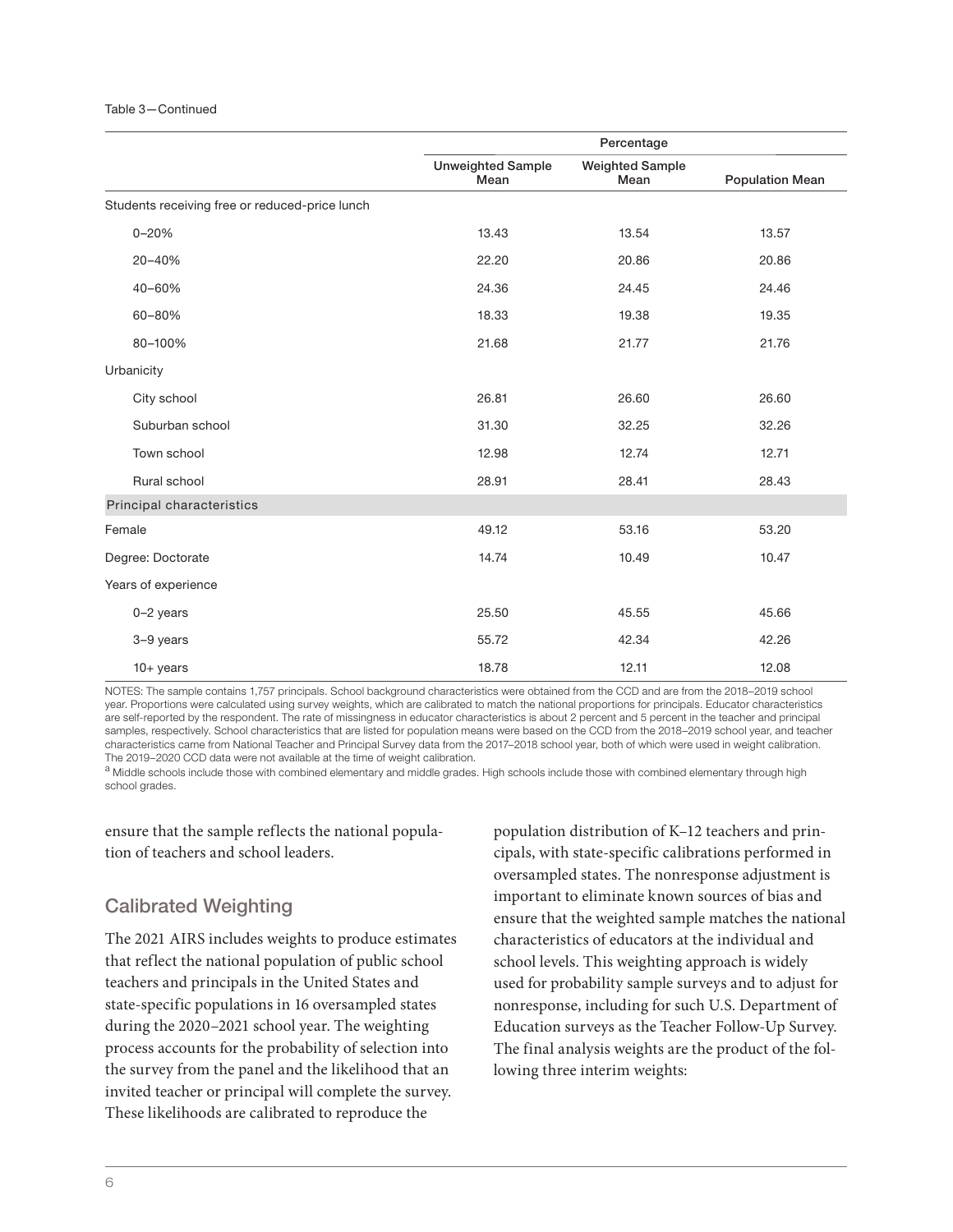Table 3—Continued

| | Percentage | | |
|---|---|---|---|
| | Unweighted Sample Mean | Weighted Sample Mean | Population Mean |
| Students receiving free or reduced-price lunch | | | |
| 0–20% | 13.43 | 13.54 | 13.57 |
| 20–40% | 22.20 | 20.86 | 20.86 |
| 40–60% | 24.36 | 24.45 | 24.46 |
| 60–80% | 18.33 | 19.38 | 19.35 |
| 80–100% | 21.68 | 21.77 | 21.76 |
| Urbanicity | | | |
| City school | 26.81 | 26.60 | 26.60 |
| Suburban school | 31.30 | 32.25 | 32.26 |
| Town school | 12.98 | 12.74 | 12.71 |
| Rural school | 28.91 | 28.41 | 28.43 |
| Principal characteristics | | | |
| Female | 49.12 | 53.16 | 53.20 |
| Degree: Doctorate | 14.74 | 10.49 | 10.47 |
| Years of experience | | | |
| 0–2 years | 25.50 | 45.55 | 45.66 |
| 3–9 years | 55.72 | 42.34 | 42.26 |
| 10+ years | 18.78 | 12.11 | 12.08 |

NOTES: The sample contains 1,757 principals. School background characteristics were obtained from the CCD and are from the 2018–2019 school year. Proportions were calculated using survey weights, which are calibrated to match the national proportions for principals. Educator characteristics are self-reported by the respondent. The rate of missingness in educator characteristics is about 2 percent and 5 percent in the teacher and principal samples, respectively. School characteristics that are listed for population means were based on the CCD from the 2018–2019 school year, and teacher characteristics came from National Teacher and Principal Survey data from the 2017–2018 school year, both of which were used in weight calibration. The 2019–2020 CCD data were not available at the time of weight calibration.

[a] Middle schools include those with combined elementary and middle grades. High schools include those with combined elementary through high school grades.

ensure that the sample reflects the national population of teachers and school leaders.

## Calibrated Weighting

The 2021 AIRS includes weights to produce estimates that reflect the national population of public school teachers and principals in the United States and state-specific populations in 16 oversampled states during the 2020–2021 school year. The weighting process accounts for the probability of selection into the survey from the panel and the likelihood that an invited teacher or principal will complete the survey. These likelihoods are calibrated to reproduce the population distribution of K–12 teachers and principals, with state-specific calibrations performed in oversampled states. The nonresponse adjustment is important to eliminate known sources of bias and ensure that the weighted sample matches the national characteristics of educators at the individual and school levels. This weighting approach is widely used for probability sample surveys and to adjust for nonresponse, including for such U.S. Department of Education surveys as the Teacher Follow-Up Survey. The final analysis weights are the product of the following three interim weights: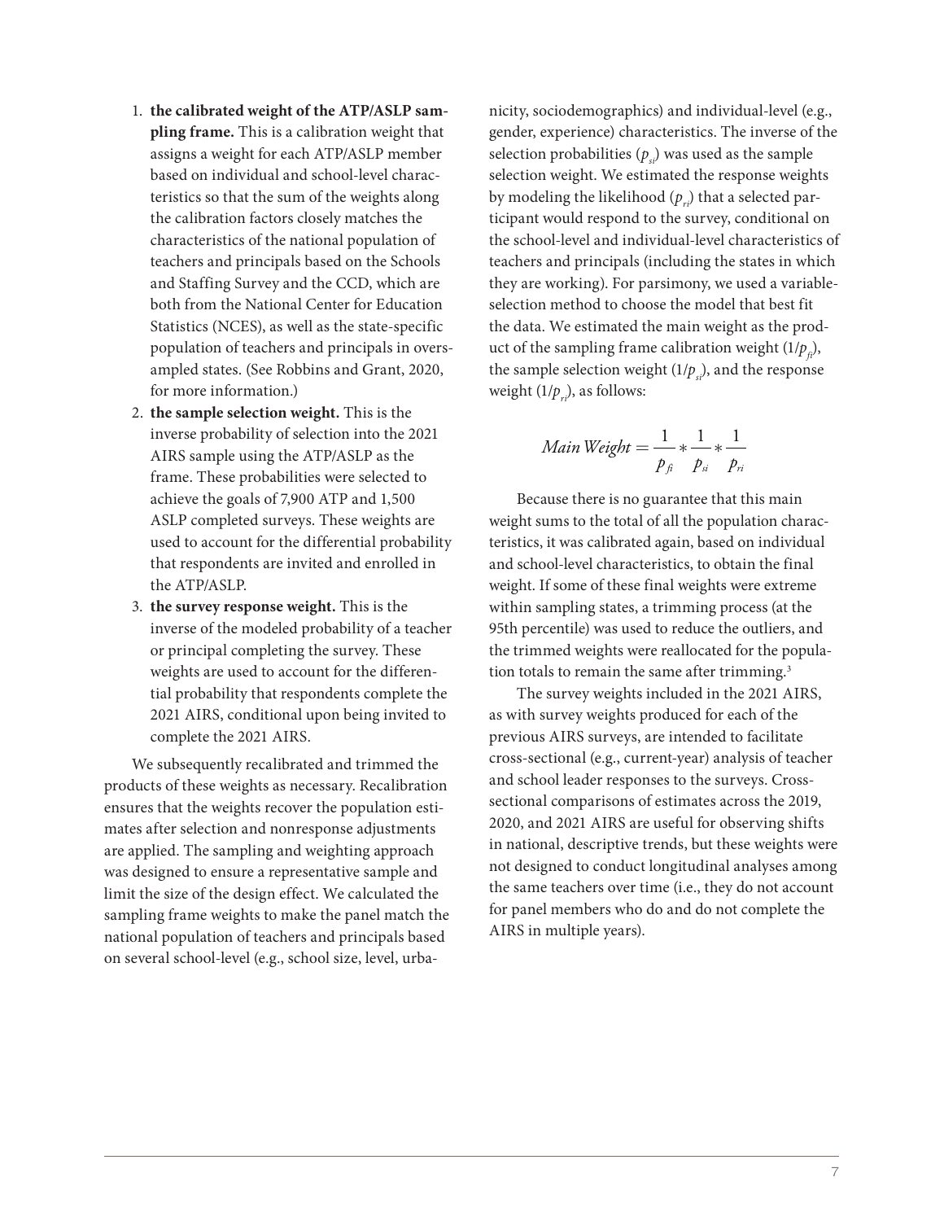1. **the calibrated weight of the ATP/ASLP sampling frame.** This is a calibration weight that assigns a weight for each ATP/ASLP member based on individual and school-level characteristics so that the sum of the weights along the calibration factors closely matches the characteristics of the national population of teachers and principals based on the Schools and Staffing Survey and the CCD, which are both from the National Center for Education Statistics (NCES), as well as the state-specific population of teachers and principals in oversampled states. (See Robbins and Grant, 2020, for more information.)
2. **the sample selection weight.** This is the inverse probability of selection into the 2021 AIRS sample using the ATP/ASLP as the frame. These probabilities were selected to achieve the goals of 7,900 ATP and 1,500 ASLP completed surveys. These weights are used to account for the differential probability that respondents are invited and enrolled in the ATP/ASLP.
3. **the survey response weight.** This is the inverse of the modeled probability of a teacher or principal completing the survey. These weights are used to account for the differential probability that respondents complete the 2021 AIRS, conditional upon being invited to complete the 2021 AIRS.

We subsequently recalibrated and trimmed the products of these weights as necessary. Recalibration ensures that the weights recover the population estimates after selection and nonresponse adjustments are applied. The sampling and weighting approach was designed to ensure a representative sample and limit the size of the design effect. We calculated the sampling frame weights to make the panel match the national population of teachers and principals based on several school-level (e.g., school size, level, urbanicity, sociodemographics) and individual-level (e.g., gender, experience) characteristics. The inverse of the selection probabilities ($p_{si}$) was used as the sample selection weight. We estimated the response weights by modeling the likelihood ($p_{ri}$) that a selected participant would respond to the survey, conditional on the school-level and individual-level characteristics of teachers and principals (including the states in which they are working). For parsimony, we used a variable-selection method to choose the model that best fit the data. We estimated the main weight as the product of the sampling frame calibration weight ($1/p_{fi}$), the sample selection weight ($1/p_{si}$), and the response weight ($1/p_{ri}$), as follows:

$$Main\,Weight = \frac{1}{p_{fi}} * \frac{1}{p_{si}} * \frac{1}{p_{ri}}$$

Because there is no guarantee that this main weight sums to the total of all the population characteristics, it was calibrated again, based on individual and school-level characteristics, to obtain the final weight. If some of these final weights were extreme within sampling states, a trimming process (at the 95th percentile) was used to reduce the outliers, and the trimmed weights were reallocated for the population totals to remain the same after trimming.[3]

The survey weights included in the 2021 AIRS, as with survey weights produced for each of the previous AIRS surveys, are intended to facilitate cross-sectional (e.g., current-year) analysis of teacher and school leader responses to the surveys. Cross-sectional comparisons of estimates across the 2019, 2020, and 2021 AIRS are useful for observing shifts in national, descriptive trends, but these weights were not designed to conduct longitudinal analyses among the same teachers over time (i.e., they do not account for panel members who do and do not complete the AIRS in multiple years).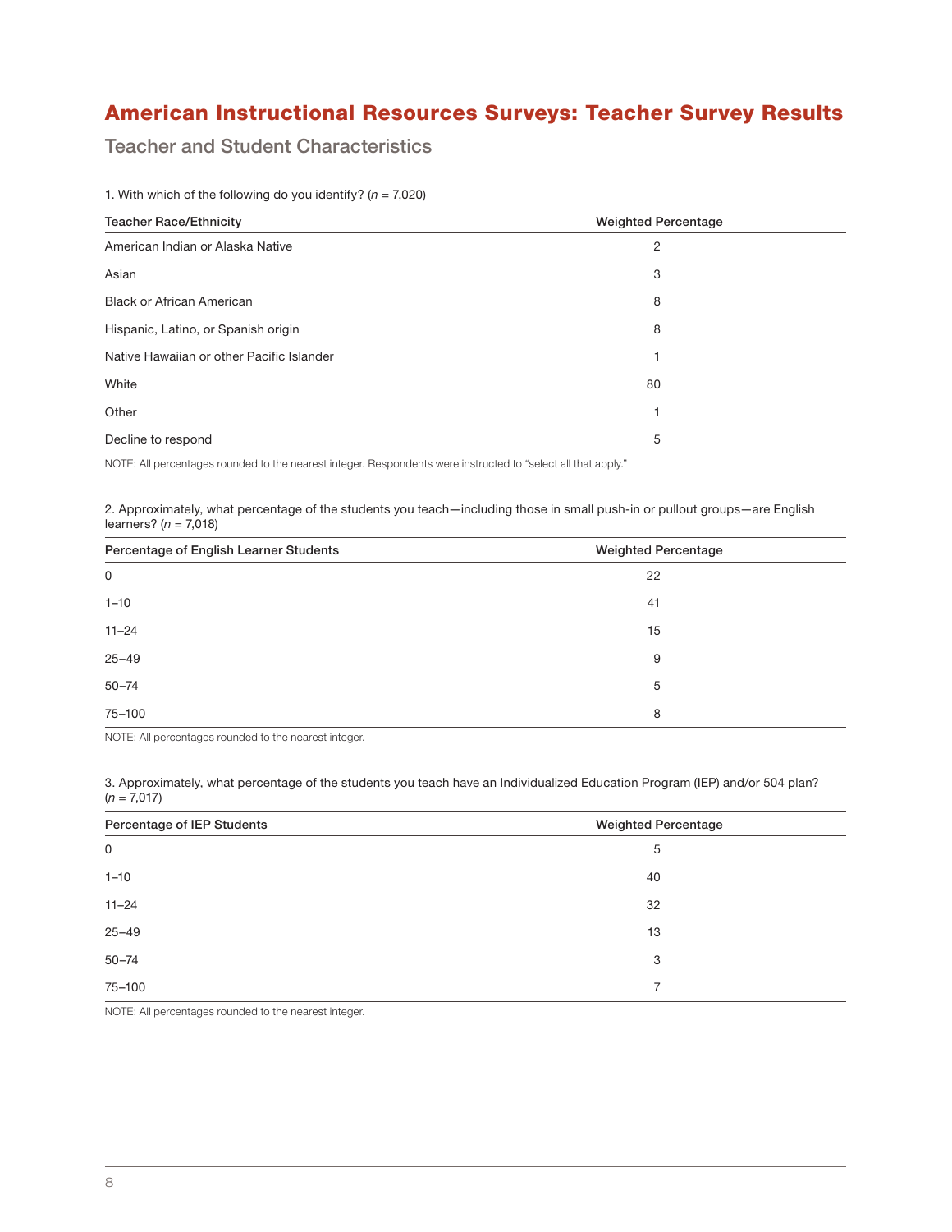# American Instructional Resources Surveys: Teacher Survey Results

## Teacher and Student Characteristics

1. With which of the following do you identify? (*n* = 7,020)

| Teacher Race/Ethnicity | Weighted Percentage |
|---|---|
| American Indian or Alaska Native | 2 |
| Asian | 3 |
| Black or African American | 8 |
| Hispanic, Latino, or Spanish origin | 8 |
| Native Hawaiian or other Pacific Islander | 1 |
| White | 80 |
| Other | 1 |
| Decline to respond | 5 |

NOTE: All percentages rounded to the nearest integer. Respondents were instructed to "select all that apply."

2. Approximately, what percentage of the students you teach—including those in small push-in or pullout groups—are English learners? (*n* = 7,018)

| Percentage of English Learner Students | Weighted Percentage |
|---|---|
| 0 | 22 |
| 1–10 | 41 |
| 11–24 | 15 |
| 25–49 | 9 |
| 50–74 | 5 |
| 75–100 | 8 |

NOTE: All percentages rounded to the nearest integer.

3. Approximately, what percentage of the students you teach have an Individualized Education Program (IEP) and/or 504 plan? (*n* = 7,017)

| Percentage of IEP Students | Weighted Percentage |
|---|---|
| 0 | 5 |
| 1–10 | 40 |
| 11–24 | 32 |
| 25–49 | 13 |
| 50–74 | 3 |
| 75–100 | 7 |

NOTE: All percentages rounded to the nearest integer.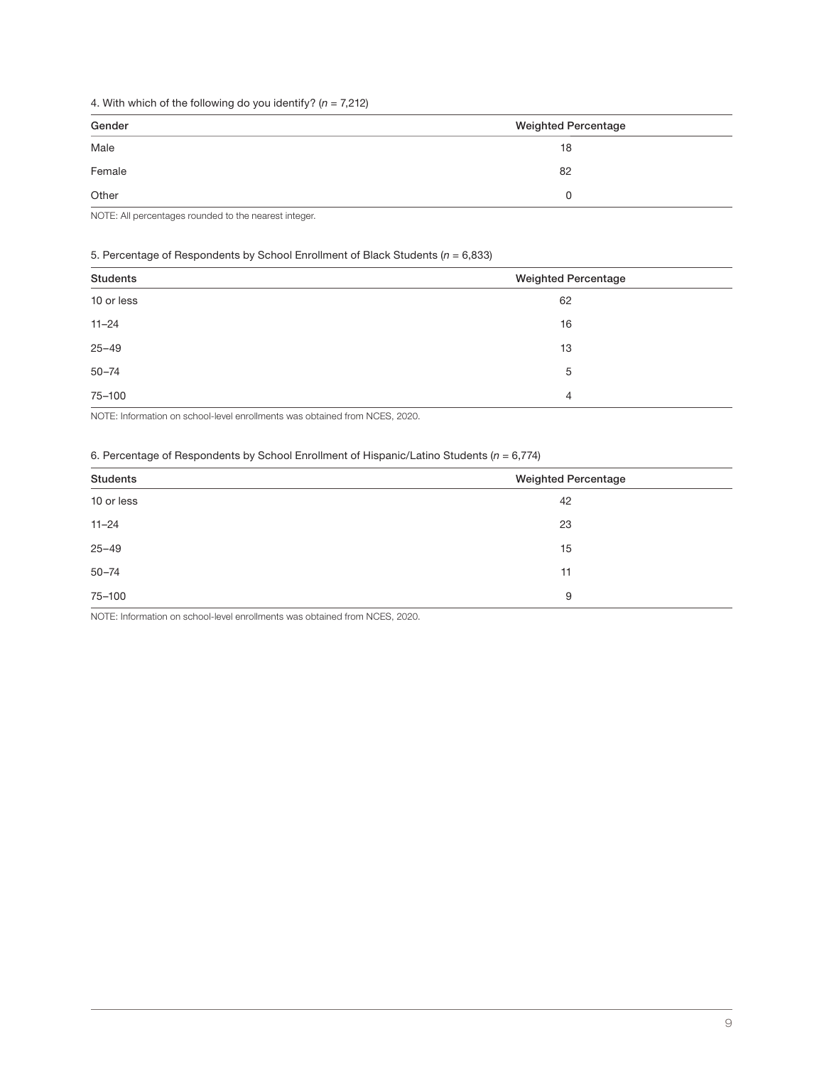4. With which of the following do you identify? ($n$ = 7,212)

| Gender | Weighted Percentage |
| --- | --- |
| Male | 18 |
| Female | 82 |
| Other | 0 |

NOTE: All percentages rounded to the nearest integer.

5. Percentage of Respondents by School Enrollment of Black Students ($n$ = 6,833)

| Students | Weighted Percentage |
| --- | --- |
| 10 or less | 62 |
| 11–24 | 16 |
| 25–49 | 13 |
| 50–74 | 5 |
| 75–100 | 4 |

NOTE: Information on school-level enrollments was obtained from NCES, 2020.

6. Percentage of Respondents by School Enrollment of Hispanic/Latino Students ($n$ = 6,774)

| Students | Weighted Percentage |
| --- | --- |
| 10 or less | 42 |
| 11–24 | 23 |
| 25–49 | 15 |
| 50–74 | 11 |
| 75–100 | 9 |

NOTE: Information on school-level enrollments was obtained from NCES, 2020.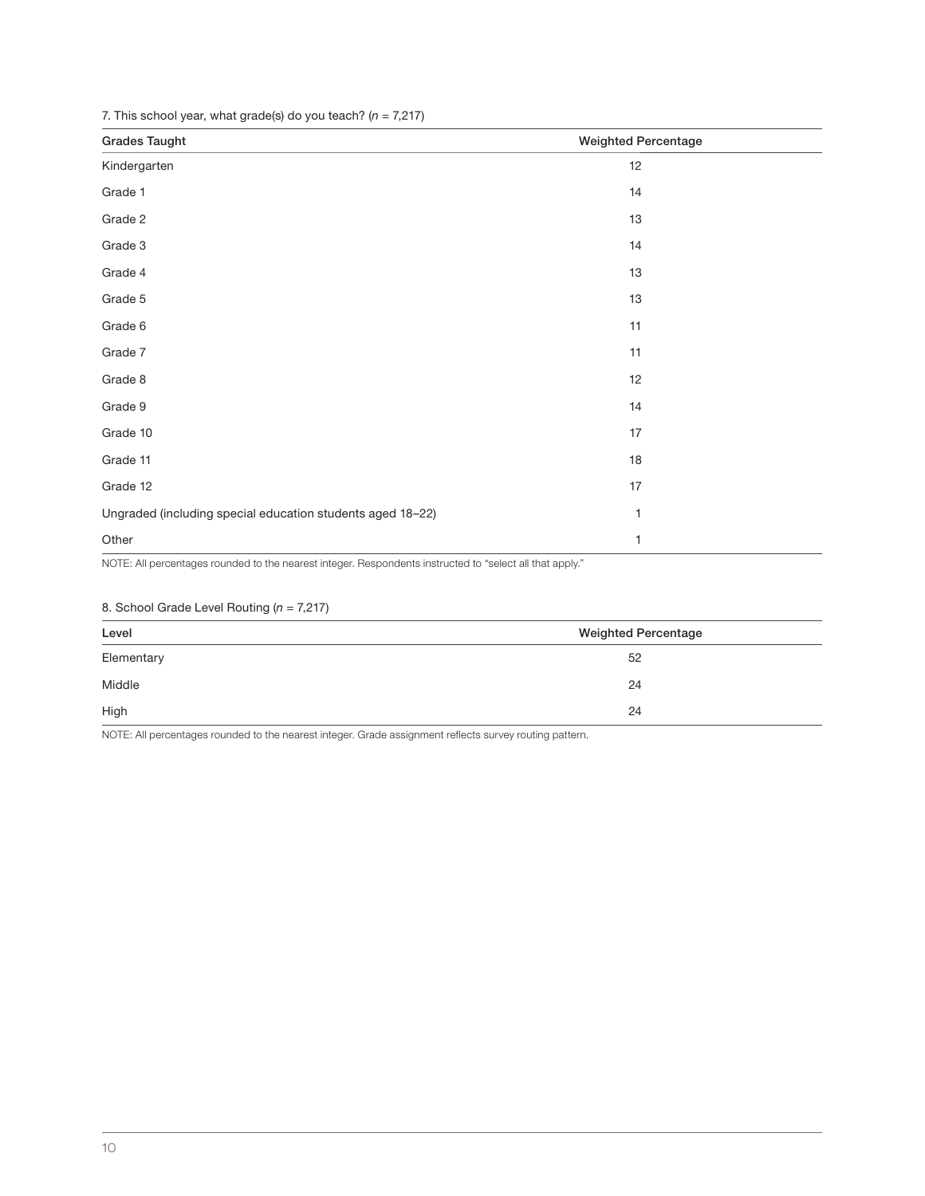7. This school year, what grade(s) do you teach? (*n* = 7,217)

| Grades Taught | Weighted Percentage |
| --- | --- |
| Kindergarten | 12 |
| Grade 1 | 14 |
| Grade 2 | 13 |
| Grade 3 | 14 |
| Grade 4 | 13 |
| Grade 5 | 13 |
| Grade 6 | 11 |
| Grade 7 | 11 |
| Grade 8 | 12 |
| Grade 9 | 14 |
| Grade 10 | 17 |
| Grade 11 | 18 |
| Grade 12 | 17 |
| Ungraded (including special education students aged 18–22) | 1 |
| Other | 1 |

NOTE: All percentages rounded to the nearest integer. Respondents instructed to "select all that apply."

8. School Grade Level Routing (*n* = 7,217)

| Level | Weighted Percentage |
| --- | --- |
| Elementary | 52 |
| Middle | 24 |
| High | 24 |

NOTE: All percentages rounded to the nearest integer. Grade assignment reflects survey routing pattern.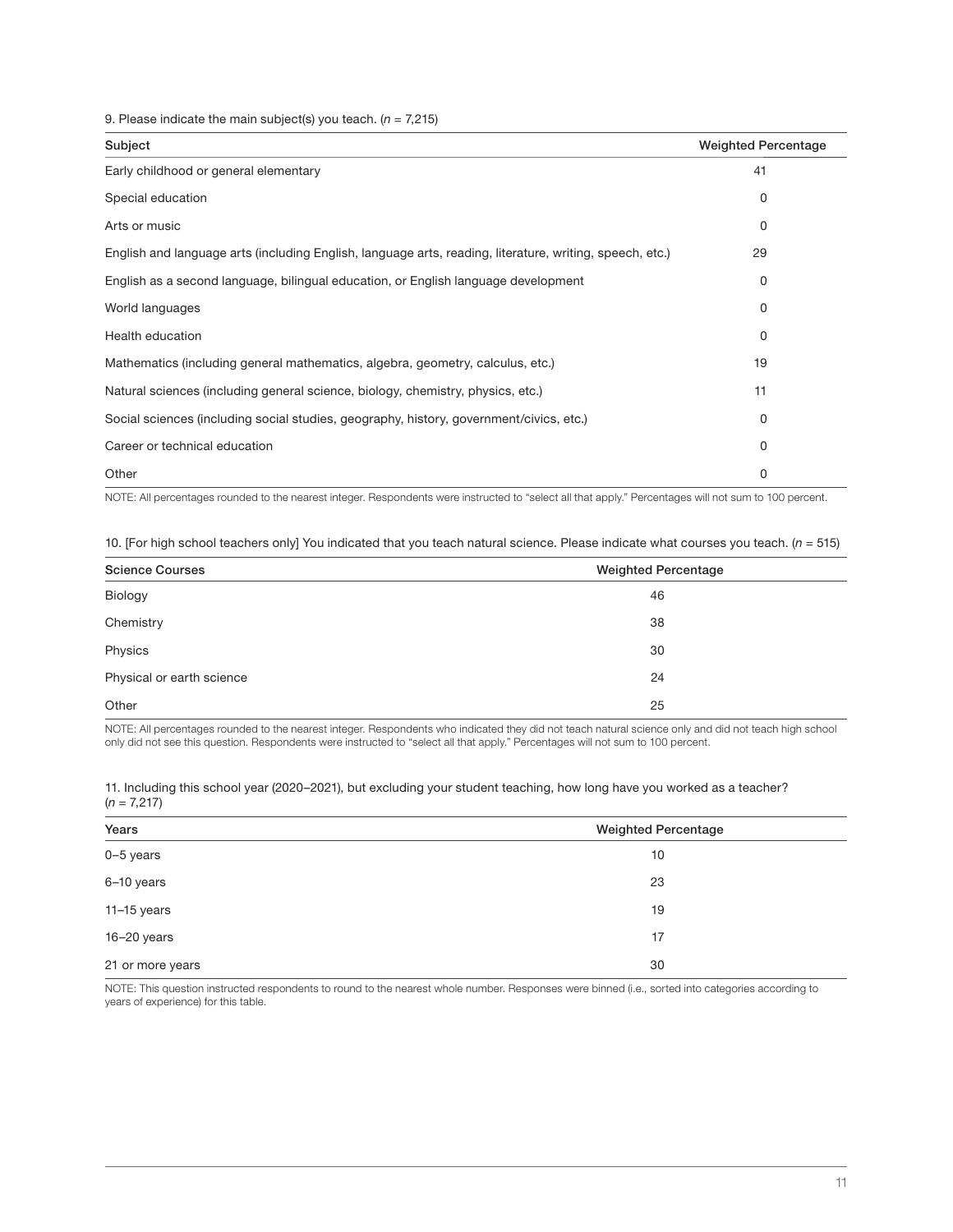9. Please indicate the main subject(s) you teach. (*n* = 7,215)

| Subject | Weighted Percentage |
|---|---|
| Early childhood or general elementary | 41 |
| Special education | 0 |
| Arts or music | 0 |
| English and language arts (including English, language arts, reading, literature, writing, speech, etc.) | 29 |
| English as a second language, bilingual education, or English language development | 0 |
| World languages | 0 |
| Health education | 0 |
| Mathematics (including general mathematics, algebra, geometry, calculus, etc.) | 19 |
| Natural sciences (including general science, biology, chemistry, physics, etc.) | 11 |
| Social sciences (including social studies, geography, history, government/civics, etc.) | 0 |
| Career or technical education | 0 |
| Other | 0 |

NOTE: All percentages rounded to the nearest integer. Respondents were instructed to "select all that apply." Percentages will not sum to 100 percent.

10. [For high school teachers only] You indicated that you teach natural science. Please indicate what courses you teach. (*n* = 515)

| Science Courses | Weighted Percentage |
|---|---|
| Biology | 46 |
| Chemistry | 38 |
| Physics | 30 |
| Physical or earth science | 24 |
| Other | 25 |

NOTE: All percentages rounded to the nearest integer. Respondents who indicated they did not teach natural science only and did not teach high school only did not see this question. Respondents were instructed to "select all that apply." Percentages will not sum to 100 percent.

11. Including this school year (2020–2021), but excluding your student teaching, how long have you worked as a teacher? (*n* = 7,217)

| Years | Weighted Percentage |
|---|---|
| 0–5 years | 10 |
| 6–10 years | 23 |
| 11–15 years | 19 |
| 16–20 years | 17 |
| 21 or more years | 30 |

NOTE: This question instructed respondents to round to the nearest whole number. Responses were binned (i.e., sorted into categories according to years of experience) for this table.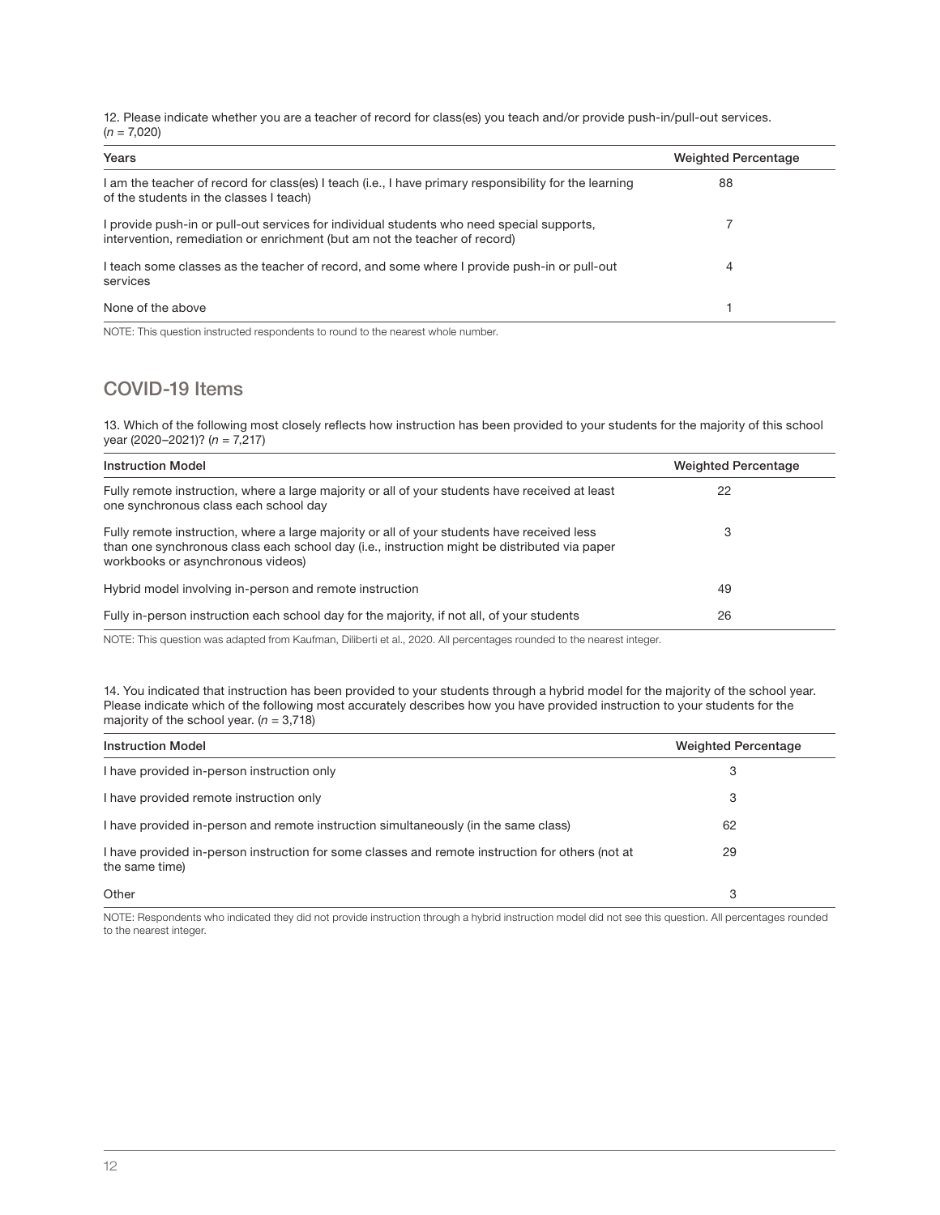12. Please indicate whether you are a teacher of record for class(es) you teach and/or provide push-in/pull-out services. (*n* = 7,020)

| Years | Weighted Percentage |
|---|---|
| I am the teacher of record for class(es) I teach (i.e., I have primary responsibility for the learning of the students in the classes I teach) | 88 |
| I provide push-in or pull-out services for individual students who need special supports, intervention, remediation or enrichment (but am not the teacher of record) | 7 |
| I teach some classes as the teacher of record, and some where I provide push-in or pull-out services | 4 |
| None of the above | 1 |

NOTE: This question instructed respondents to round to the nearest whole number.

## COVID-19 Items

13. Which of the following most closely reflects how instruction has been provided to your students for the majority of this school year (2020–2021)? (*n* = 7,217)

| Instruction Model | Weighted Percentage |
|---|---|
| Fully remote instruction, where a large majority or all of your students have received at least one synchronous class each school day | 22 |
| Fully remote instruction, where a large majority or all of your students have received less than one synchronous class each school day (i.e., instruction might be distributed via paper workbooks or asynchronous videos) | 3 |
| Hybrid model involving in-person and remote instruction | 49 |
| Fully in-person instruction each school day for the majority, if not all, of your students | 26 |

NOTE: This question was adapted from Kaufman, Diliberti et al., 2020. All percentages rounded to the nearest integer.

14. You indicated that instruction has been provided to your students through a hybrid model for the majority of the school year. Please indicate which of the following most accurately describes how you have provided instruction to your students for the majority of the school year. (*n* = 3,718)

| Instruction Model | Weighted Percentage |
|---|---|
| I have provided in-person instruction only | 3 |
| I have provided remote instruction only | 3 |
| I have provided in-person and remote instruction simultaneously (in the same class) | 62 |
| I have provided in-person instruction for some classes and remote instruction for others (not at the same time) | 29 |
| Other | 3 |

NOTE: Respondents who indicated they did not provide instruction through a hybrid instruction model did not see this question. All percentages rounded to the nearest integer.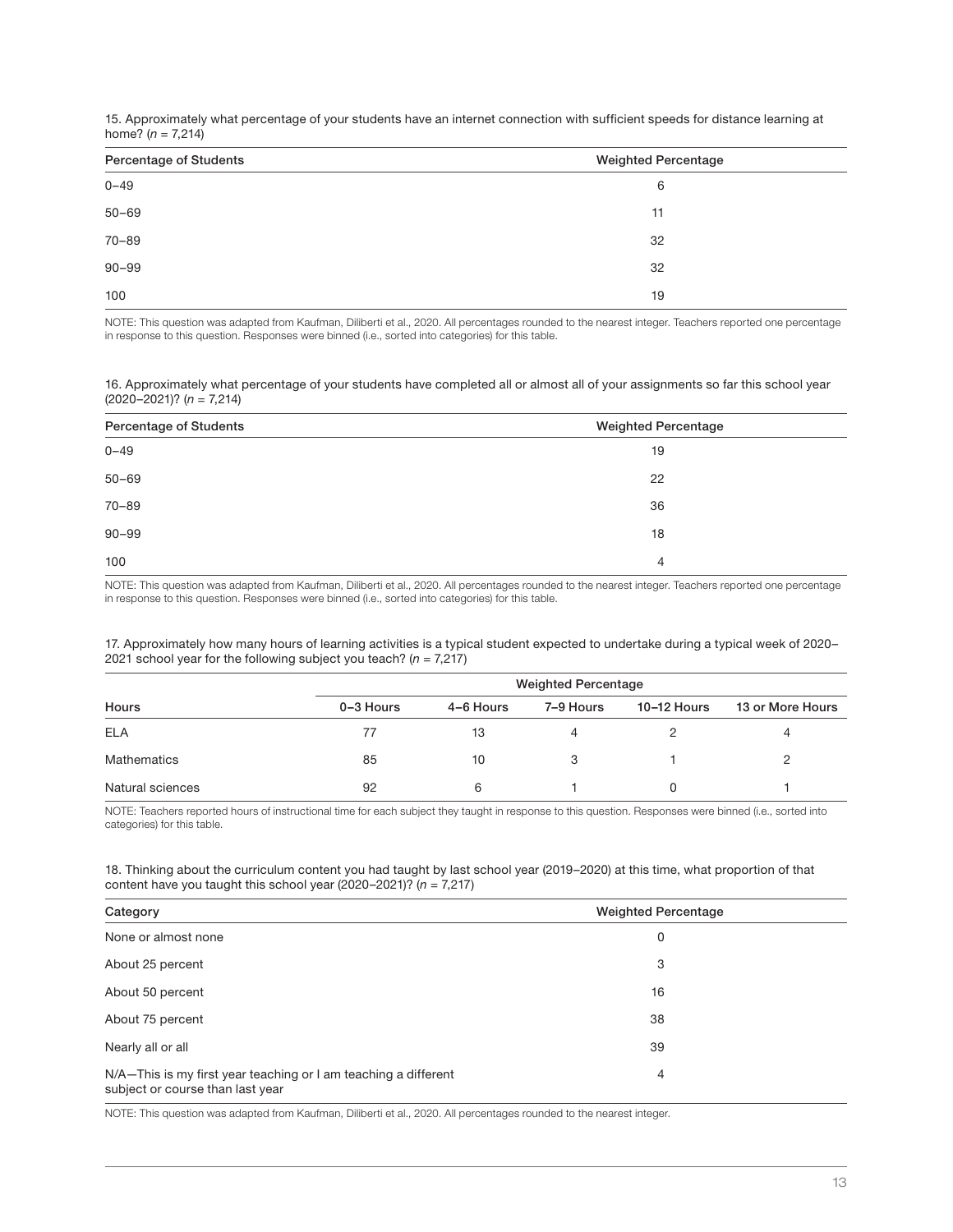15. Approximately what percentage of your students have an internet connection with sufficient speeds for distance learning at home? (*n* = 7,214)

| Percentage of Students | Weighted Percentage |
|---|---|
| 0–49 | 6 |
| 50–69 | 11 |
| 70–89 | 32 |
| 90–99 | 32 |
| 100 | 19 |

NOTE: This question was adapted from Kaufman, Diliberti et al., 2020. All percentages rounded to the nearest integer. Teachers reported one percentage in response to this question. Responses were binned (i.e., sorted into categories) for this table.

16. Approximately what percentage of your students have completed all or almost all of your assignments so far this school year (2020–2021)? (*n* = 7,214)

| Percentage of Students | Weighted Percentage |
|---|---|
| 0–49 | 19 |
| 50–69 | 22 |
| 70–89 | 36 |
| 90–99 | 18 |
| 100 | 4 |

NOTE: This question was adapted from Kaufman, Diliberti et al., 2020. All percentages rounded to the nearest integer. Teachers reported one percentage in response to this question. Responses were binned (i.e., sorted into categories) for this table.

17. Approximately how many hours of learning activities is a typical student expected to undertake during a typical week of 2020–2021 school year for the following subject you teach? (*n* = 7,217)

| | Weighted Percentage | | | | |
|---|---|---|---|---|---|
| Hours | 0–3 Hours | 4–6 Hours | 7–9 Hours | 10–12 Hours | 13 or More Hours |
| ELA | 77 | 13 | 4 | 2 | 4 |
| Mathematics | 85 | 10 | 3 | 1 | 2 |
| Natural sciences | 92 | 6 | 1 | 0 | 1 |

NOTE: Teachers reported hours of instructional time for each subject they taught in response to this question. Responses were binned (i.e., sorted into categories) for this table.

18. Thinking about the curriculum content you had taught by last school year (2019–2020) at this time, what proportion of that content have you taught this school year (2020–2021)? (*n* = 7,217)

| Category | Weighted Percentage |
|---|---|
| None or almost none | 0 |
| About 25 percent | 3 |
| About 50 percent | 16 |
| About 75 percent | 38 |
| Nearly all or all | 39 |
| N/A—This is my first year teaching or I am teaching a different subject or course than last year | 4 |

NOTE: This question was adapted from Kaufman, Diliberti et al., 2020. All percentages rounded to the nearest integer.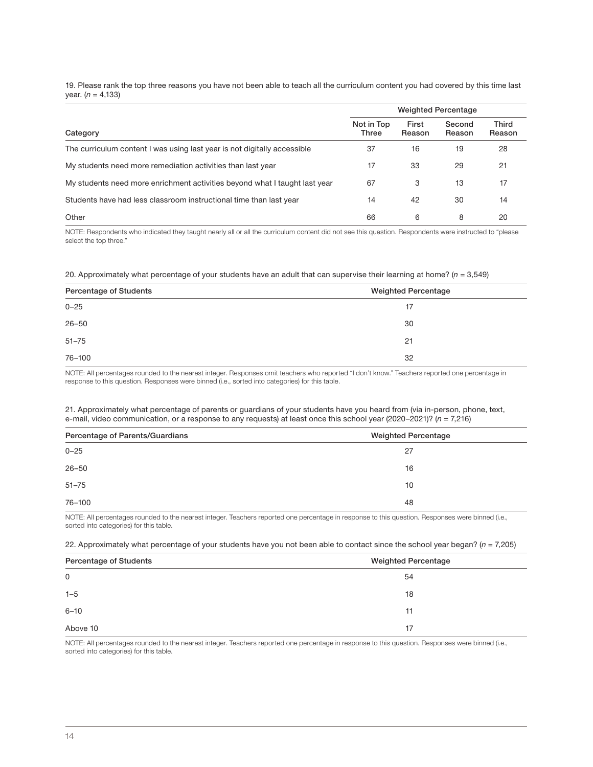19. Please rank the top three reasons you have not been able to teach all the curriculum content you had covered by this time last year. ($n$ = 4,133)

| Category | Weighted Percentage | | | |
|---|---|---|---|---|
| | Not in Top Three | First Reason | Second Reason | Third Reason |
| The curriculum content I was using last year is not digitally accessible | 37 | 16 | 19 | 28 |
| My students need more remediation activities than last year | 17 | 33 | 29 | 21 |
| My students need more enrichment activities beyond what I taught last year | 67 | 3 | 13 | 17 |
| Students have had less classroom instructional time than last year | 14 | 42 | 30 | 14 |
| Other | 66 | 6 | 8 | 20 |

NOTE: Respondents who indicated they taught nearly all or all the curriculum content did not see this question. Respondents were instructed to "please select the top three."

20. Approximately what percentage of your students have an adult that can supervise their learning at home? ($n$ = 3,549)

| Percentage of Students | Weighted Percentage |
|---|---|
| 0–25 | 17 |
| 26–50 | 30 |
| 51–75 | 21 |
| 76–100 | 32 |

NOTE: All percentages rounded to the nearest integer. Responses omit teachers who reported "I don't know." Teachers reported one percentage in response to this question. Responses were binned (i.e., sorted into categories) for this table.

21. Approximately what percentage of parents or guardians of your students have you heard from (via in-person, phone, text, e-mail, video communication, or a response to any requests) at least once this school year (2020–2021)? ($n$ = 7,216)

| Percentage of Parents/Guardians | Weighted Percentage |
|---|---|
| 0–25 | 27 |
| 26–50 | 16 |
| 51–75 | 10 |
| 76–100 | 48 |

NOTE: All percentages rounded to the nearest integer. Teachers reported one percentage in response to this question. Responses were binned (i.e., sorted into categories) for this table.

22. Approximately what percentage of your students have you not been able to contact since the school year began? ($n$ = 7,205)

| Percentage of Students | Weighted Percentage |
|---|---|
| 0 | 54 |
| 1–5 | 18 |
| 6–10 | 11 |
| Above 10 | 17 |

NOTE: All percentages rounded to the nearest integer. Teachers reported one percentage in response to this question. Responses were binned (i.e., sorted into categories) for this table.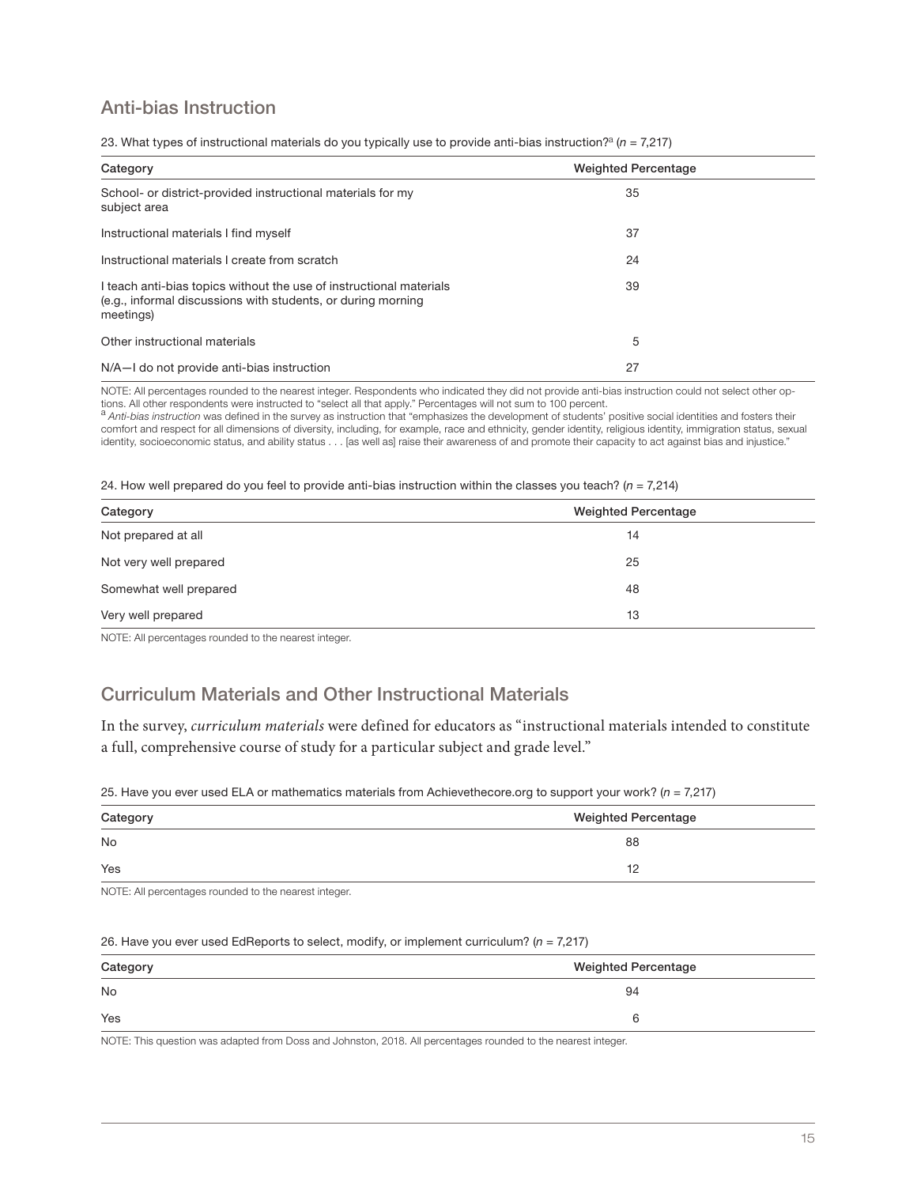## Anti-bias Instruction

23. What types of instructional materials do you typically use to provide anti-bias instruction?[a] (*n* = 7,217)

| Category | Weighted Percentage |
|---|---|
| School- or district-provided instructional materials for my subject area | 35 |
| Instructional materials I find myself | 37 |
| Instructional materials I create from scratch | 24 |
| I teach anti-bias topics without the use of instructional materials (e.g., informal discussions with students, or during morning meetings) | 39 |
| Other instructional materials | 5 |
| N/A—I do not provide anti-bias instruction | 27 |

NOTE: All percentages rounded to the nearest integer. Respondents who indicated they did not provide anti-bias instruction could not select other options. All other respondents were instructed to "select all that apply." Percentages will not sum to 100 percent.
[a] *Anti-bias instruction* was defined in the survey as instruction that "emphasizes the development of students' positive social identities and fosters their comfort and respect for all dimensions of diversity, including, for example, race and ethnicity, gender identity, religious identity, immigration status, sexual identity, socioeconomic status, and ability status . . . [as well as] raise their awareness of and promote their capacity to act against bias and injustice."

24. How well prepared do you feel to provide anti-bias instruction within the classes you teach? (*n* = 7,214)

| Category | Weighted Percentage |
|---|---|
| Not prepared at all | 14 |
| Not very well prepared | 25 |
| Somewhat well prepared | 48 |
| Very well prepared | 13 |

NOTE: All percentages rounded to the nearest integer.

## Curriculum Materials and Other Instructional Materials

In the survey, *curriculum materials* were defined for educators as "instructional materials intended to constitute a full, comprehensive course of study for a particular subject and grade level."

25. Have you ever used ELA or mathematics materials from Achievethecore.org to support your work? (*n* = 7,217)

| Category | Weighted Percentage |
|---|---|
| No | 88 |
| Yes | 12 |

NOTE: All percentages rounded to the nearest integer.

26. Have you ever used EdReports to select, modify, or implement curriculum? (*n* = 7,217)

| Category | Weighted Percentage |
|---|---|
| No | 94 |
| Yes | 6 |

NOTE: This question was adapted from Doss and Johnston, 2018. All percentages rounded to the nearest integer.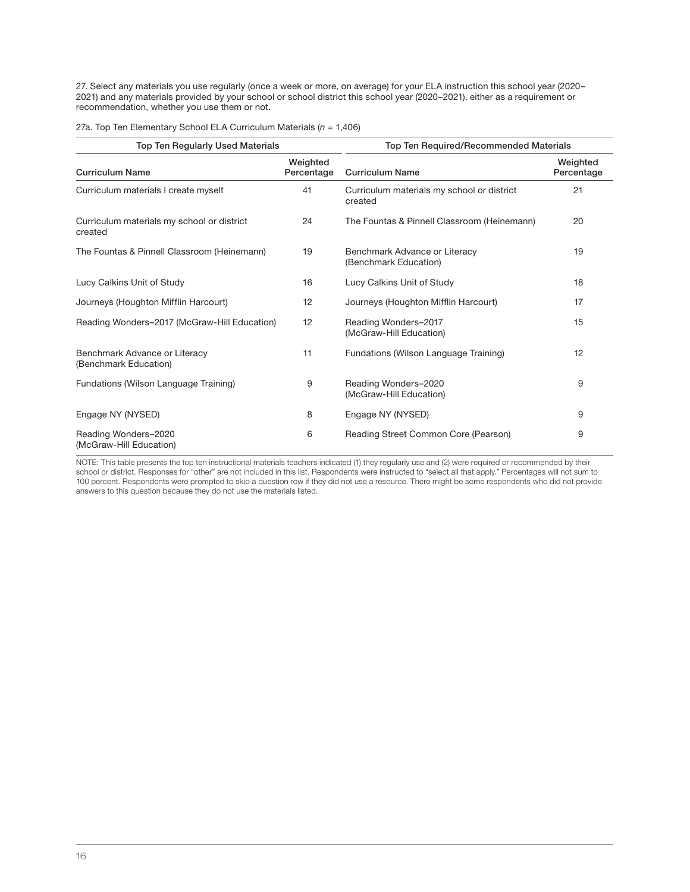27. Select any materials you use regularly (once a week or more, on average) for your ELA instruction this school year (2020–2021) and any materials provided by your school or school district this school year (2020–2021), either as a requirement or recommendation, whether you use them or not.

27a. Top Ten Elementary School ELA Curriculum Materials (*n* = 1,406)

| Top Ten Regularly Used Materials | | Top Ten Required/Recommended Materials | |
|---|---|---|---|
| Curriculum Name | Weighted Percentage | Curriculum Name | Weighted Percentage |
| Curriculum materials I create myself | 41 | Curriculum materials my school or district created | 21 |
| Curriculum materials my school or district created | 24 | The Fountas & Pinnell Classroom (Heinemann) | 20 |
| The Fountas & Pinnell Classroom (Heinemann) | 19 | Benchmark Advance or Literacy (Benchmark Education) | 19 |
| Lucy Calkins Unit of Study | 16 | Lucy Calkins Unit of Study | 18 |
| Journeys (Houghton Mifflin Harcourt) | 12 | Journeys (Houghton Mifflin Harcourt) | 17 |
| Reading Wonders–2017 (McGraw-Hill Education) | 12 | Reading Wonders–2017 (McGraw-Hill Education) | 15 |
| Benchmark Advance or Literacy (Benchmark Education) | 11 | Fundations (Wilson Language Training) | 12 |
| Fundations (Wilson Language Training) | 9 | Reading Wonders–2020 (McGraw-Hill Education) | 9 |
| Engage NY (NYSED) | 8 | Engage NY (NYSED) | 9 |
| Reading Wonders–2020 (McGraw-Hill Education) | 6 | Reading Street Common Core (Pearson) | 9 |

NOTE: This table presents the top ten instructional materials teachers indicated (1) they regularly use and (2) were required or recommended by their school or district. Responses for "other" are not included in this list. Respondents were instructed to "select all that apply." Percentages will not sum to 100 percent. Respondents were prompted to skip a question row if they did not use a resource. There might be some respondents who did not provide answers to this question because they do not use the materials listed.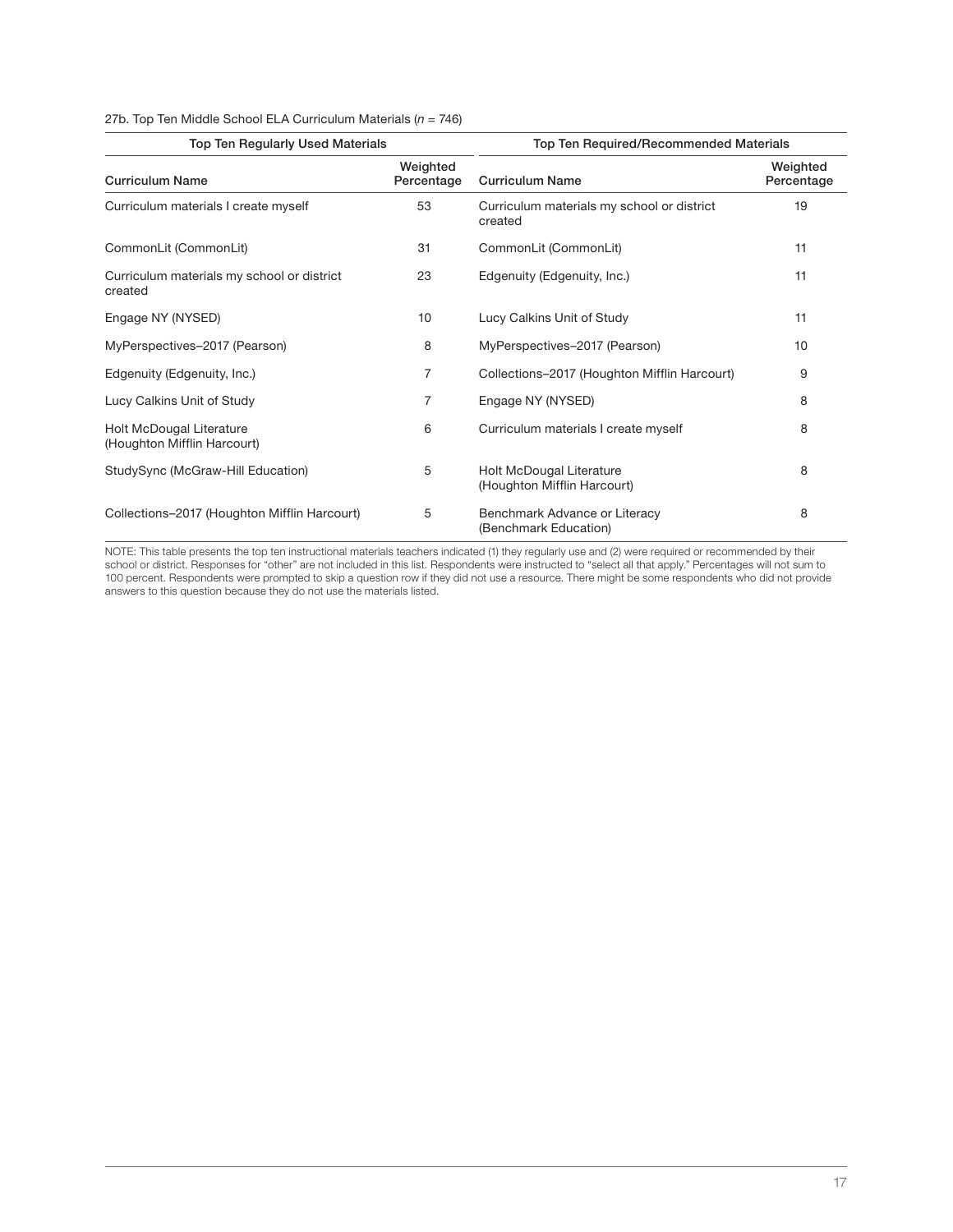27b. Top Ten Middle School ELA Curriculum Materials (*n* = 746)

| Top Ten Regularly Used Materials | | Top Ten Required/Recommended Materials | |
|---|---|---|---|
| Curriculum Name | Weighted Percentage | Curriculum Name | Weighted Percentage |
| Curriculum materials I create myself | 53 | Curriculum materials my school or district created | 19 |
| CommonLit (CommonLit) | 31 | CommonLit (CommonLit) | 11 |
| Curriculum materials my school or district created | 23 | Edgenuity (Edgenuity, Inc.) | 11 |
| Engage NY (NYSED) | 10 | Lucy Calkins Unit of Study | 11 |
| MyPerspectives–2017 (Pearson) | 8 | MyPerspectives–2017 (Pearson) | 10 |
| Edgenuity (Edgenuity, Inc.) | 7 | Collections–2017 (Houghton Mifflin Harcourt) | 9 |
| Lucy Calkins Unit of Study | 7 | Engage NY (NYSED) | 8 |
| Holt McDougal Literature (Houghton Mifflin Harcourt) | 6 | Curriculum materials I create myself | 8 |
| StudySync (McGraw-Hill Education) | 5 | Holt McDougal Literature (Houghton Mifflin Harcourt) | 8 |
| Collections–2017 (Houghton Mifflin Harcourt) | 5 | Benchmark Advance or Literacy (Benchmark Education) | 8 |

NOTE: This table presents the top ten instructional materials teachers indicated (1) they regularly use and (2) were required or recommended by their school or district. Responses for "other" are not included in this list. Respondents were instructed to "select all that apply." Percentages will not sum to 100 percent. Respondents were prompted to skip a question row if they did not use a resource. There might be some respondents who did not provide answers to this question because they do not use the materials listed.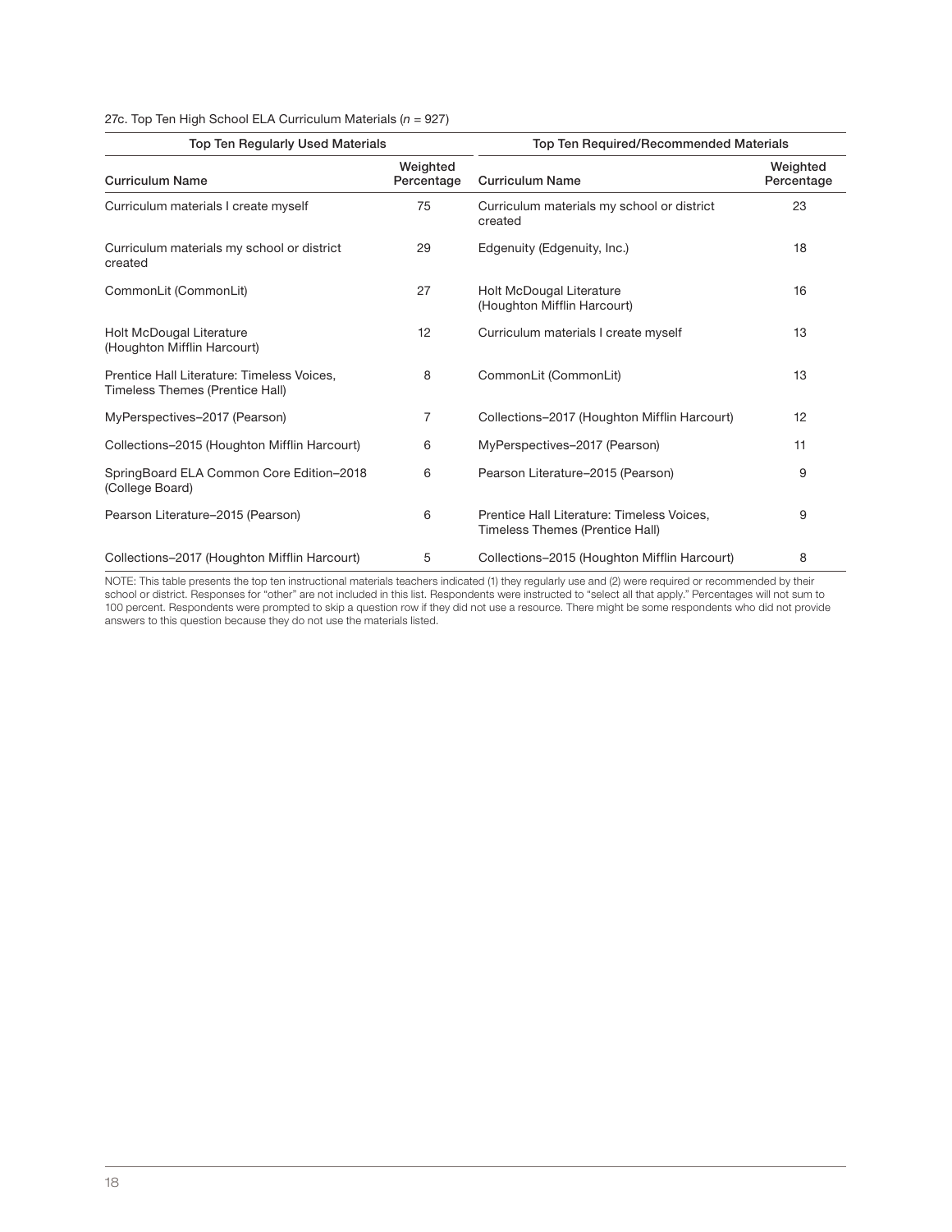27c. Top Ten High School ELA Curriculum Materials (*n* = 927)

| Top Ten Regularly Used Materials | | Top Ten Required/Recommended Materials | |
|---|---|---|---|
| **Curriculum Name** | **Weighted Percentage** | **Curriculum Name** | **Weighted Percentage** |
| Curriculum materials I create myself | 75 | Curriculum materials my school or district created | 23 |
| Curriculum materials my school or district created | 29 | Edgenuity (Edgenuity, Inc.) | 18 |
| CommonLit (CommonLit) | 27 | Holt McDougal Literature (Houghton Mifflin Harcourt) | 16 |
| Holt McDougal Literature (Houghton Mifflin Harcourt) | 12 | Curriculum materials I create myself | 13 |
| Prentice Hall Literature: Timeless Voices, Timeless Themes (Prentice Hall) | 8 | CommonLit (CommonLit) | 13 |
| MyPerspectives–2017 (Pearson) | 7 | Collections–2017 (Houghton Mifflin Harcourt) | 12 |
| Collections–2015 (Houghton Mifflin Harcourt) | 6 | MyPerspectives–2017 (Pearson) | 11 |
| SpringBoard ELA Common Core Edition–2018 (College Board) | 6 | Pearson Literature–2015 (Pearson) | 9 |
| Pearson Literature–2015 (Pearson) | 6 | Prentice Hall Literature: Timeless Voices, Timeless Themes (Prentice Hall) | 9 |
| Collections–2017 (Houghton Mifflin Harcourt) | 5 | Collections–2015 (Houghton Mifflin Harcourt) | 8 |

NOTE: This table presents the top ten instructional materials teachers indicated (1) they regularly use and (2) were required or recommended by their school or district. Responses for "other" are not included in this list. Respondents were instructed to "select all that apply." Percentages will not sum to 100 percent. Respondents were prompted to skip a question row if they did not use a resource. There might be some respondents who did not provide answers to this question because they do not use the materials listed.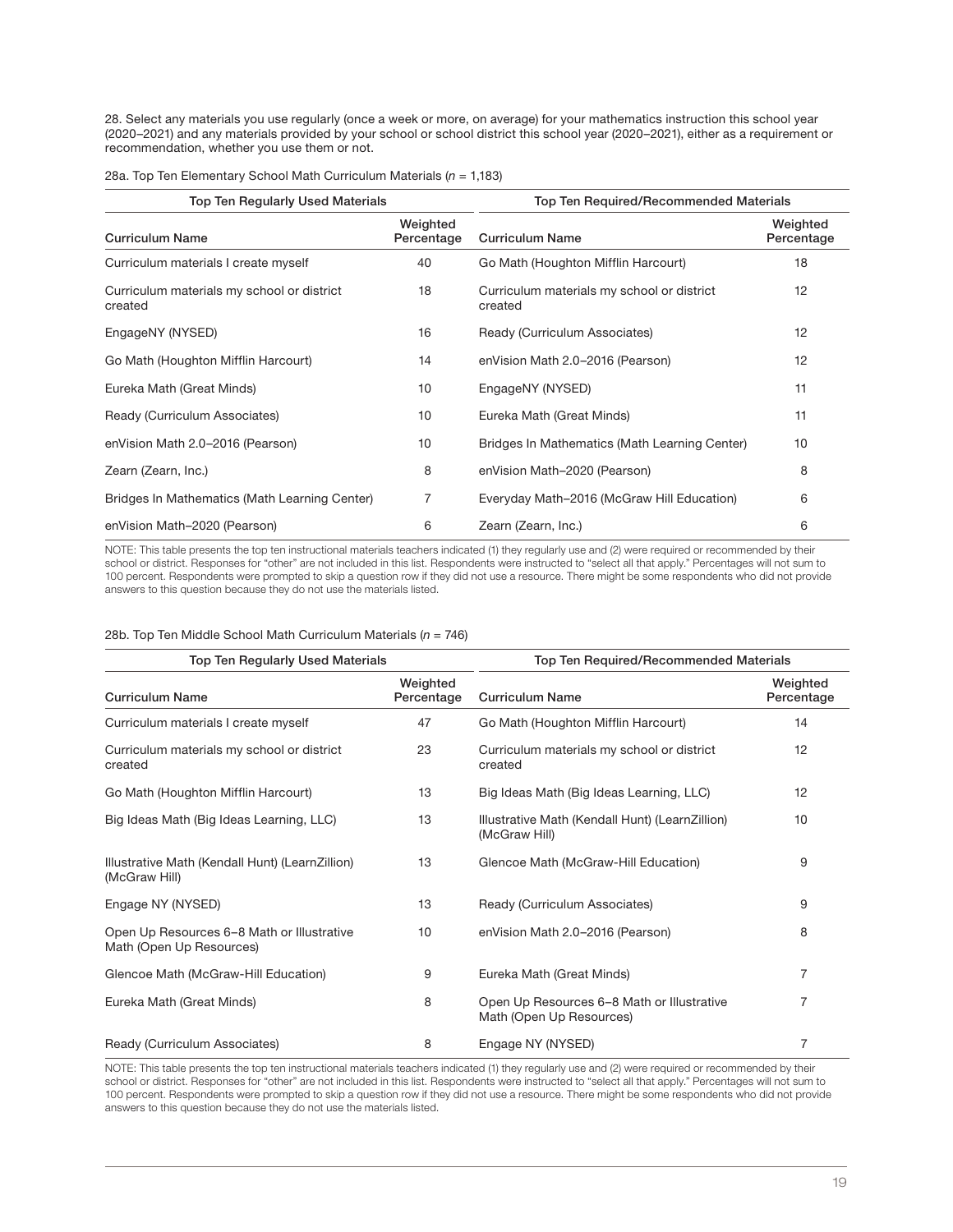28. Select any materials you use regularly (once a week or more, on average) for your mathematics instruction this school year (2020–2021) and any materials provided by your school or school district this school year (2020–2021), either as a requirement or recommendation, whether you use them or not.

28a. Top Ten Elementary School Math Curriculum Materials (*n* = 1,183)

| Top Ten Regularly Used Materials | | Top Ten Required/Recommended Materials | |
|---|---|---|---|
| **Curriculum Name** | **Weighted Percentage** | **Curriculum Name** | **Weighted Percentage** |
| Curriculum materials I create myself | 40 | Go Math (Houghton Mifflin Harcourt) | 18 |
| Curriculum materials my school or district created | 18 | Curriculum materials my school or district created | 12 |
| EngageNY (NYSED) | 16 | Ready (Curriculum Associates) | 12 |
| Go Math (Houghton Mifflin Harcourt) | 14 | enVision Math 2.0–2016 (Pearson) | 12 |
| Eureka Math (Great Minds) | 10 | EngageNY (NYSED) | 11 |
| Ready (Curriculum Associates) | 10 | Eureka Math (Great Minds) | 11 |
| enVision Math 2.0–2016 (Pearson) | 10 | Bridges In Mathematics (Math Learning Center) | 10 |
| Zearn (Zearn, Inc.) | 8 | enVision Math–2020 (Pearson) | 8 |
| Bridges In Mathematics (Math Learning Center) | 7 | Everyday Math–2016 (McGraw Hill Education) | 6 |
| enVision Math–2020 (Pearson) | 6 | Zearn (Zearn, Inc.) | 6 |

NOTE: This table presents the top ten instructional materials teachers indicated (1) they regularly use and (2) were required or recommended by their school or district. Responses for "other" are not included in this list. Respondents were instructed to "select all that apply." Percentages will not sum to 100 percent. Respondents were prompted to skip a question row if they did not use a resource. There might be some respondents who did not provide answers to this question because they do not use the materials listed.

28b. Top Ten Middle School Math Curriculum Materials (*n* = 746)

| Top Ten Regularly Used Materials | | Top Ten Required/Recommended Materials | |
|---|---|---|---|
| **Curriculum Name** | **Weighted Percentage** | **Curriculum Name** | **Weighted Percentage** |
| Curriculum materials I create myself | 47 | Go Math (Houghton Mifflin Harcourt) | 14 |
| Curriculum materials my school or district created | 23 | Curriculum materials my school or district created | 12 |
| Go Math (Houghton Mifflin Harcourt) | 13 | Big Ideas Math (Big Ideas Learning, LLC) | 12 |
| Big Ideas Math (Big Ideas Learning, LLC) | 13 | Illustrative Math (Kendall Hunt) (LearnZillion) (McGraw Hill) | 10 |
| Illustrative Math (Kendall Hunt) (LearnZillion) (McGraw Hill) | 13 | Glencoe Math (McGraw-Hill Education) | 9 |
| Engage NY (NYSED) | 13 | Ready (Curriculum Associates) | 9 |
| Open Up Resources 6–8 Math or Illustrative Math (Open Up Resources) | 10 | enVision Math 2.0–2016 (Pearson) | 8 |
| Glencoe Math (McGraw-Hill Education) | 9 | Eureka Math (Great Minds) | 7 |
| Eureka Math (Great Minds) | 8 | Open Up Resources 6–8 Math or Illustrative Math (Open Up Resources) | 7 |
| Ready (Curriculum Associates) | 8 | Engage NY (NYSED) | 7 |

NOTE: This table presents the top ten instructional materials teachers indicated (1) they regularly use and (2) were required or recommended by their school or district. Responses for "other" are not included in this list. Respondents were instructed to "select all that apply." Percentages will not sum to 100 percent. Respondents were prompted to skip a question row if they did not use a resource. There might be some respondents who did not provide answers to this question because they do not use the materials listed.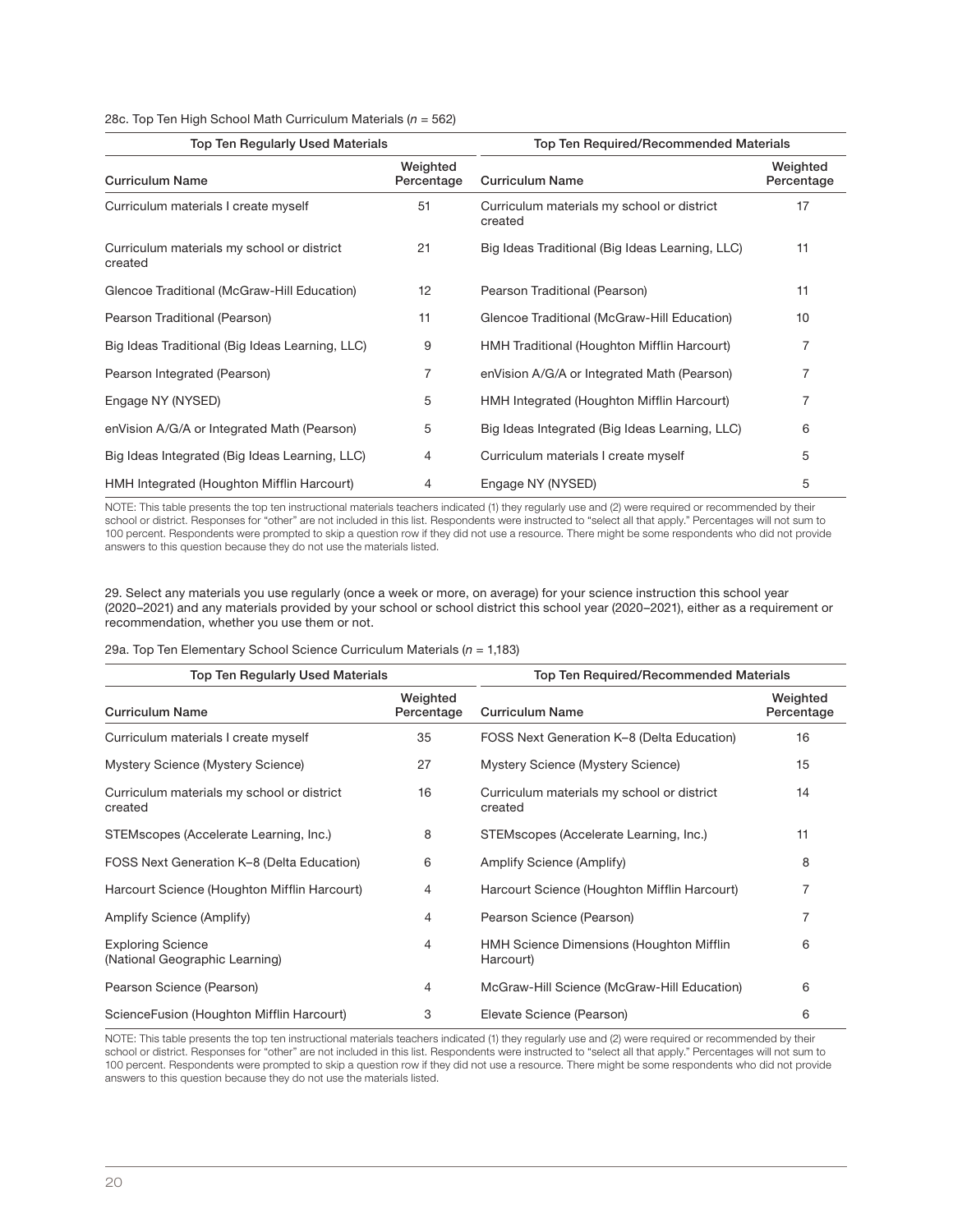28c. Top Ten High School Math Curriculum Materials (*n* = 562)

| Top Ten Regularly Used Materials | | Top Ten Required/Recommended Materials | |
|---|---|---|---|
| **Curriculum Name** | **Weighted Percentage** | **Curriculum Name** | **Weighted Percentage** |
| Curriculum materials I create myself | 51 | Curriculum materials my school or district created | 17 |
| Curriculum materials my school or district created | 21 | Big Ideas Traditional (Big Ideas Learning, LLC) | 11 |
| Glencoe Traditional (McGraw-Hill Education) | 12 | Pearson Traditional (Pearson) | 11 |
| Pearson Traditional (Pearson) | 11 | Glencoe Traditional (McGraw-Hill Education) | 10 |
| Big Ideas Traditional (Big Ideas Learning, LLC) | 9 | HMH Traditional (Houghton Mifflin Harcourt) | 7 |
| Pearson Integrated (Pearson) | 7 | enVision A/G/A or Integrated Math (Pearson) | 7 |
| Engage NY (NYSED) | 5 | HMH Integrated (Houghton Mifflin Harcourt) | 7 |
| enVision A/G/A or Integrated Math (Pearson) | 5 | Big Ideas Integrated (Big Ideas Learning, LLC) | 6 |
| Big Ideas Integrated (Big Ideas Learning, LLC) | 4 | Curriculum materials I create myself | 5 |
| HMH Integrated (Houghton Mifflin Harcourt) | 4 | Engage NY (NYSED) | 5 |

NOTE: This table presents the top ten instructional materials teachers indicated (1) they regularly use and (2) were required or recommended by their school or district. Responses for "other" are not included in this list. Respondents were instructed to "select all that apply." Percentages will not sum to 100 percent. Respondents were prompted to skip a question row if they did not use a resource. There might be some respondents who did not provide answers to this question because they do not use the materials listed.

29. Select any materials you use regularly (once a week or more, on average) for your science instruction this school year (2020–2021) and any materials provided by your school or school district this school year (2020–2021), either as a requirement or recommendation, whether you use them or not.

29a. Top Ten Elementary School Science Curriculum Materials (*n* = 1,183)

| Top Ten Regularly Used Materials | | Top Ten Required/Recommended Materials | |
|---|---|---|---|
| **Curriculum Name** | **Weighted Percentage** | **Curriculum Name** | **Weighted Percentage** |
| Curriculum materials I create myself | 35 | FOSS Next Generation K–8 (Delta Education) | 16 |
| Mystery Science (Mystery Science) | 27 | Mystery Science (Mystery Science) | 15 |
| Curriculum materials my school or district created | 16 | Curriculum materials my school or district created | 14 |
| STEMscopes (Accelerate Learning, Inc.) | 8 | STEMscopes (Accelerate Learning, Inc.) | 11 |
| FOSS Next Generation K–8 (Delta Education) | 6 | Amplify Science (Amplify) | 8 |
| Harcourt Science (Houghton Mifflin Harcourt) | 4 | Harcourt Science (Houghton Mifflin Harcourt) | 7 |
| Amplify Science (Amplify) | 4 | Pearson Science (Pearson) | 7 |
| Exploring Science (National Geographic Learning) | 4 | HMH Science Dimensions (Houghton Mifflin Harcourt) | 6 |
| Pearson Science (Pearson) | 4 | McGraw-Hill Science (McGraw-Hill Education) | 6 |
| ScienceFusion (Houghton Mifflin Harcourt) | 3 | Elevate Science (Pearson) | 6 |

NOTE: This table presents the top ten instructional materials teachers indicated (1) they regularly use and (2) were required or recommended by their school or district. Responses for "other" are not included in this list. Respondents were instructed to "select all that apply." Percentages will not sum to 100 percent. Respondents were prompted to skip a question row if they did not use a resource. There might be some respondents who did not provide answers to this question because they do not use the materials listed.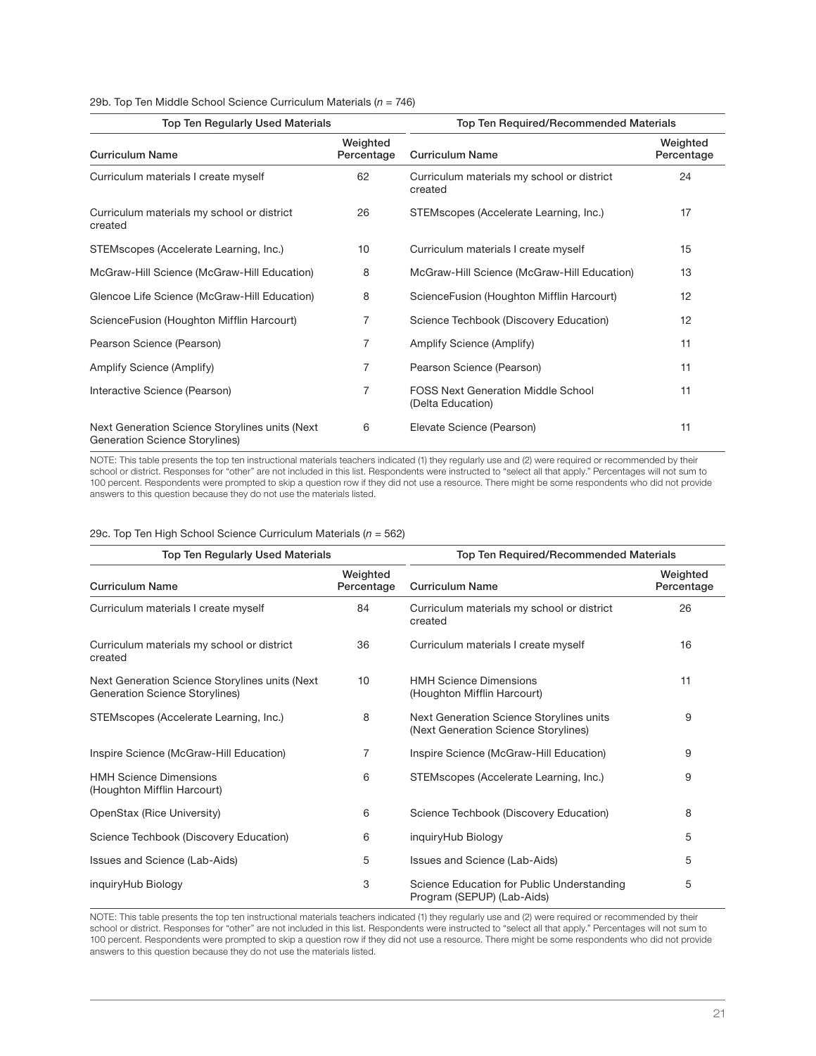29b. Top Ten Middle School Science Curriculum Materials (*n* = 746)

| Top Ten Regularly Used Materials | | Top Ten Required/Recommended Materials | |
|---|---|---|---|
| **Curriculum Name** | **Weighted Percentage** | **Curriculum Name** | **Weighted Percentage** |
| Curriculum materials I create myself | 62 | Curriculum materials my school or district created | 24 |
| Curriculum materials my school or district created | 26 | STEMscopes (Accelerate Learning, Inc.) | 17 |
| STEMscopes (Accelerate Learning, Inc.) | 10 | Curriculum materials I create myself | 15 |
| McGraw-Hill Science (McGraw-Hill Education) | 8 | McGraw-Hill Science (McGraw-Hill Education) | 13 |
| Glencoe Life Science (McGraw-Hill Education) | 8 | ScienceFusion (Houghton Mifflin Harcourt) | 12 |
| ScienceFusion (Houghton Mifflin Harcourt) | 7 | Science Techbook (Discovery Education) | 12 |
| Pearson Science (Pearson) | 7 | Amplify Science (Amplify) | 11 |
| Amplify Science (Amplify) | 7 | Pearson Science (Pearson) | 11 |
| Interactive Science (Pearson) | 7 | FOSS Next Generation Middle School (Delta Education) | 11 |
| Next Generation Science Storylines units (Next Generation Science Storylines) | 6 | Elevate Science (Pearson) | 11 |

NOTE: This table presents the top ten instructional materials teachers indicated (1) they regularly use and (2) were required or recommended by their school or district. Responses for "other" are not included in this list. Respondents were instructed to "select all that apply." Percentages will not sum to 100 percent. Respondents were prompted to skip a question row if they did not use a resource. There might be some respondents who did not provide answers to this question because they do not use the materials listed.

29c. Top Ten High School Science Curriculum Materials (*n* = 562)

| Top Ten Regularly Used Materials | | Top Ten Required/Recommended Materials | |
|---|---|---|---|
| **Curriculum Name** | **Weighted Percentage** | **Curriculum Name** | **Weighted Percentage** |
| Curriculum materials I create myself | 84 | Curriculum materials my school or district created | 26 |
| Curriculum materials my school or district created | 36 | Curriculum materials I create myself | 16 |
| Next Generation Science Storylines units (Next Generation Science Storylines) | 10 | HMH Science Dimensions (Houghton Mifflin Harcourt) | 11 |
| STEMscopes (Accelerate Learning, Inc.) | 8 | Next Generation Science Storylines units (Next Generation Science Storylines) | 9 |
| Inspire Science (McGraw-Hill Education) | 7 | Inspire Science (McGraw-Hill Education) | 9 |
| HMH Science Dimensions (Houghton Mifflin Harcourt) | 6 | STEMscopes (Accelerate Learning, Inc.) | 9 |
| OpenStax (Rice University) | 6 | Science Techbook (Discovery Education) | 8 |
| Science Techbook (Discovery Education) | 6 | inquiryHub Biology | 5 |
| Issues and Science (Lab-Aids) | 5 | Issues and Science (Lab-Aids) | 5 |
| inquiryHub Biology | 3 | Science Education for Public Understanding Program (SEPUP) (Lab-Aids) | 5 |

NOTE: This table presents the top ten instructional materials teachers indicated (1) they regularly use and (2) were required or recommended by their school or district. Responses for "other" are not included in this list. Respondents were instructed to "select all that apply." Percentages will not sum to 100 percent. Respondents were prompted to skip a question row if they did not use a resource. There might be some respondents who did not provide answers to this question because they do not use the materials listed.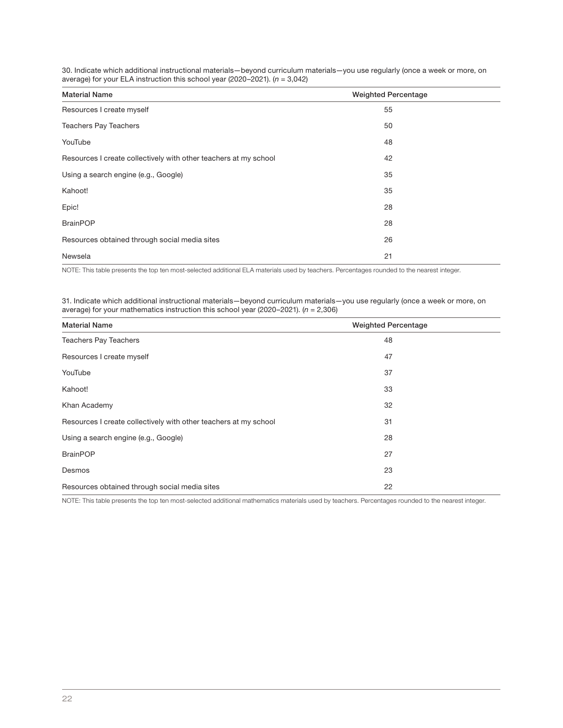30. Indicate which additional instructional materials—beyond curriculum materials—you use regularly (once a week or more, on average) for your ELA instruction this school year (2020–2021). (*n* = 3,042)

| Material Name | Weighted Percentage |
|---|---|
| Resources I create myself | 55 |
| Teachers Pay Teachers | 50 |
| YouTube | 48 |
| Resources I create collectively with other teachers at my school | 42 |
| Using a search engine (e.g., Google) | 35 |
| Kahoot! | 35 |
| Epic! | 28 |
| BrainPOP | 28 |
| Resources obtained through social media sites | 26 |
| Newsela | 21 |

NOTE: This table presents the top ten most-selected additional ELA materials used by teachers. Percentages rounded to the nearest integer.

31. Indicate which additional instructional materials—beyond curriculum materials—you use regularly (once a week or more, on average) for your mathematics instruction this school year (2020–2021). (*n* = 2,306)

| Material Name | Weighted Percentage |
|---|---|
| Teachers Pay Teachers | 48 |
| Resources I create myself | 47 |
| YouTube | 37 |
| Kahoot! | 33 |
| Khan Academy | 32 |
| Resources I create collectively with other teachers at my school | 31 |
| Using a search engine (e.g., Google) | 28 |
| BrainPOP | 27 |
| Desmos | 23 |
| Resources obtained through social media sites | 22 |

NOTE: This table presents the top ten most-selected additional mathematics materials used by teachers. Percentages rounded to the nearest integer.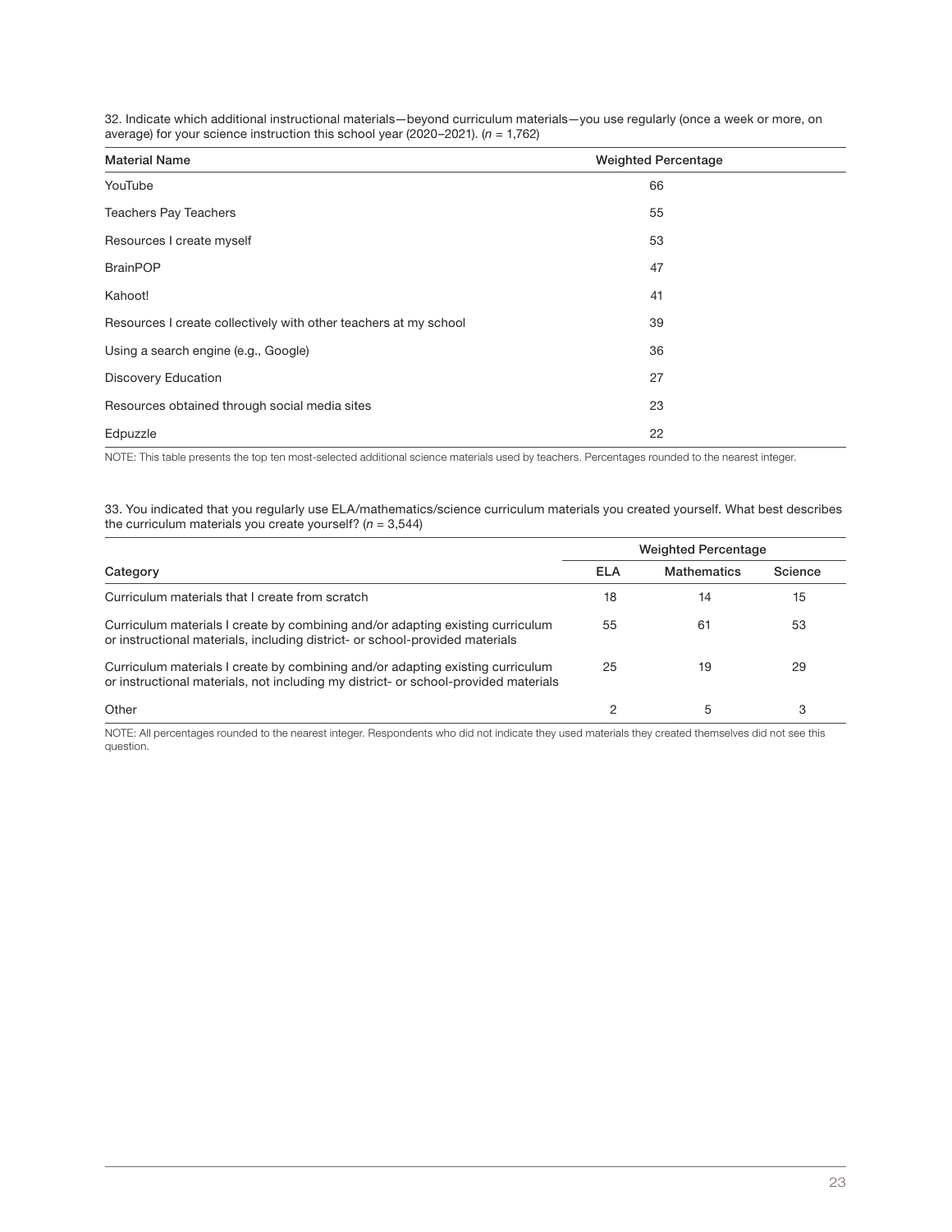32. Indicate which additional instructional materials—beyond curriculum materials—you use regularly (once a week or more, on average) for your science instruction this school year (2020–2021). (*n* = 1,762)

| Material Name | Weighted Percentage |
|---|---|
| YouTube | 66 |
| Teachers Pay Teachers | 55 |
| Resources I create myself | 53 |
| BrainPOP | 47 |
| Kahoot! | 41 |
| Resources I create collectively with other teachers at my school | 39 |
| Using a search engine (e.g., Google) | 36 |
| Discovery Education | 27 |
| Resources obtained through social media sites | 23 |
| Edpuzzle | 22 |

NOTE: This table presents the top ten most-selected additional science materials used by teachers. Percentages rounded to the nearest integer.

33. You indicated that you regularly use ELA/mathematics/science curriculum materials you created yourself. What best describes the curriculum materials you create yourself? (*n* = 3,544)

| | Weighted Percentage | | |
|---|---|---|---|
| Category | ELA | Mathematics | Science |
| Curriculum materials that I create from scratch | 18 | 14 | 15 |
| Curriculum materials I create by combining and/or adapting existing curriculum or instructional materials, including district- or school-provided materials | 55 | 61 | 53 |
| Curriculum materials I create by combining and/or adapting existing curriculum or instructional materials, not including my district- or school-provided materials | 25 | 19 | 29 |
| Other | 2 | 5 | 3 |

NOTE: All percentages rounded to the nearest integer. Respondents who did not indicate they used materials they created themselves did not see this question.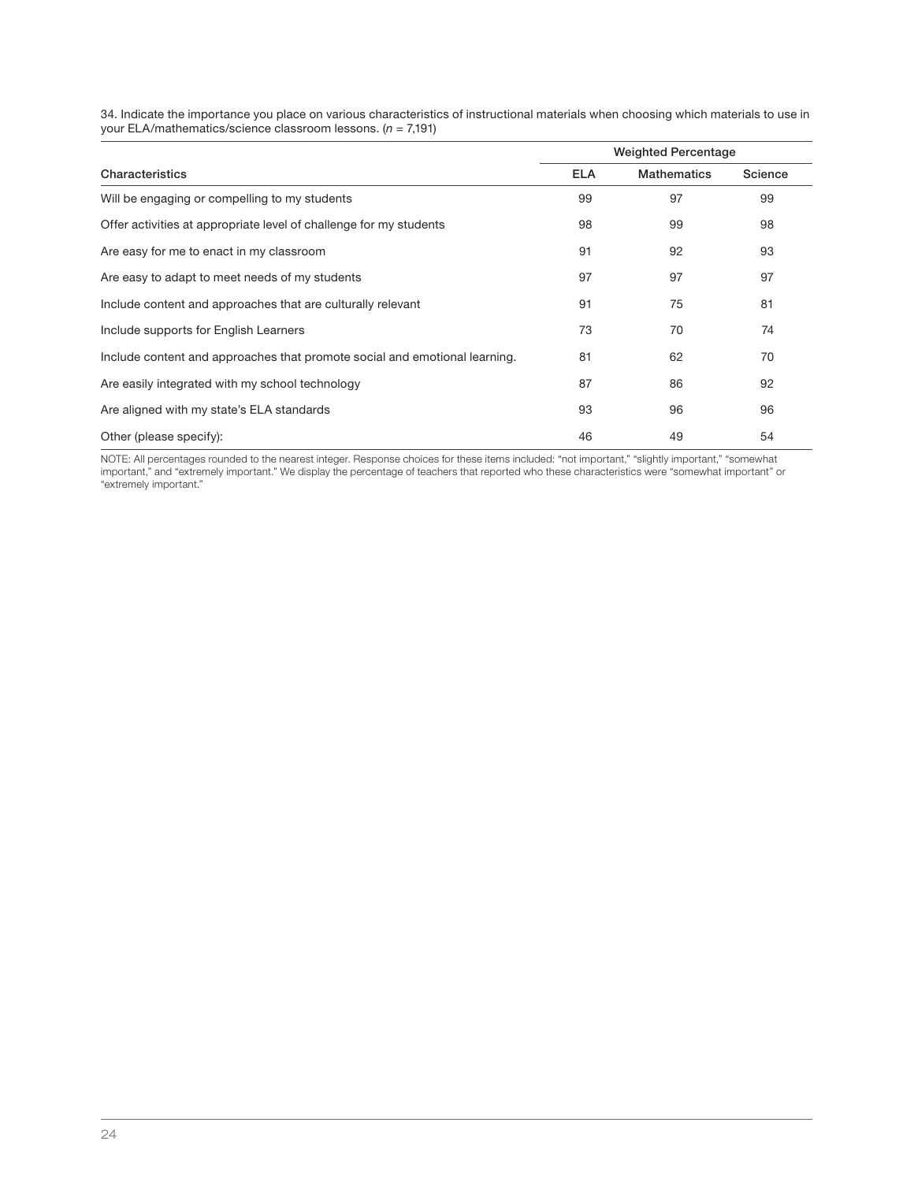34. Indicate the importance you place on various characteristics of instructional materials when choosing which materials to use in your ELA/mathematics/science classroom lessons. (*n* = 7,191)

| Characteristics | Weighted Percentage | | |
|---|---|---|---|
| | ELA | Mathematics | Science |
| Will be engaging or compelling to my students | 99 | 97 | 99 |
| Offer activities at appropriate level of challenge for my students | 98 | 99 | 98 |
| Are easy for me to enact in my classroom | 91 | 92 | 93 |
| Are easy to adapt to meet needs of my students | 97 | 97 | 97 |
| Include content and approaches that are culturally relevant | 91 | 75 | 81 |
| Include supports for English Learners | 73 | 70 | 74 |
| Include content and approaches that promote social and emotional learning. | 81 | 62 | 70 |
| Are easily integrated with my school technology | 87 | 86 | 92 |
| Are aligned with my state's ELA standards | 93 | 96 | 96 |
| Other (please specify): | 46 | 49 | 54 |

NOTE: All percentages rounded to the nearest integer. Response choices for these items included: "not important," "slightly important," "somewhat important," and "extremely important." We display the percentage of teachers that reported who these characteristics were "somewhat important" or "extremely important."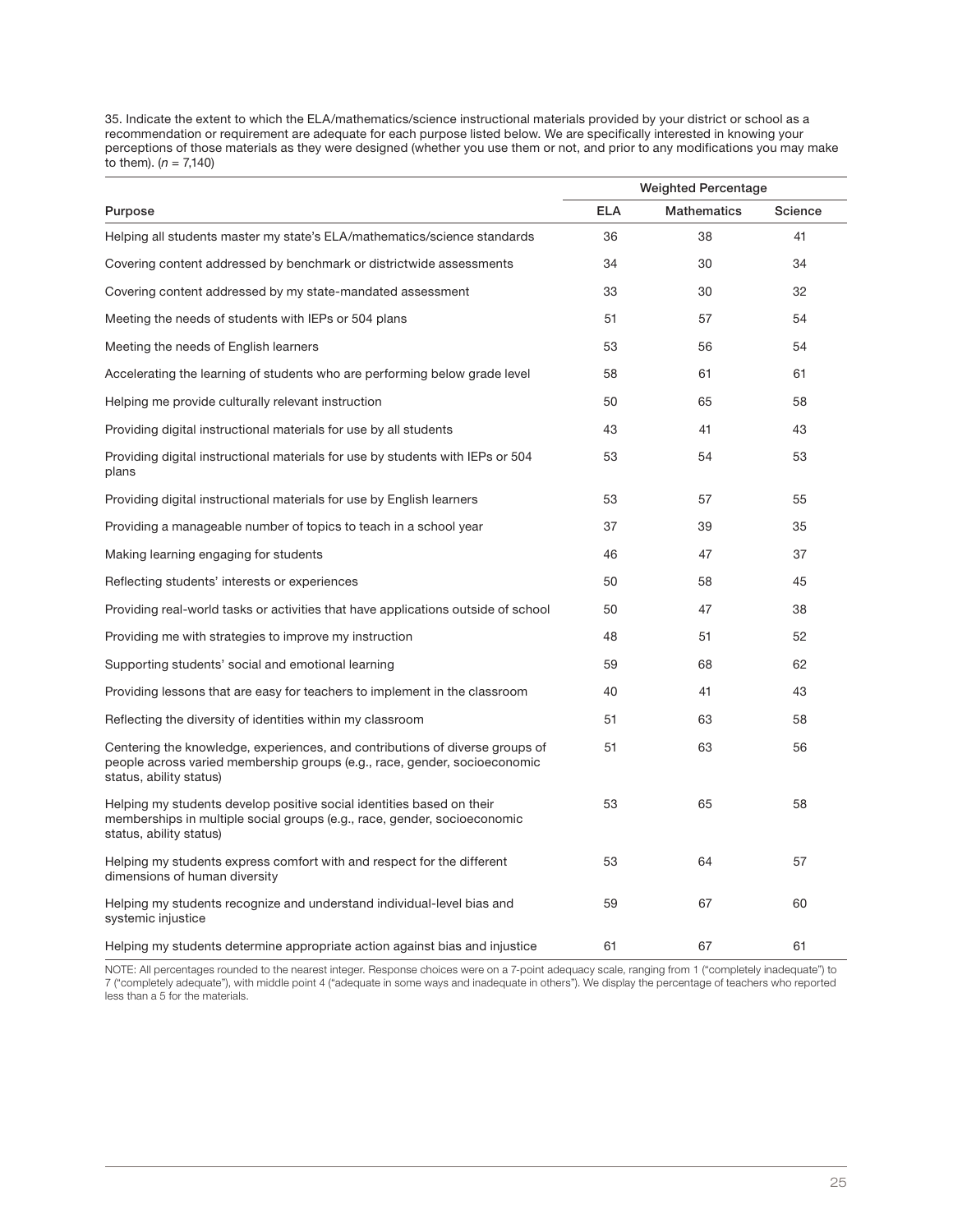35. Indicate the extent to which the ELA/mathematics/science instructional materials provided by your district or school as a recommendation or requirement are adequate for each purpose listed below. We are specifically interested in knowing your perceptions of those materials as they were designed (whether you use them or not, and prior to any modifications you may make to them). (*n* = 7,140)

| | Weighted Percentage | | |
|---|---|---|---|
| Purpose | ELA | Mathematics | Science |
| Helping all students master my state's ELA/mathematics/science standards | 36 | 38 | 41 |
| Covering content addressed by benchmark or districtwide assessments | 34 | 30 | 34 |
| Covering content addressed by my state-mandated assessment | 33 | 30 | 32 |
| Meeting the needs of students with IEPs or 504 plans | 51 | 57 | 54 |
| Meeting the needs of English learners | 53 | 56 | 54 |
| Accelerating the learning of students who are performing below grade level | 58 | 61 | 61 |
| Helping me provide culturally relevant instruction | 50 | 65 | 58 |
| Providing digital instructional materials for use by all students | 43 | 41 | 43 |
| Providing digital instructional materials for use by students with IEPs or 504 plans | 53 | 54 | 53 |
| Providing digital instructional materials for use by English learners | 53 | 57 | 55 |
| Providing a manageable number of topics to teach in a school year | 37 | 39 | 35 |
| Making learning engaging for students | 46 | 47 | 37 |
| Reflecting students' interests or experiences | 50 | 58 | 45 |
| Providing real-world tasks or activities that have applications outside of school | 50 | 47 | 38 |
| Providing me with strategies to improve my instruction | 48 | 51 | 52 |
| Supporting students' social and emotional learning | 59 | 68 | 62 |
| Providing lessons that are easy for teachers to implement in the classroom | 40 | 41 | 43 |
| Reflecting the diversity of identities within my classroom | 51 | 63 | 58 |
| Centering the knowledge, experiences, and contributions of diverse groups of people across varied membership groups (e.g., race, gender, socioeconomic status, ability status) | 51 | 63 | 56 |
| Helping my students develop positive social identities based on their memberships in multiple social groups (e.g., race, gender, socioeconomic status, ability status) | 53 | 65 | 58 |
| Helping my students express comfort with and respect for the different dimensions of human diversity | 53 | 64 | 57 |
| Helping my students recognize and understand individual-level bias and systemic injustice | 59 | 67 | 60 |
| Helping my students determine appropriate action against bias and injustice | 61 | 67 | 61 |

NOTE: All percentages rounded to the nearest integer. Response choices were on a 7-point adequacy scale, ranging from 1 ("completely inadequate") to 7 ("completely adequate"), with middle point 4 ("adequate in some ways and inadequate in others"). We display the percentage of teachers who reported less than a 5 for the materials.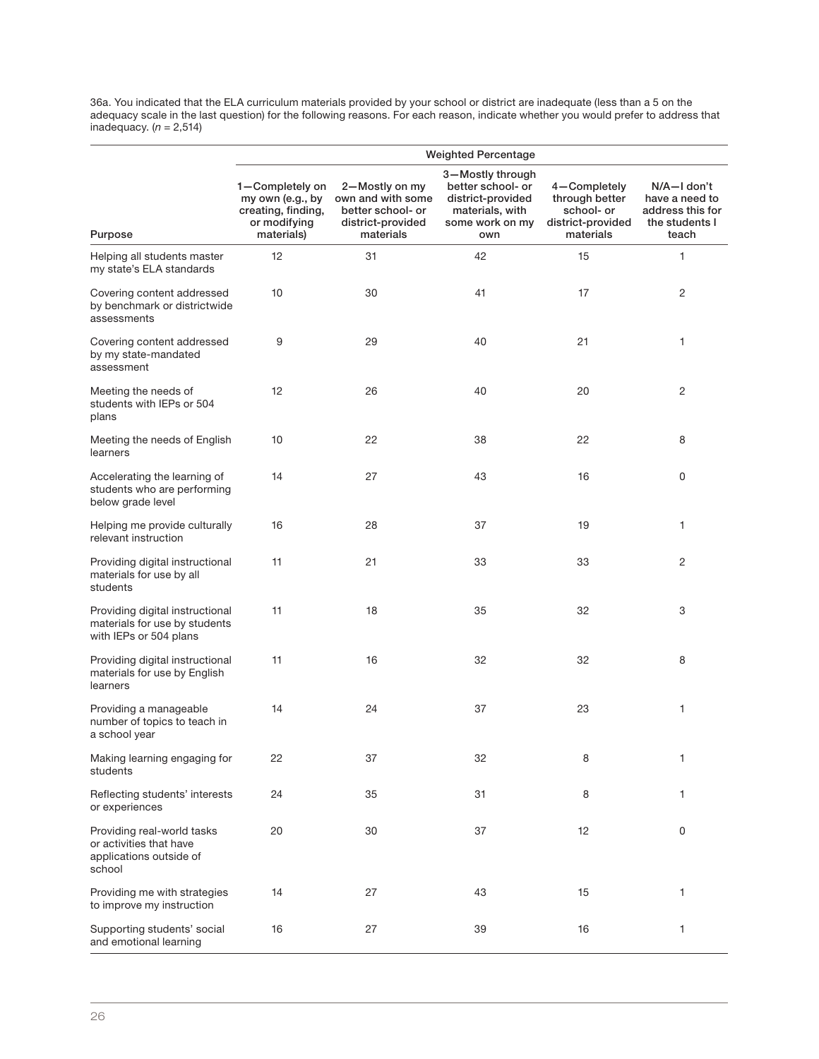36a. You indicated that the ELA curriculum materials provided by your school or district are inadequate (less than a 5 on the adequacy scale in the last question) for the following reasons. For each reason, indicate whether you would prefer to address that inadequacy. (*n* = 2,514)

| Purpose | Weighted Percentage | | | | |
|---|---|---|---|---|---|
| | 1—Completely on my own (e.g., by creating, finding, or modifying materials) | 2—Mostly on my own and with some better school- or district-provided materials | 3—Mostly through better school- or district-provided materials, with some work on my own | 4—Completely through better school- or district-provided materials | N/A—I don't have a need to address this for the students I teach |
| Helping all students master my state's ELA standards | 12 | 31 | 42 | 15 | 1 |
| Covering content addressed by benchmark or districtwide assessments | 10 | 30 | 41 | 17 | 2 |
| Covering content addressed by my state-mandated assessment | 9 | 29 | 40 | 21 | 1 |
| Meeting the needs of students with IEPs or 504 plans | 12 | 26 | 40 | 20 | 2 |
| Meeting the needs of English learners | 10 | 22 | 38 | 22 | 8 |
| Accelerating the learning of students who are performing below grade level | 14 | 27 | 43 | 16 | 0 |
| Helping me provide culturally relevant instruction | 16 | 28 | 37 | 19 | 1 |
| Providing digital instructional materials for use by all students | 11 | 21 | 33 | 33 | 2 |
| Providing digital instructional materials for use by students with IEPs or 504 plans | 11 | 18 | 35 | 32 | 3 |
| Providing digital instructional materials for use by English learners | 11 | 16 | 32 | 32 | 8 |
| Providing a manageable number of topics to teach in a school year | 14 | 24 | 37 | 23 | 1 |
| Making learning engaging for students | 22 | 37 | 32 | 8 | 1 |
| Reflecting students' interests or experiences | 24 | 35 | 31 | 8 | 1 |
| Providing real-world tasks or activities that have applications outside of school | 20 | 30 | 37 | 12 | 0 |
| Providing me with strategies to improve my instruction | 14 | 27 | 43 | 15 | 1 |
| Supporting students' social and emotional learning | 16 | 27 | 39 | 16 | 1 |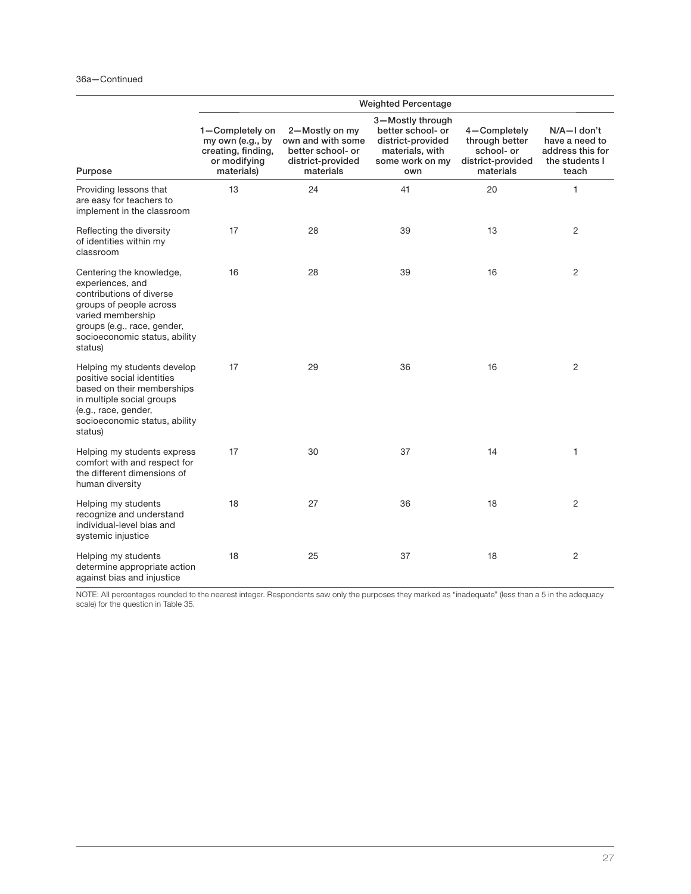36a—Continued

| Purpose | Weighted Percentage | | | | |
|---|---|---|---|---|---|
| | 1—Completely on my own (e.g., by creating, finding, or modifying materials) | 2—Mostly on my own and with some better school- or district-provided materials | 3—Mostly through better school- or district-provided materials, with some work on my own | 4—Completely through better school- or district-provided materials | N/A—I don't have a need to address this for the students I teach |
| Providing lessons that are easy for teachers to implement in the classroom | 13 | 24 | 41 | 20 | 1 |
| Reflecting the diversity of identities within my classroom | 17 | 28 | 39 | 13 | 2 |
| Centering the knowledge, experiences, and contributions of diverse groups of people across varied membership groups (e.g., race, gender, socioeconomic status, ability status) | 16 | 28 | 39 | 16 | 2 |
| Helping my students develop positive social identities based on their memberships in multiple social groups (e.g., race, gender, socioeconomic status, ability status) | 17 | 29 | 36 | 16 | 2 |
| Helping my students express comfort with and respect for the different dimensions of human diversity | 17 | 30 | 37 | 14 | 1 |
| Helping my students recognize and understand individual-level bias and systemic injustice | 18 | 27 | 36 | 18 | 2 |
| Helping my students determine appropriate action against bias and injustice | 18 | 25 | 37 | 18 | 2 |

NOTE: All percentages rounded to the nearest integer. Respondents saw only the purposes they marked as "inadequate" (less than a 5 in the adequacy scale) for the question in Table 35.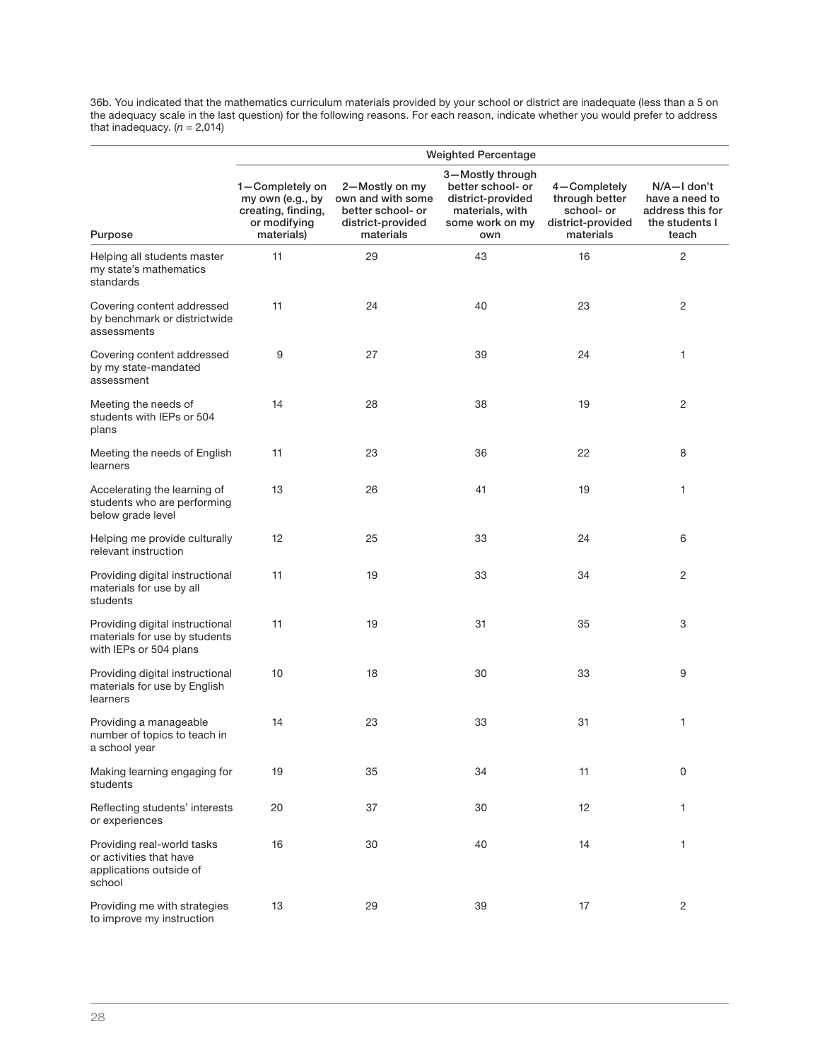36b. You indicated that the mathematics curriculum materials provided by your school or district are inadequate (less than a 5 on the adequacy scale in the last question) for the following reasons. For each reason, indicate whether you would prefer to address that inadequacy. (*n* = 2,014)

| | Weighted Percentage | | | | |
|---|---|---|---|---|---|
| Purpose | 1—Completely on my own (e.g., by creating, finding, or modifying materials) | 2—Mostly on my own and with some better school- or district-provided materials | 3—Mostly through better school- or district-provided materials, with some work on my own | 4—Completely through better school- or district-provided materials | N/A—I don't have a need to address this for the students I teach |
| Helping all students master my state's mathematics standards | 11 | 29 | 43 | 16 | 2 |
| Covering content addressed by benchmark or districtwide assessments | 11 | 24 | 40 | 23 | 2 |
| Covering content addressed by my state-mandated assessment | 9 | 27 | 39 | 24 | 1 |
| Meeting the needs of students with IEPs or 504 plans | 14 | 28 | 38 | 19 | 2 |
| Meeting the needs of English learners | 11 | 23 | 36 | 22 | 8 |
| Accelerating the learning of students who are performing below grade level | 13 | 26 | 41 | 19 | 1 |
| Helping me provide culturally relevant instruction | 12 | 25 | 33 | 24 | 6 |
| Providing digital instructional materials for use by all students | 11 | 19 | 33 | 34 | 2 |
| Providing digital instructional materials for use by students with IEPs or 504 plans | 11 | 19 | 31 | 35 | 3 |
| Providing digital instructional materials for use by English learners | 10 | 18 | 30 | 33 | 9 |
| Providing a manageable number of topics to teach in a school year | 14 | 23 | 33 | 31 | 1 |
| Making learning engaging for students | 19 | 35 | 34 | 11 | 0 |
| Reflecting students' interests or experiences | 20 | 37 | 30 | 12 | 1 |
| Providing real-world tasks or activities that have applications outside of school | 16 | 30 | 40 | 14 | 1 |
| Providing me with strategies to improve my instruction | 13 | 29 | 39 | 17 | 2 |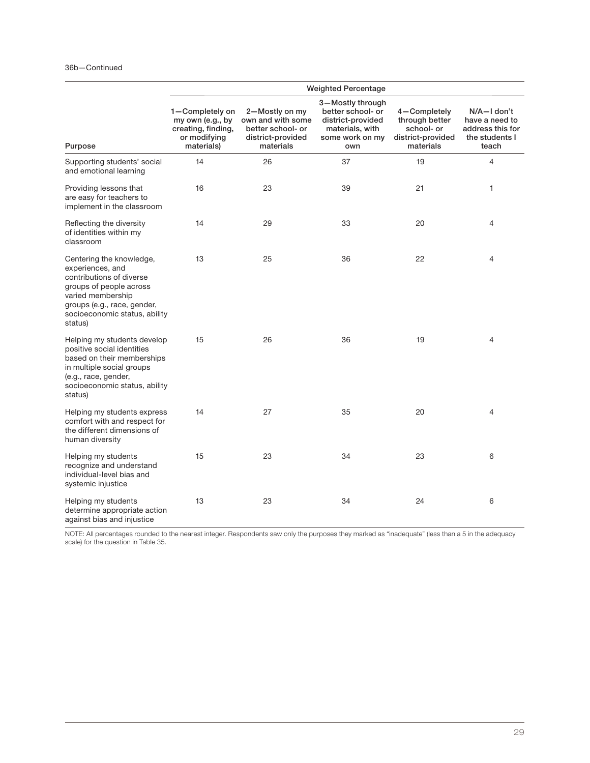36b—Continued

| Purpose | Weighted Percentage | | | | |
|---|---|---|---|---|---|
| | 1—Completely on my own (e.g., by creating, finding, or modifying materials) | 2—Mostly on my own and with some better school- or district-provided materials | 3—Mostly through better school- or district-provided materials, with some work on my own | 4—Completely through better school- or district-provided materials | N/A—I don't have a need to address this for the students I teach |
| Supporting students' social and emotional learning | 14 | 26 | 37 | 19 | 4 |
| Providing lessons that are easy for teachers to implement in the classroom | 16 | 23 | 39 | 21 | 1 |
| Reflecting the diversity of identities within my classroom | 14 | 29 | 33 | 20 | 4 |
| Centering the knowledge, experiences, and contributions of diverse groups of people across varied membership groups (e.g., race, gender, socioeconomic status, ability status) | 13 | 25 | 36 | 22 | 4 |
| Helping my students develop positive social identities based on their memberships in multiple social groups (e.g., race, gender, socioeconomic status, ability status) | 15 | 26 | 36 | 19 | 4 |
| Helping my students express comfort with and respect for the different dimensions of human diversity | 14 | 27 | 35 | 20 | 4 |
| Helping my students recognize and understand individual-level bias and systemic injustice | 15 | 23 | 34 | 23 | 6 |
| Helping my students determine appropriate action against bias and injustice | 13 | 23 | 34 | 24 | 6 |

NOTE: All percentages rounded to the nearest integer. Respondents saw only the purposes they marked as "inadequate" (less than a 5 in the adequacy scale) for the question in Table 35.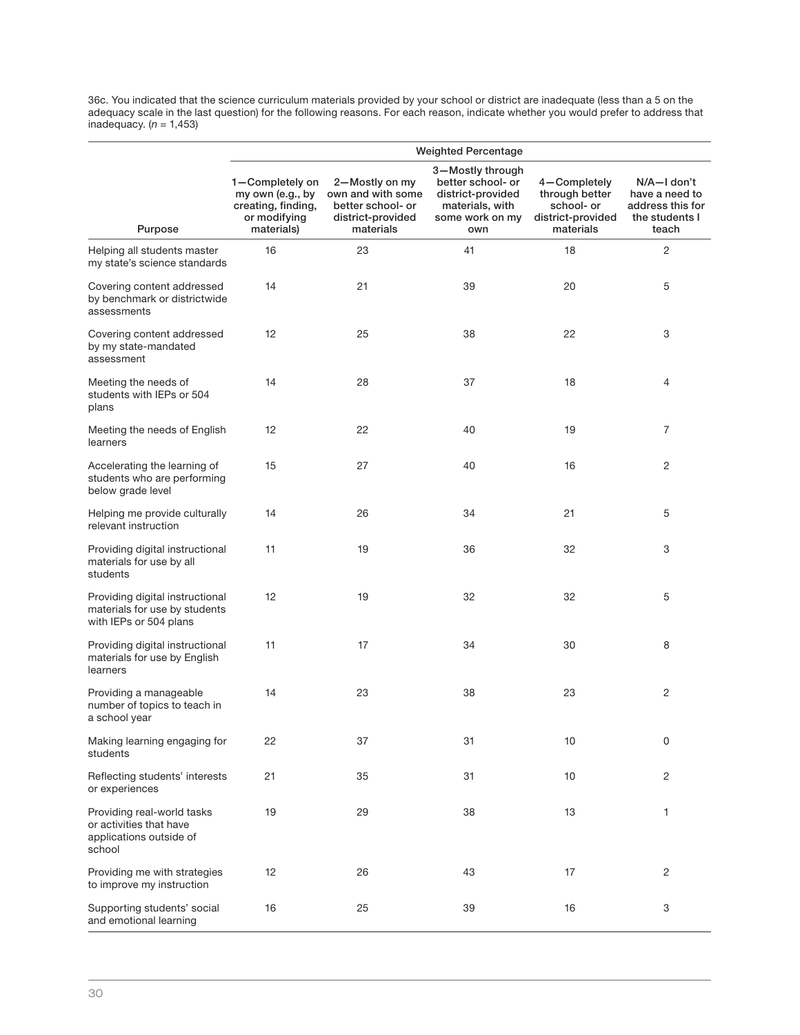36c. You indicated that the science curriculum materials provided by your school or district are inadequate (less than a 5 on the adequacy scale in the last question) for the following reasons. For each reason, indicate whether you would prefer to address that inadequacy. ($n$ = 1,453)

| Purpose | Weighted Percentage | | | | |
|---|---|---|---|---|---|
| | 1—Completely on my own (e.g., by creating, finding, or modifying materials) | 2—Mostly on my own and with some better school- or district-provided materials | 3—Mostly through better school- or district-provided materials, with some work on my own | 4—Completely through better school- or district-provided materials | N/A—I don't have a need to address this for the students I teach |
| Helping all students master my state's science standards | 16 | 23 | 41 | 18 | 2 |
| Covering content addressed by benchmark or districtwide assessments | 14 | 21 | 39 | 20 | 5 |
| Covering content addressed by my state-mandated assessment | 12 | 25 | 38 | 22 | 3 |
| Meeting the needs of students with IEPs or 504 plans | 14 | 28 | 37 | 18 | 4 |
| Meeting the needs of English learners | 12 | 22 | 40 | 19 | 7 |
| Accelerating the learning of students who are performing below grade level | 15 | 27 | 40 | 16 | 2 |
| Helping me provide culturally relevant instruction | 14 | 26 | 34 | 21 | 5 |
| Providing digital instructional materials for use by all students | 11 | 19 | 36 | 32 | 3 |
| Providing digital instructional materials for use by students with IEPs or 504 plans | 12 | 19 | 32 | 32 | 5 |
| Providing digital instructional materials for use by English learners | 11 | 17 | 34 | 30 | 8 |
| Providing a manageable number of topics to teach in a school year | 14 | 23 | 38 | 23 | 2 |
| Making learning engaging for students | 22 | 37 | 31 | 10 | 0 |
| Reflecting students' interests or experiences | 21 | 35 | 31 | 10 | 2 |
| Providing real-world tasks or activities that have applications outside of school | 19 | 29 | 38 | 13 | 1 |
| Providing me with strategies to improve my instruction | 12 | 26 | 43 | 17 | 2 |
| Supporting students' social and emotional learning | 16 | 25 | 39 | 16 | 3 |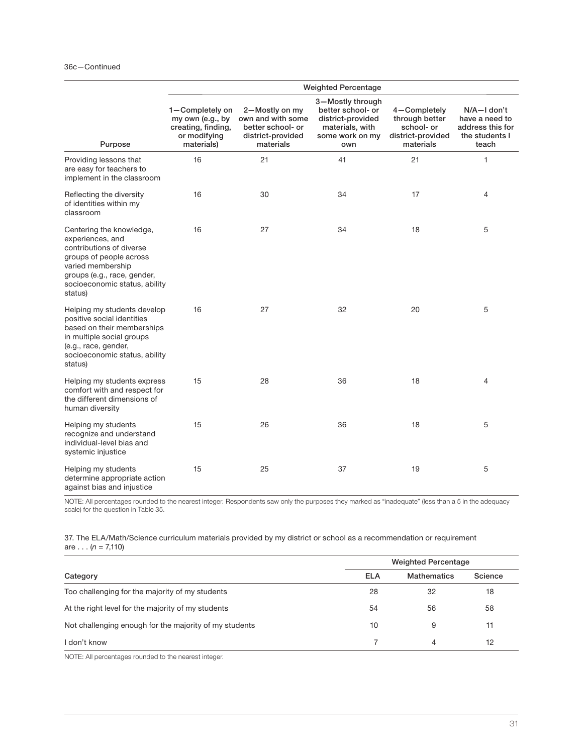36c—Continued

| Purpose | Weighted Percentage | | | | |
|---|---|---|---|---|---|
| | 1—Completely on my own (e.g., by creating, finding, or modifying materials) | 2—Mostly on my own and with some better school- or district-provided materials | 3—Mostly through better school- or district-provided materials, with some work on my own | 4—Completely through better school- or district-provided materials | N/A—I don't have a need to address this for the students I teach |
| Providing lessons that are easy for teachers to implement in the classroom | 16 | 21 | 41 | 21 | 1 |
| Reflecting the diversity of identities within my classroom | 16 | 30 | 34 | 17 | 4 |
| Centering the knowledge, experiences, and contributions of diverse groups of people across varied membership groups (e.g., race, gender, socioeconomic status, ability status) | 16 | 27 | 34 | 18 | 5 |
| Helping my students develop positive social identities based on their memberships in multiple social groups (e.g., race, gender, socioeconomic status, ability status) | 16 | 27 | 32 | 20 | 5 |
| Helping my students express comfort with and respect for the different dimensions of human diversity | 15 | 28 | 36 | 18 | 4 |
| Helping my students recognize and understand individual-level bias and systemic injustice | 15 | 26 | 36 | 18 | 5 |
| Helping my students determine appropriate action against bias and injustice | 15 | 25 | 37 | 19 | 5 |

NOTE: All percentages rounded to the nearest integer. Respondents saw only the purposes they marked as "inadequate" (less than a 5 in the adequacy scale) for the question in Table 35.

37. The ELA/Math/Science curriculum materials provided by my district or school as a recommendation or requirement are . . . ($n$ = 7,110)

| Category | Weighted Percentage | | |
|---|---|---|---|
| | ELA | Mathematics | Science |
| Too challenging for the majority of my students | 28 | 32 | 18 |
| At the right level for the majority of my students | 54 | 56 | 58 |
| Not challenging enough for the majority of my students | 10 | 9 | 11 |
| I don't know | 7 | 4 | 12 |

NOTE: All percentages rounded to the nearest integer.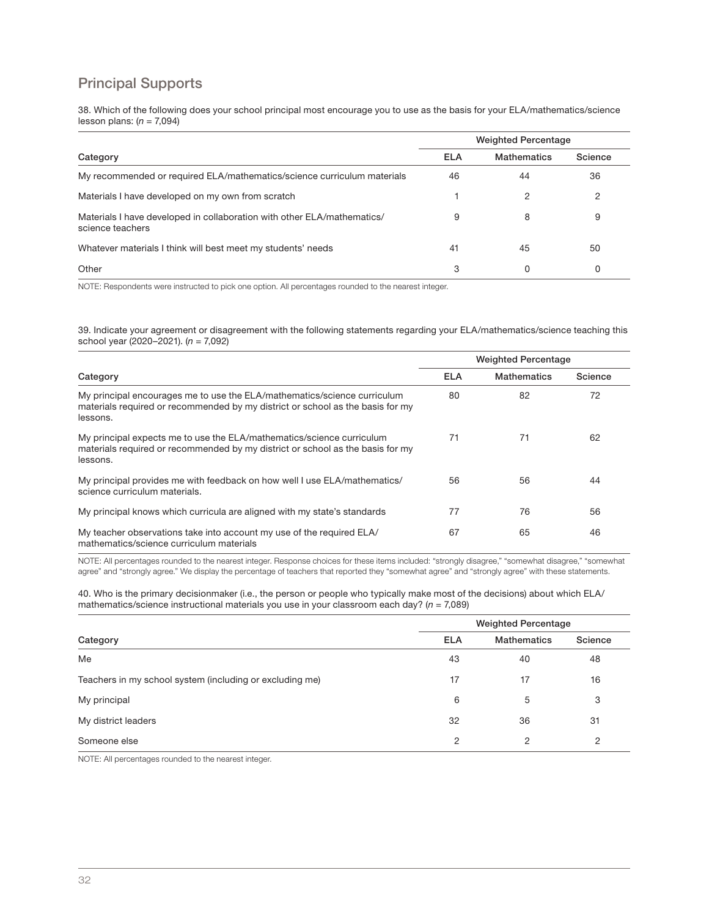## Principal Supports

38. Which of the following does your school principal most encourage you to use as the basis for your ELA/mathematics/science lesson plans: (*n* = 7,094)

| | Weighted Percentage | | |
|---|---|---|---|
| Category | ELA | Mathematics | Science |
| My recommended or required ELA/mathematics/science curriculum materials | 46 | 44 | 36 |
| Materials I have developed on my own from scratch | 1 | 2 | 2 |
| Materials I have developed in collaboration with other ELA/mathematics/science teachers | 9 | 8 | 9 |
| Whatever materials I think will best meet my students' needs | 41 | 45 | 50 |
| Other | 3 | 0 | 0 |

NOTE: Respondents were instructed to pick one option. All percentages rounded to the nearest integer.

39. Indicate your agreement or disagreement with the following statements regarding your ELA/mathematics/science teaching this school year (2020–2021). (*n* = 7,092)

| | Weighted Percentage | | |
|---|---|---|---|
| Category | ELA | Mathematics | Science |
| My principal encourages me to use the ELA/mathematics/science curriculum materials required or recommended by my district or school as the basis for my lessons. | 80 | 82 | 72 |
| My principal expects me to use the ELA/mathematics/science curriculum materials required or recommended by my district or school as the basis for my lessons. | 71 | 71 | 62 |
| My principal provides me with feedback on how well I use ELA/mathematics/science curriculum materials. | 56 | 56 | 44 |
| My principal knows which curricula are aligned with my state's standards | 77 | 76 | 56 |
| My teacher observations take into account my use of the required ELA/mathematics/science curriculum materials | 67 | 65 | 46 |

NOTE: All percentages rounded to the nearest integer. Response choices for these items included: "strongly disagree," "somewhat disagree," "somewhat agree" and "strongly agree." We display the percentage of teachers that reported they "somewhat agree" and "strongly agree" with these statements.

40. Who is the primary decisionmaker (i.e., the person or people who typically make most of the decisions) about which ELA/mathematics/science instructional materials you use in your classroom each day? (*n* = 7,089)

| | Weighted Percentage | | |
|---|---|---|---|
| Category | ELA | Mathematics | Science |
| Me | 43 | 40 | 48 |
| Teachers in my school system (including or excluding me) | 17 | 17 | 16 |
| My principal | 6 | 5 | 3 |
| My district leaders | 32 | 36 | 31 |
| Someone else | 2 | 2 | 2 |

NOTE: All percentages rounded to the nearest integer.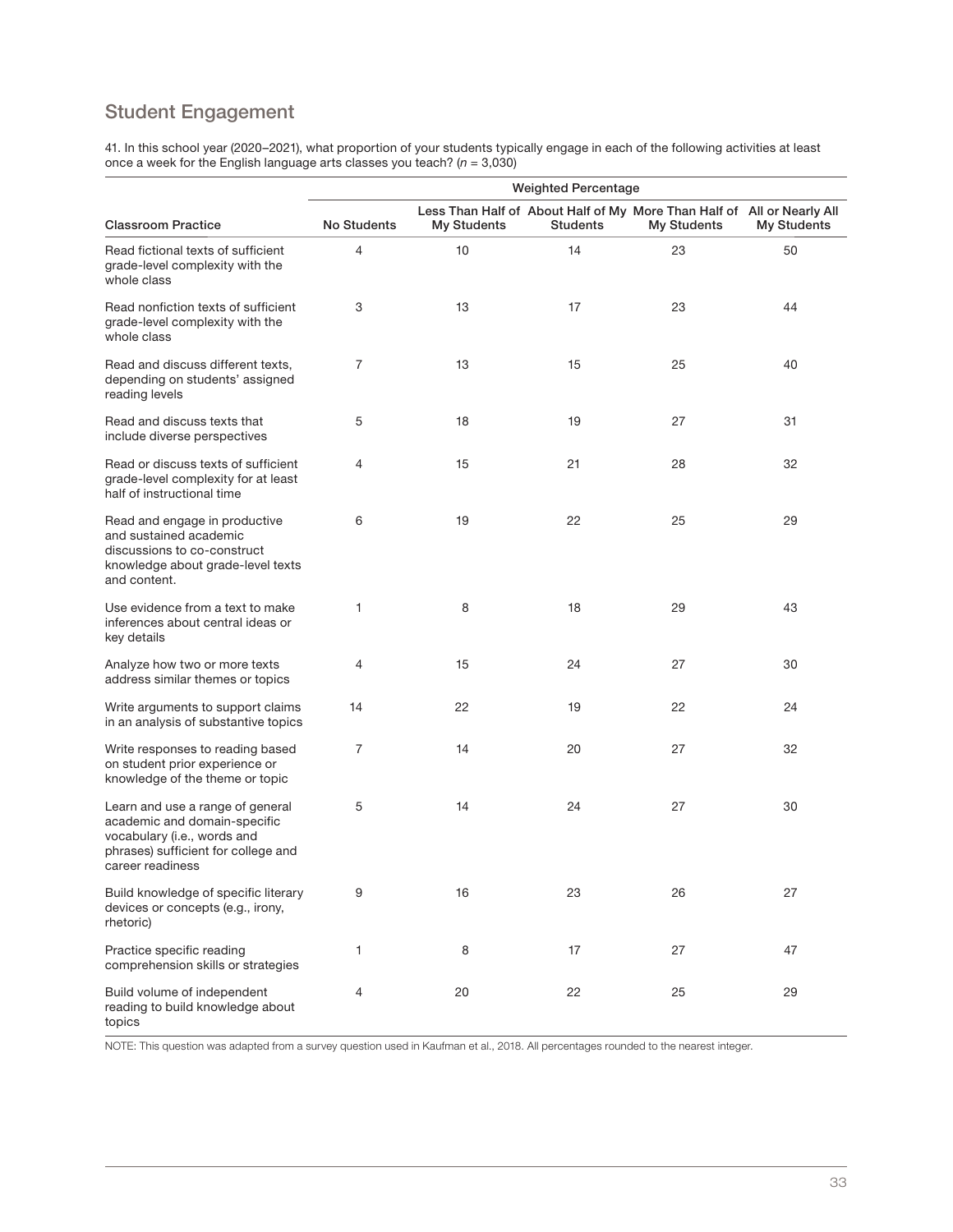## Student Engagement

41. In this school year (2020–2021), what proportion of your students typically engage in each of the following activities at least once a week for the English language arts classes you teach? (*n* = 3,030)

| | Weighted Percentage | | | | |
|---|---|---|---|---|---|
| Classroom Practice | No Students | Less Than Half of My Students | About Half of My Students | More Than Half of My Students | All or Nearly All My Students |
| Read fictional texts of sufficient grade-level complexity with the whole class | 4 | 10 | 14 | 23 | 50 |
| Read nonfiction texts of sufficient grade-level complexity with the whole class | 3 | 13 | 17 | 23 | 44 |
| Read and discuss different texts, depending on students' assigned reading levels | 7 | 13 | 15 | 25 | 40 |
| Read and discuss texts that include diverse perspectives | 5 | 18 | 19 | 27 | 31 |
| Read or discuss texts of sufficient grade-level complexity for at least half of instructional time | 4 | 15 | 21 | 28 | 32 |
| Read and engage in productive and sustained academic discussions to co-construct knowledge about grade-level texts and content. | 6 | 19 | 22 | 25 | 29 |
| Use evidence from a text to make inferences about central ideas or key details | 1 | 8 | 18 | 29 | 43 |
| Analyze how two or more texts address similar themes or topics | 4 | 15 | 24 | 27 | 30 |
| Write arguments to support claims in an analysis of substantive topics | 14 | 22 | 19 | 22 | 24 |
| Write responses to reading based on student prior experience or knowledge of the theme or topic | 7 | 14 | 20 | 27 | 32 |
| Learn and use a range of general academic and domain-specific vocabulary (i.e., words and phrases) sufficient for college and career readiness | 5 | 14 | 24 | 27 | 30 |
| Build knowledge of specific literary devices or concepts (e.g., irony, rhetoric) | 9 | 16 | 23 | 26 | 27 |
| Practice specific reading comprehension skills or strategies | 1 | 8 | 17 | 27 | 47 |
| Build volume of independent reading to build knowledge about topics | 4 | 20 | 22 | 25 | 29 |

NOTE: This question was adapted from a survey question used in Kaufman et al., 2018. All percentages rounded to the nearest integer.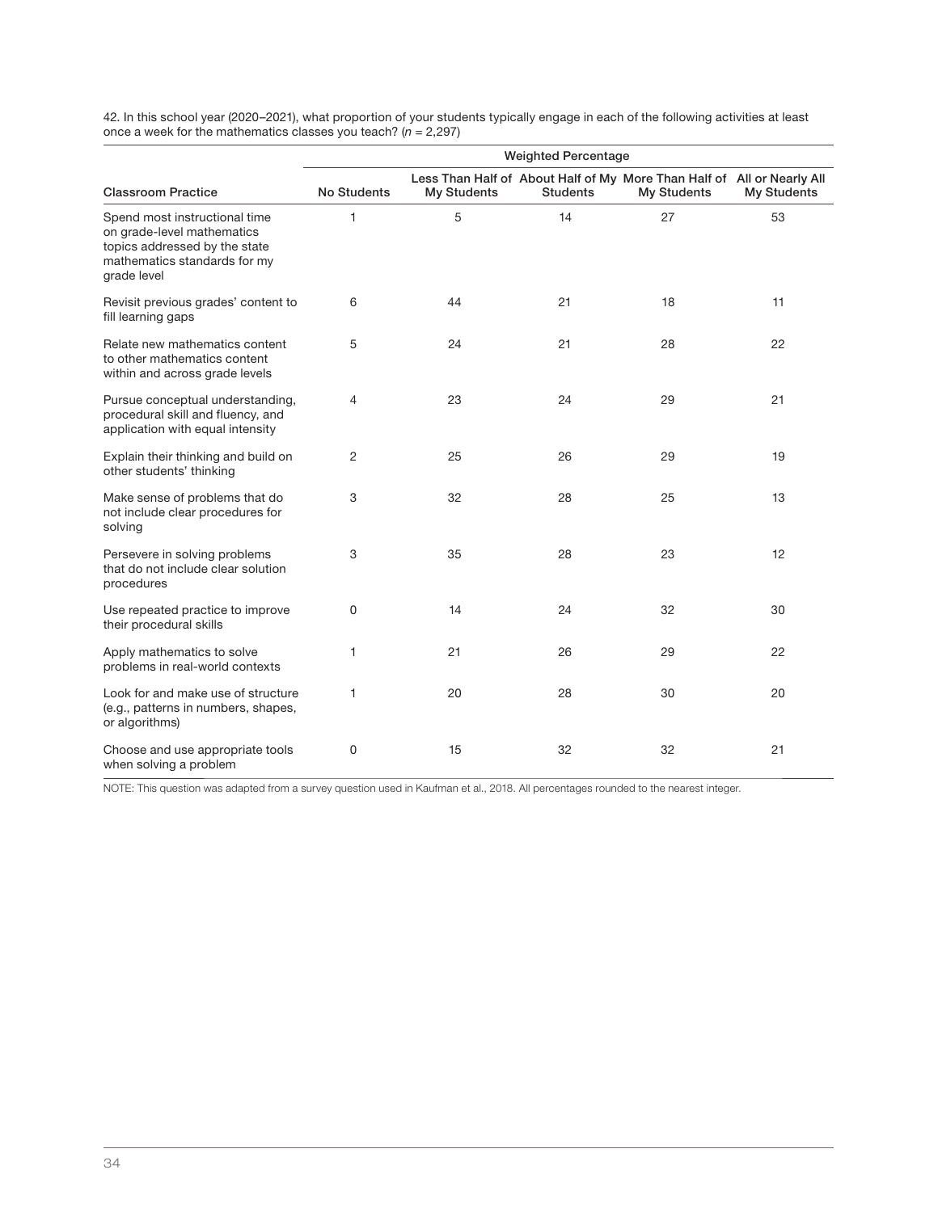42. In this school year (2020–2021), what proportion of your students typically engage in each of the following activities at least once a week for the mathematics classes you teach? ($n$ = 2,297)

| Classroom Practice | Weighted Percentage | | | | |
|---|---|---|---|---|---|
| | No Students | Less Than Half of My Students | About Half of My Students | More Than Half of My Students | All or Nearly All My Students |
| Spend most instructional time on grade-level mathematics topics addressed by the state mathematics standards for my grade level | 1 | 5 | 14 | 27 | 53 |
| Revisit previous grades' content to fill learning gaps | 6 | 44 | 21 | 18 | 11 |
| Relate new mathematics content to other mathematics content within and across grade levels | 5 | 24 | 21 | 28 | 22 |
| Pursue conceptual understanding, procedural skill and fluency, and application with equal intensity | 4 | 23 | 24 | 29 | 21 |
| Explain their thinking and build on other students' thinking | 2 | 25 | 26 | 29 | 19 |
| Make sense of problems that do not include clear procedures for solving | 3 | 32 | 28 | 25 | 13 |
| Persevere in solving problems that do not include clear solution procedures | 3 | 35 | 28 | 23 | 12 |
| Use repeated practice to improve their procedural skills | 0 | 14 | 24 | 32 | 30 |
| Apply mathematics to solve problems in real-world contexts | 1 | 21 | 26 | 29 | 22 |
| Look for and make use of structure (e.g., patterns in numbers, shapes, or algorithms) | 1 | 20 | 28 | 30 | 20 |
| Choose and use appropriate tools when solving a problem | 0 | 15 | 32 | 32 | 21 |

NOTE: This question was adapted from a survey question used in Kaufman et al., 2018. All percentages rounded to the nearest integer.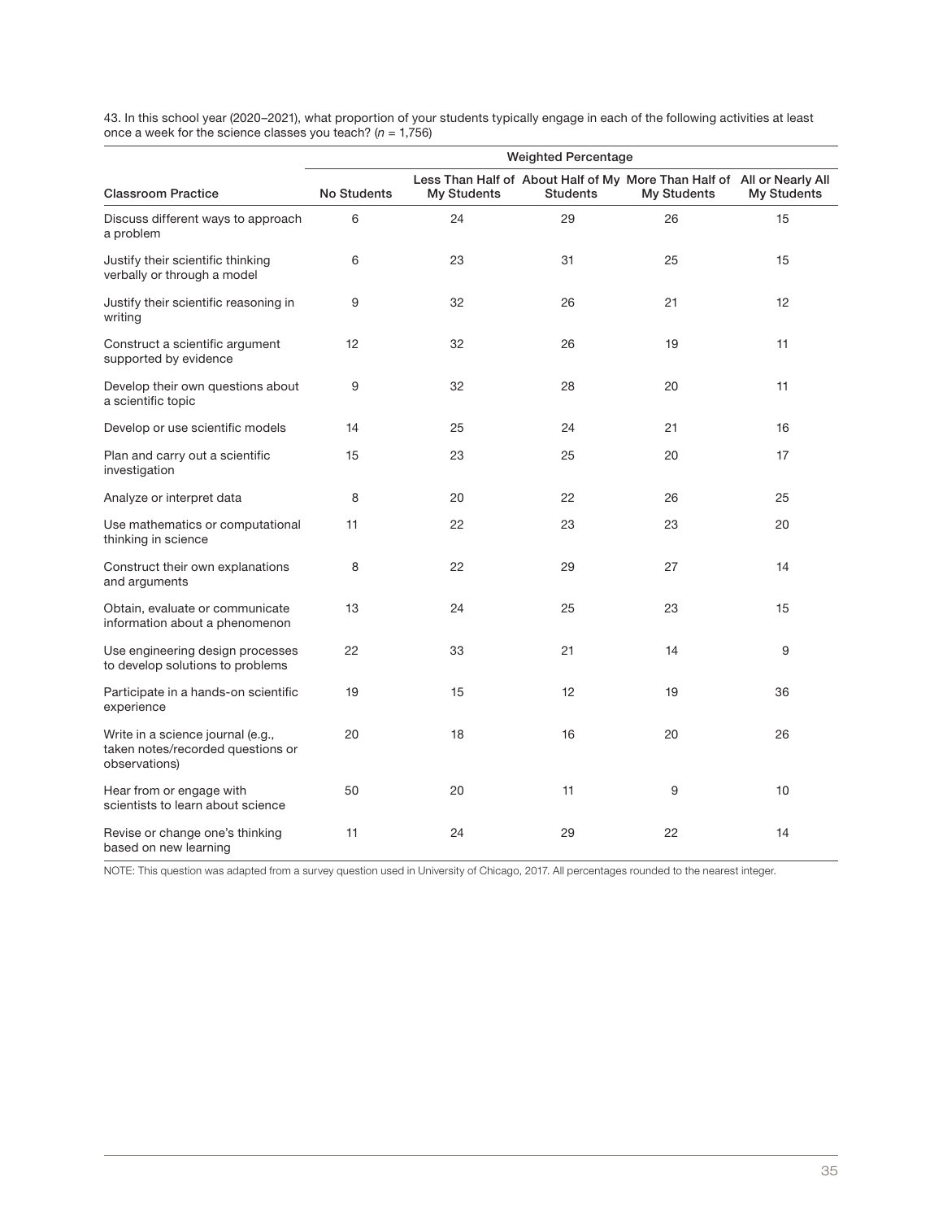43. In this school year (2020–2021), what proportion of your students typically engage in each of the following activities at least once a week for the science classes you teach? ($n$ = 1,756)

| | Weighted Percentage | | | | |
|---|---|---|---|---|---|
| Classroom Practice | No Students | Less Than Half of My Students | About Half of My Students | More Than Half of My Students | All or Nearly All My Students |
| Discuss different ways to approach a problem | 6 | 24 | 29 | 26 | 15 |
| Justify their scientific thinking verbally or through a model | 6 | 23 | 31 | 25 | 15 |
| Justify their scientific reasoning in writing | 9 | 32 | 26 | 21 | 12 |
| Construct a scientific argument supported by evidence | 12 | 32 | 26 | 19 | 11 |
| Develop their own questions about a scientific topic | 9 | 32 | 28 | 20 | 11 |
| Develop or use scientific models | 14 | 25 | 24 | 21 | 16 |
| Plan and carry out a scientific investigation | 15 | 23 | 25 | 20 | 17 |
| Analyze or interpret data | 8 | 20 | 22 | 26 | 25 |
| Use mathematics or computational thinking in science | 11 | 22 | 23 | 23 | 20 |
| Construct their own explanations and arguments | 8 | 22 | 29 | 27 | 14 |
| Obtain, evaluate or communicate information about a phenomenon | 13 | 24 | 25 | 23 | 15 |
| Use engineering design processes to develop solutions to problems | 22 | 33 | 21 | 14 | 9 |
| Participate in a hands-on scientific experience | 19 | 15 | 12 | 19 | 36 |
| Write in a science journal (e.g., taken notes/recorded questions or observations) | 20 | 18 | 16 | 20 | 26 |
| Hear from or engage with scientists to learn about science | 50 | 20 | 11 | 9 | 10 |
| Revise or change one's thinking based on new learning | 11 | 24 | 29 | 22 | 14 |

NOTE: This question was adapted from a survey question used in University of Chicago, 2017. All percentages rounded to the nearest integer.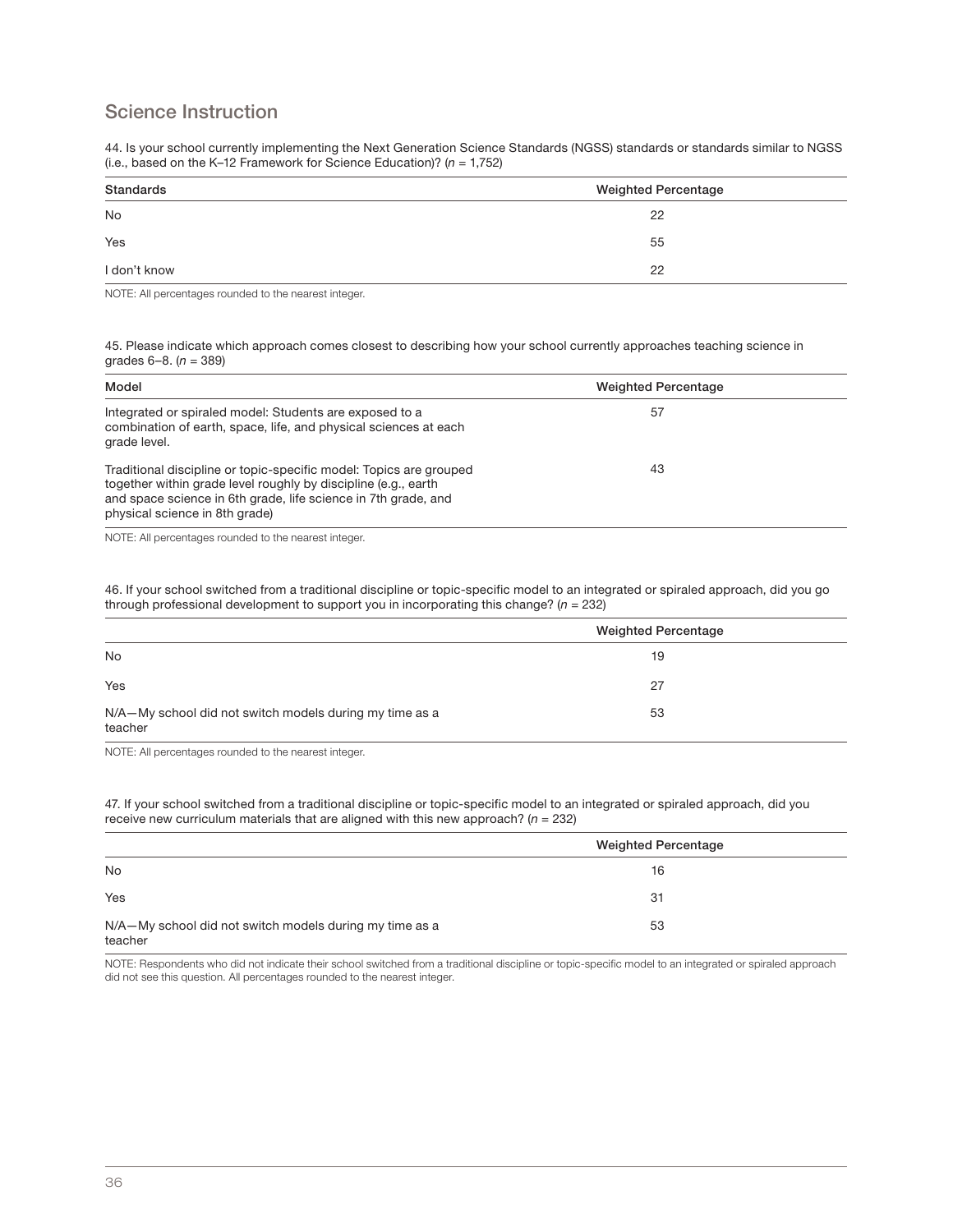## Science Instruction

44. Is your school currently implementing the Next Generation Science Standards (NGSS) standards or standards similar to NGSS (i.e., based on the K–12 Framework for Science Education)? (*n* = 1,752)

| Standards | Weighted Percentage |
|---|---|
| No | 22 |
| Yes | 55 |
| I don't know | 22 |

NOTE: All percentages rounded to the nearest integer.

45. Please indicate which approach comes closest to describing how your school currently approaches teaching science in grades 6–8. (*n* = 389)

| Model | Weighted Percentage |
|---|---|
| Integrated or spiraled model: Students are exposed to a combination of earth, space, life, and physical sciences at each grade level. | 57 |
| Traditional discipline or topic-specific model: Topics are grouped together within grade level roughly by discipline (e.g., earth and space science in 6th grade, life science in 7th grade, and physical science in 8th grade) | 43 |

NOTE: All percentages rounded to the nearest integer.

46. If your school switched from a traditional discipline or topic-specific model to an integrated or spiraled approach, did you go through professional development to support you in incorporating this change? (*n* = 232)

| | Weighted Percentage |
|---|---|
| No | 19 |
| Yes | 27 |
| N/A—My school did not switch models during my time as a teacher | 53 |

NOTE: All percentages rounded to the nearest integer.

47. If your school switched from a traditional discipline or topic-specific model to an integrated or spiraled approach, did you receive new curriculum materials that are aligned with this new approach? (*n* = 232)

| | Weighted Percentage |
|---|---|
| No | 16 |
| Yes | 31 |
| N/A—My school did not switch models during my time as a teacher | 53 |

NOTE: Respondents who did not indicate their school switched from a traditional discipline or topic-specific model to an integrated or spiraled approach did not see this question. All percentages rounded to the nearest integer.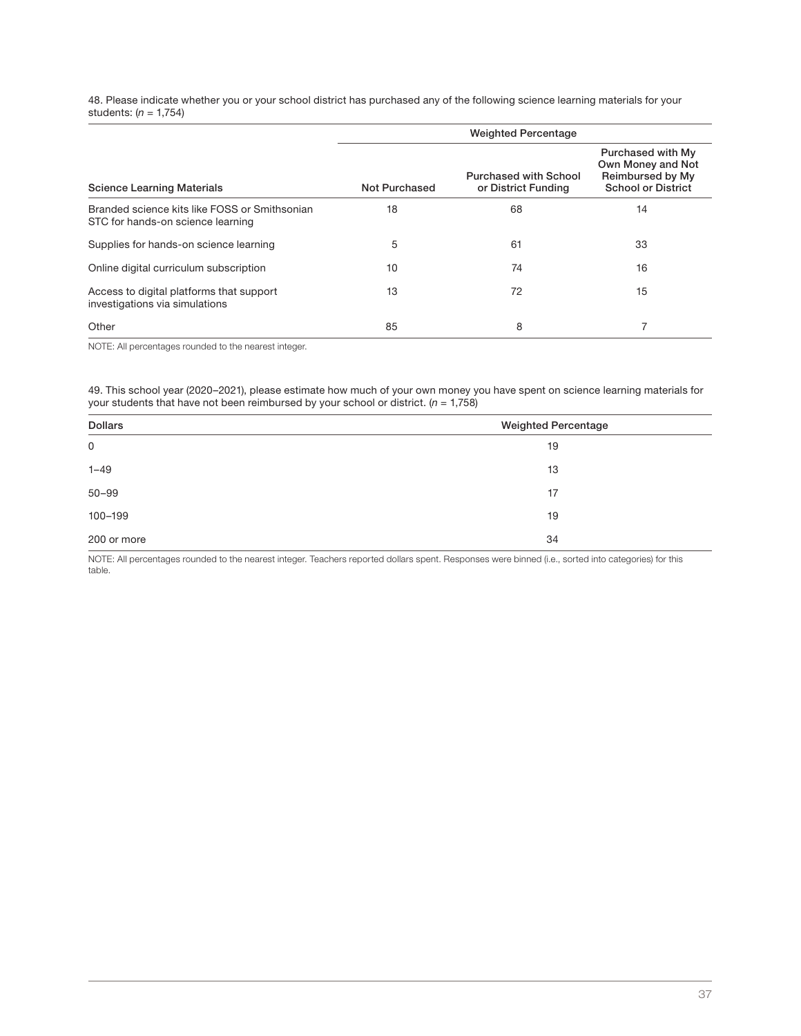48. Please indicate whether you or your school district has purchased any of the following science learning materials for your students: (*n* = 1,754)

| Science Learning Materials | Weighted Percentage | | |
|---|---|---|---|
| | Not Purchased | Purchased with School or District Funding | Purchased with My Own Money and Not Reimbursed by My School or District |
| Branded science kits like FOSS or Smithsonian STC for hands-on science learning | 18 | 68 | 14 |
| Supplies for hands-on science learning | 5 | 61 | 33 |
| Online digital curriculum subscription | 10 | 74 | 16 |
| Access to digital platforms that support investigations via simulations | 13 | 72 | 15 |
| Other | 85 | 8 | 7 |

NOTE: All percentages rounded to the nearest integer.

49. This school year (2020–2021), please estimate how much of your own money you have spent on science learning materials for your students that have not been reimbursed by your school or district. (*n* = 1,758)

| Dollars | Weighted Percentage |
|---|---|
| 0 | 19 |
| 1–49 | 13 |
| 50–99 | 17 |
| 100–199 | 19 |
| 200 or more | 34 |

NOTE: All percentages rounded to the nearest integer. Teachers reported dollars spent. Responses were binned (i.e., sorted into categories) for this table.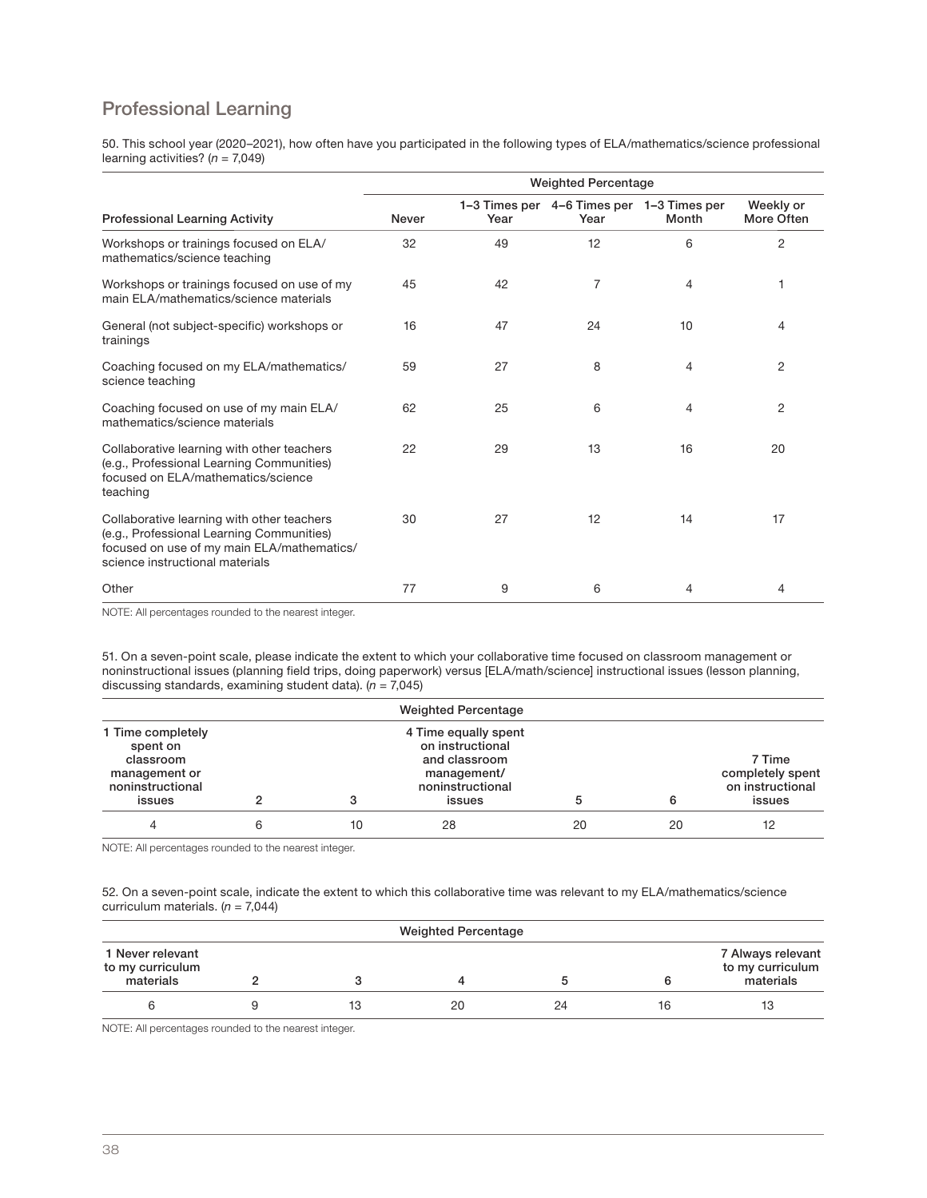## Professional Learning

50. This school year (2020–2021), how often have you participated in the following types of ELA/mathematics/science professional learning activities? (*n* = 7,049)

| | Weighted Percentage | | | | |
|---|---|---|---|---|---|
| Professional Learning Activity | Never | 1–3 Times per Year | 4–6 Times per Year | 1–3 Times per Month | Weekly or More Often |
| Workshops or trainings focused on ELA/mathematics/science teaching | 32 | 49 | 12 | 6 | 2 |
| Workshops or trainings focused on use of my main ELA/mathematics/science materials | 45 | 42 | 7 | 4 | 1 |
| General (not subject-specific) workshops or trainings | 16 | 47 | 24 | 10 | 4 |
| Coaching focused on my ELA/mathematics/science teaching | 59 | 27 | 8 | 4 | 2 |
| Coaching focused on use of my main ELA/mathematics/science materials | 62 | 25 | 6 | 4 | 2 |
| Collaborative learning with other teachers (e.g., Professional Learning Communities) focused on ELA/mathematics/science teaching | 22 | 29 | 13 | 16 | 20 |
| Collaborative learning with other teachers (e.g., Professional Learning Communities) focused on use of my main ELA/mathematics/science instructional materials | 30 | 27 | 12 | 14 | 17 |
| Other | 77 | 9 | 6 | 4 | 4 |

NOTE: All percentages rounded to the nearest integer.

51. On a seven-point scale, please indicate the extent to which your collaborative time focused on classroom management or noninstructional issues (planning field trips, doing paperwork) versus [ELA/math/science] instructional issues (lesson planning, discussing standards, examining student data). (*n* = 7,045)

| Weighted Percentage | | | | | | |
|---|---|---|---|---|---|---|
| 1 Time completely spent on classroom management or noninstructional issues | 2 | 3 | 4 Time equally spent on instructional and classroom management/noninstructional issues | 5 | 6 | 7 Time completely spent on instructional issues |
| 4 | 6 | 10 | 28 | 20 | 20 | 12 |

NOTE: All percentages rounded to the nearest integer.

52. On a seven-point scale, indicate the extent to which this collaborative time was relevant to my ELA/mathematics/science curriculum materials. (*n* = 7,044)

| Weighted Percentage | | | | | | |
|---|---|---|---|---|---|---|
| 1 Never relevant to my curriculum materials | 2 | 3 | 4 | 5 | 6 | 7 Always relevant to my curriculum materials |
| 6 | 9 | 13 | 20 | 24 | 16 | 13 |

NOTE: All percentages rounded to the nearest integer.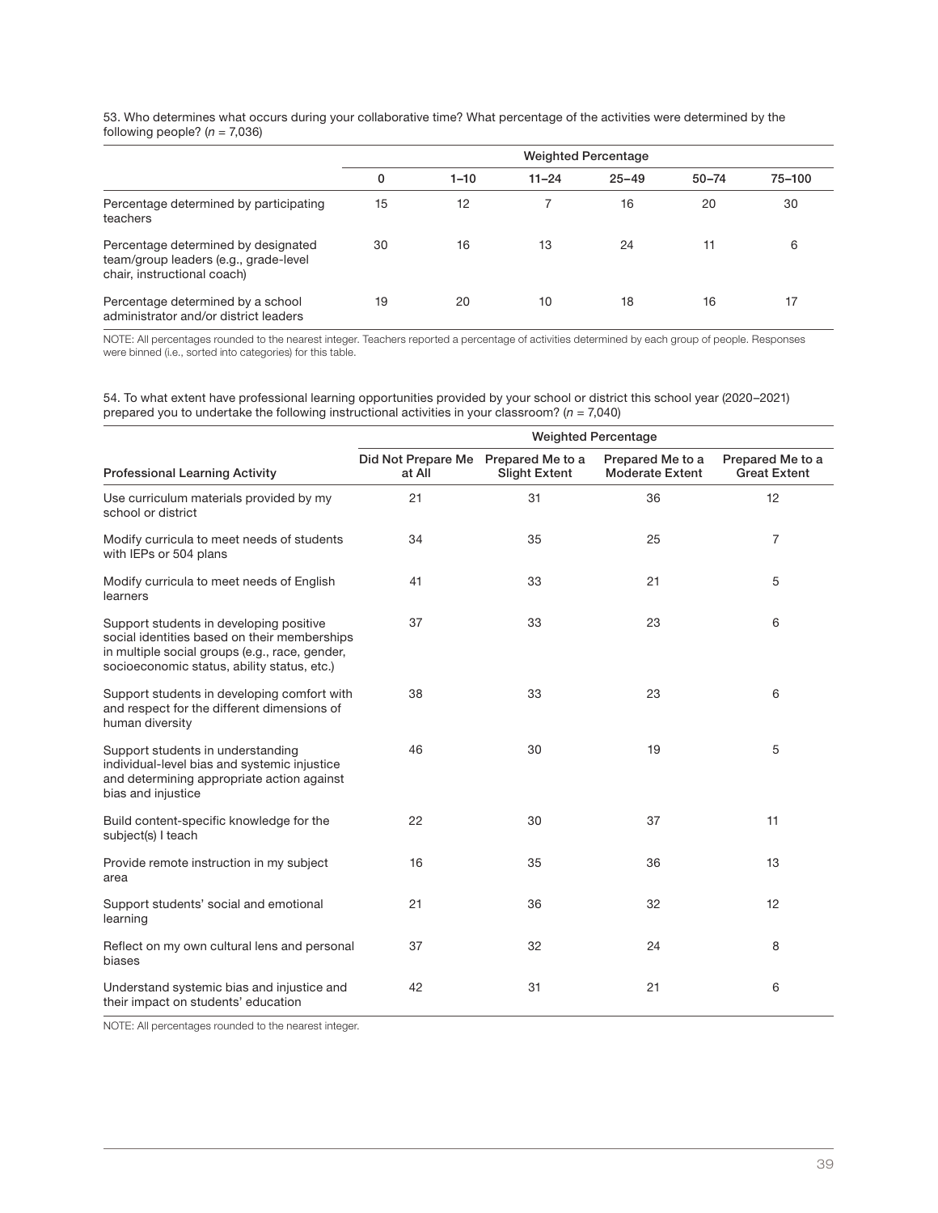53. Who determines what occurs during your collaborative time? What percentage of the activities were determined by the following people? ($n$ = 7,036)

| | Weighted Percentage | | | | | |
|---|---|---|---|---|---|---|
| | 0 | 1–10 | 11–24 | 25–49 | 50–74 | 75–100 |
| Percentage determined by participating teachers | 15 | 12 | 7 | 16 | 20 | 30 |
| Percentage determined by designated team/group leaders (e.g., grade-level chair, instructional coach) | 30 | 16 | 13 | 24 | 11 | 6 |
| Percentage determined by a school administrator and/or district leaders | 19 | 20 | 10 | 18 | 16 | 17 |

NOTE: All percentages rounded to the nearest integer. Teachers reported a percentage of activities determined by each group of people. Responses were binned (i.e., sorted into categories) for this table.

54. To what extent have professional learning opportunities provided by your school or district this school year (2020–2021) prepared you to undertake the following instructional activities in your classroom? ($n$ = 7,040)

| | Weighted Percentage | | | |
|---|---|---|---|---|
| Professional Learning Activity | Did Not Prepare Me at All | Prepared Me to a Slight Extent | Prepared Me to a Moderate Extent | Prepared Me to a Great Extent |
| Use curriculum materials provided by my school or district | 21 | 31 | 36 | 12 |
| Modify curricula to meet needs of students with IEPs or 504 plans | 34 | 35 | 25 | 7 |
| Modify curricula to meet needs of English learners | 41 | 33 | 21 | 5 |
| Support students in developing positive social identities based on their memberships in multiple social groups (e.g., race, gender, socioeconomic status, ability status, etc.) | 37 | 33 | 23 | 6 |
| Support students in developing comfort with and respect for the different dimensions of human diversity | 38 | 33 | 23 | 6 |
| Support students in understanding individual-level bias and systemic injustice and determining appropriate action against bias and injustice | 46 | 30 | 19 | 5 |
| Build content-specific knowledge for the subject(s) I teach | 22 | 30 | 37 | 11 |
| Provide remote instruction in my subject area | 16 | 35 | 36 | 13 |
| Support students' social and emotional learning | 21 | 36 | 32 | 12 |
| Reflect on my own cultural lens and personal biases | 37 | 32 | 24 | 8 |
| Understand systemic bias and injustice and their impact on students' education | 42 | 31 | 21 | 6 |

NOTE: All percentages rounded to the nearest integer.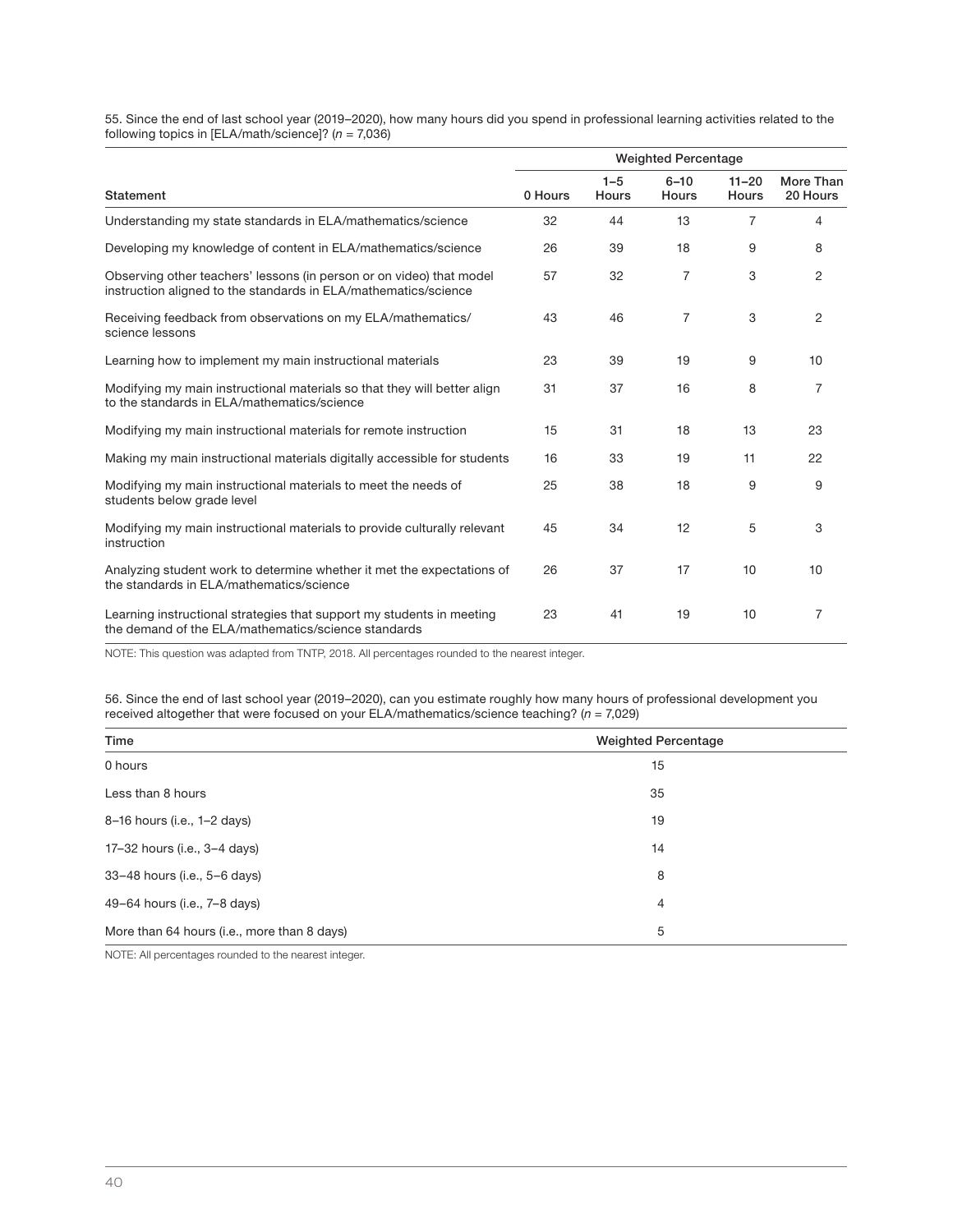55. Since the end of last school year (2019–2020), how many hours did you spend in professional learning activities related to the following topics in [ELA/math/science]? (*n* = 7,036)

| Statement | Weighted Percentage | | | | |
|---|---|---|---|---|---|
| | 0 Hours | 1–5 Hours | 6–10 Hours | 11–20 Hours | More Than 20 Hours |
| Understanding my state standards in ELA/mathematics/science | 32 | 44 | 13 | 7 | 4 |
| Developing my knowledge of content in ELA/mathematics/science | 26 | 39 | 18 | 9 | 8 |
| Observing other teachers' lessons (in person or on video) that model instruction aligned to the standards in ELA/mathematics/science | 57 | 32 | 7 | 3 | 2 |
| Receiving feedback from observations on my ELA/mathematics/science lessons | 43 | 46 | 7 | 3 | 2 |
| Learning how to implement my main instructional materials | 23 | 39 | 19 | 9 | 10 |
| Modifying my main instructional materials so that they will better align to the standards in ELA/mathematics/science | 31 | 37 | 16 | 8 | 7 |
| Modifying my main instructional materials for remote instruction | 15 | 31 | 18 | 13 | 23 |
| Making my main instructional materials digitally accessible for students | 16 | 33 | 19 | 11 | 22 |
| Modifying my main instructional materials to meet the needs of students below grade level | 25 | 38 | 18 | 9 | 9 |
| Modifying my main instructional materials to provide culturally relevant instruction | 45 | 34 | 12 | 5 | 3 |
| Analyzing student work to determine whether it met the expectations of the standards in ELA/mathematics/science | 26 | 37 | 17 | 10 | 10 |
| Learning instructional strategies that support my students in meeting the demand of the ELA/mathematics/science standards | 23 | 41 | 19 | 10 | 7 |

NOTE: This question was adapted from TNTP, 2018. All percentages rounded to the nearest integer.

56. Since the end of last school year (2019–2020), can you estimate roughly how many hours of professional development you received altogether that were focused on your ELA/mathematics/science teaching? (*n* = 7,029)

| Time | Weighted Percentage |
|---|---|
| 0 hours | 15 |
| Less than 8 hours | 35 |
| 8–16 hours (i.e., 1–2 days) | 19 |
| 17–32 hours (i.e., 3–4 days) | 14 |
| 33–48 hours (i.e., 5–6 days) | 8 |
| 49–64 hours (i.e., 7–8 days) | 4 |
| More than 64 hours (i.e., more than 8 days) | 5 |

NOTE: All percentages rounded to the nearest integer.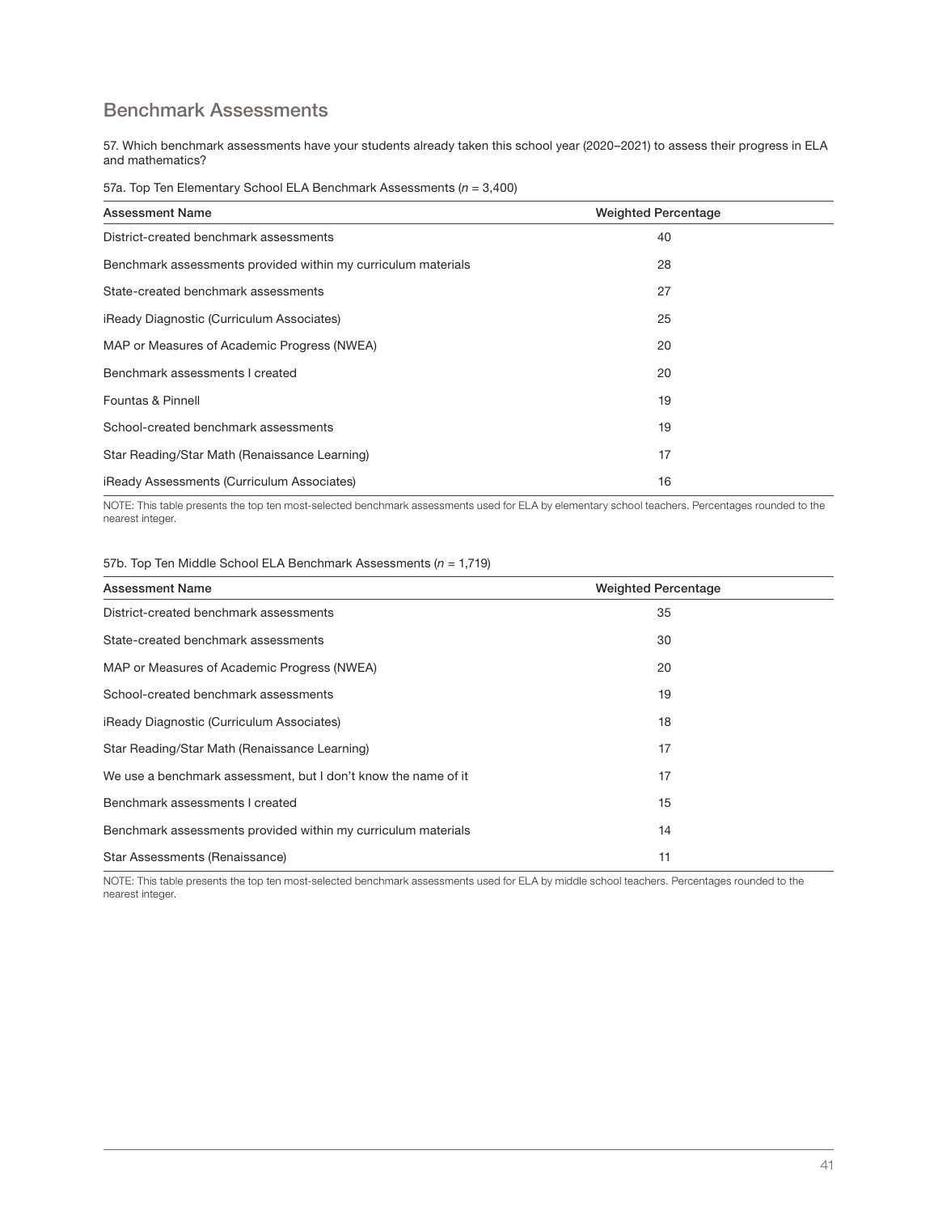## Benchmark Assessments

57. Which benchmark assessments have your students already taken this school year (2020–2021) to assess their progress in ELA and mathematics?

57a. Top Ten Elementary School ELA Benchmark Assessments (*n* = 3,400)

| Assessment Name | Weighted Percentage |
|---|---|
| District-created benchmark assessments | 40 |
| Benchmark assessments provided within my curriculum materials | 28 |
| State-created benchmark assessments | 27 |
| iReady Diagnostic (Curriculum Associates) | 25 |
| MAP or Measures of Academic Progress (NWEA) | 20 |
| Benchmark assessments I created | 20 |
| Fountas & Pinnell | 19 |
| School-created benchmark assessments | 19 |
| Star Reading/Star Math (Renaissance Learning) | 17 |
| iReady Assessments (Curriculum Associates) | 16 |

NOTE: This table presents the top ten most-selected benchmark assessments used for ELA by elementary school teachers. Percentages rounded to the nearest integer.

57b. Top Ten Middle School ELA Benchmark Assessments (*n* = 1,719)

| Assessment Name | Weighted Percentage |
|---|---|
| District-created benchmark assessments | 35 |
| State-created benchmark assessments | 30 |
| MAP or Measures of Academic Progress (NWEA) | 20 |
| School-created benchmark assessments | 19 |
| iReady Diagnostic (Curriculum Associates) | 18 |
| Star Reading/Star Math (Renaissance Learning) | 17 |
| We use a benchmark assessment, but I don't know the name of it | 17 |
| Benchmark assessments I created | 15 |
| Benchmark assessments provided within my curriculum materials | 14 |
| Star Assessments (Renaissance) | 11 |

NOTE: This table presents the top ten most-selected benchmark assessments used for ELA by middle school teachers. Percentages rounded to the nearest integer.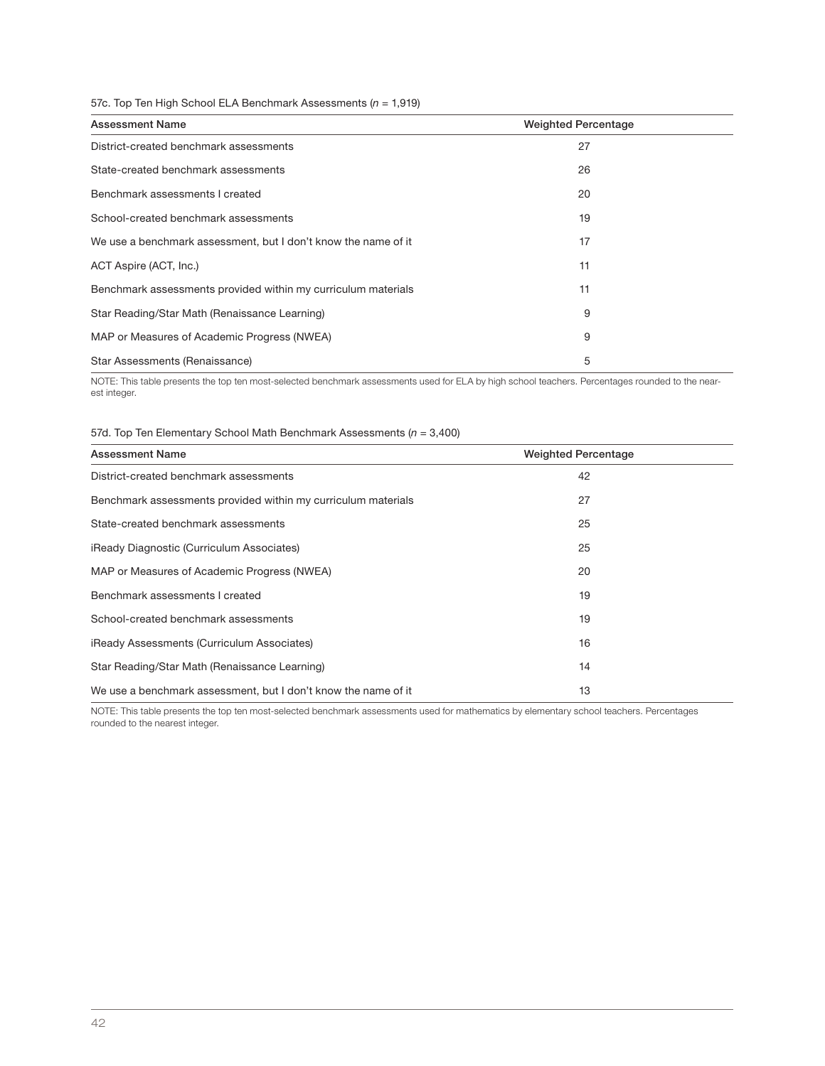57c. Top Ten High School ELA Benchmark Assessments (*n* = 1,919)

| Assessment Name | Weighted Percentage |
|---|---|
| District-created benchmark assessments | 27 |
| State-created benchmark assessments | 26 |
| Benchmark assessments I created | 20 |
| School-created benchmark assessments | 19 |
| We use a benchmark assessment, but I don't know the name of it | 17 |
| ACT Aspire (ACT, Inc.) | 11 |
| Benchmark assessments provided within my curriculum materials | 11 |
| Star Reading/Star Math (Renaissance Learning) | 9 |
| MAP or Measures of Academic Progress (NWEA) | 9 |
| Star Assessments (Renaissance) | 5 |

NOTE: This table presents the top ten most-selected benchmark assessments used for ELA by high school teachers. Percentages rounded to the nearest integer.

57d. Top Ten Elementary School Math Benchmark Assessments (*n* = 3,400)

| Assessment Name | Weighted Percentage |
|---|---|
| District-created benchmark assessments | 42 |
| Benchmark assessments provided within my curriculum materials | 27 |
| State-created benchmark assessments | 25 |
| iReady Diagnostic (Curriculum Associates) | 25 |
| MAP or Measures of Academic Progress (NWEA) | 20 |
| Benchmark assessments I created | 19 |
| School-created benchmark assessments | 19 |
| iReady Assessments (Curriculum Associates) | 16 |
| Star Reading/Star Math (Renaissance Learning) | 14 |
| We use a benchmark assessment, but I don't know the name of it | 13 |

NOTE: This table presents the top ten most-selected benchmark assessments used for mathematics by elementary school teachers. Percentages rounded to the nearest integer.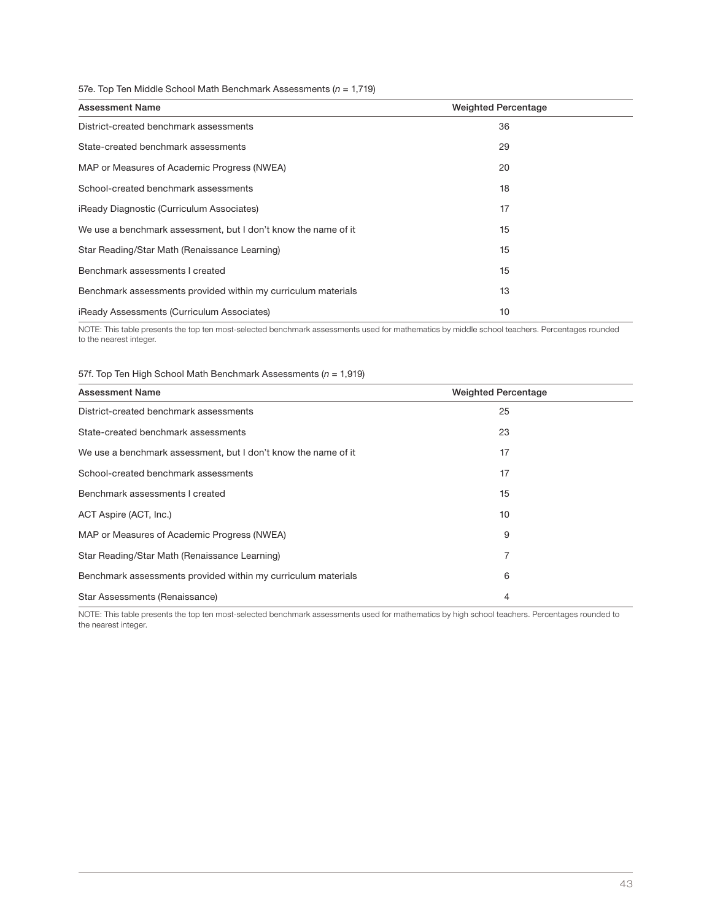57e. Top Ten Middle School Math Benchmark Assessments (*n* = 1,719)

| Assessment Name | Weighted Percentage |
|---|---|
| District-created benchmark assessments | 36 |
| State-created benchmark assessments | 29 |
| MAP or Measures of Academic Progress (NWEA) | 20 |
| School-created benchmark assessments | 18 |
| iReady Diagnostic (Curriculum Associates) | 17 |
| We use a benchmark assessment, but I don't know the name of it | 15 |
| Star Reading/Star Math (Renaissance Learning) | 15 |
| Benchmark assessments I created | 15 |
| Benchmark assessments provided within my curriculum materials | 13 |
| iReady Assessments (Curriculum Associates) | 10 |

NOTE: This table presents the top ten most-selected benchmark assessments used for mathematics by middle school teachers. Percentages rounded to the nearest integer.

57f. Top Ten High School Math Benchmark Assessments (*n* = 1,919)

| Assessment Name | Weighted Percentage |
|---|---|
| District-created benchmark assessments | 25 |
| State-created benchmark assessments | 23 |
| We use a benchmark assessment, but I don't know the name of it | 17 |
| School-created benchmark assessments | 17 |
| Benchmark assessments I created | 15 |
| ACT Aspire (ACT, Inc.) | 10 |
| MAP or Measures of Academic Progress (NWEA) | 9 |
| Star Reading/Star Math (Renaissance Learning) | 7 |
| Benchmark assessments provided within my curriculum materials | 6 |
| Star Assessments (Renaissance) | 4 |

NOTE: This table presents the top ten most-selected benchmark assessments used for mathematics by high school teachers. Percentages rounded to the nearest integer.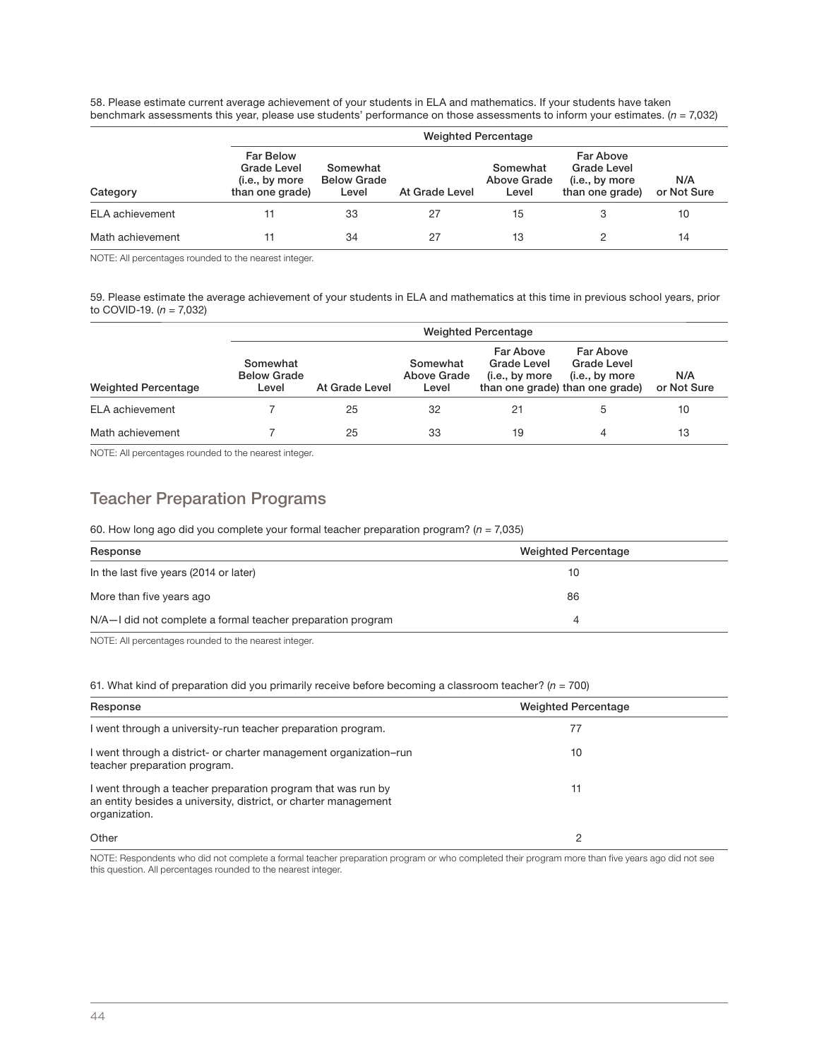58. Please estimate current average achievement of your students in ELA and mathematics. If your students have taken benchmark assessments this year, please use students' performance on those assessments to inform your estimates. ($n$ = 7,032)

| | Weighted Percentage | | | | | |
|---|---|---|---|---|---|---|
| Category | Far Below Grade Level (i.e., by more than one grade) | Somewhat Below Grade Level | At Grade Level | Somewhat Above Grade Level | Far Above Grade Level (i.e., by more than one grade) | N/A or Not Sure |
| ELA achievement | 11 | 33 | 27 | 15 | 3 | 10 |
| Math achievement | 11 | 34 | 27 | 13 | 2 | 14 |

NOTE: All percentages rounded to the nearest integer.

59. Please estimate the average achievement of your students in ELA and mathematics at this time in previous school years, prior to COVID-19. ($n$ = 7,032)

| | Weighted Percentage | | | | | |
|---|---|---|---|---|---|---|
| Weighted Percentage | Somewhat Below Grade Level | At Grade Level | Somewhat Above Grade Level | Far Above Grade Level (i.e., by more than one grade) | Far Above Grade Level (i.e., by more than one grade) | N/A or Not Sure |
| ELA achievement | 7 | 25 | 32 | 21 | 5 | 10 |
| Math achievement | 7 | 25 | 33 | 19 | 4 | 13 |

NOTE: All percentages rounded to the nearest integer.

## Teacher Preparation Programs

60. How long ago did you complete your formal teacher preparation program? ($n$ = 7,035)

| Response | Weighted Percentage |
|---|---|
| In the last five years (2014 or later) | 10 |
| More than five years ago | 86 |
| N/A—I did not complete a formal teacher preparation program | 4 |

NOTE: All percentages rounded to the nearest integer.

61. What kind of preparation did you primarily receive before becoming a classroom teacher? ($n$ = 700)

| Response | Weighted Percentage |
|---|---|
| I went through a university-run teacher preparation program. | 77 |
| I went through a district- or charter management organization–run teacher preparation program. | 10 |
| I went through a teacher preparation program that was run by an entity besides a university, district, or charter management organization. | 11 |
| Other | 2 |

NOTE: Respondents who did not complete a formal teacher preparation program or who completed their program more than five years ago did not see this question. All percentages rounded to the nearest integer.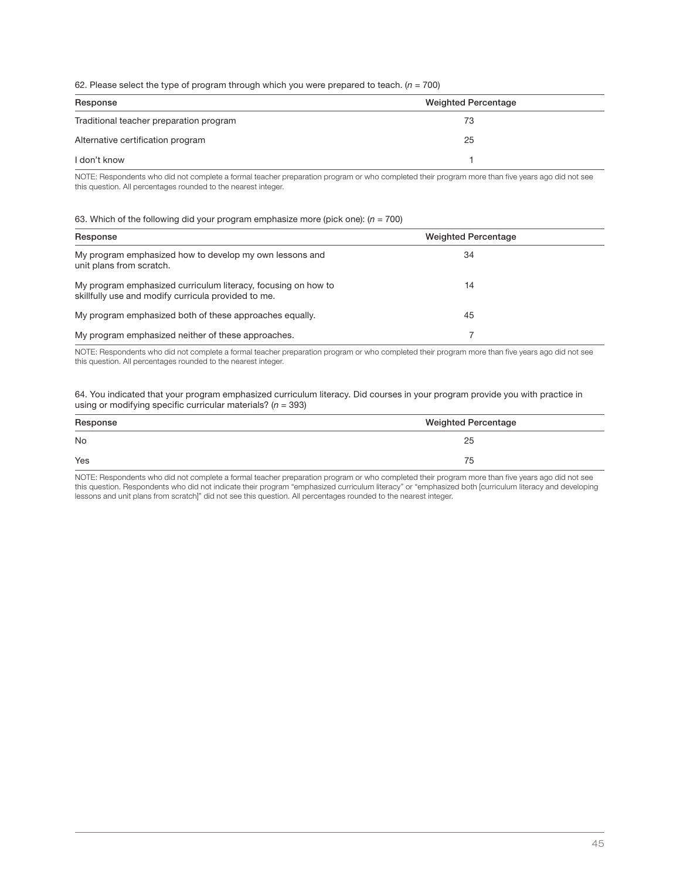62. Please select the type of program through which you were prepared to teach. (*n* = 700)

| Response | Weighted Percentage |
| --- | --- |
| Traditional teacher preparation program | 73 |
| Alternative certification program | 25 |
| I don't know | 1 |

NOTE: Respondents who did not complete a formal teacher preparation program or who completed their program more than five years ago did not see this question. All percentages rounded to the nearest integer.

63. Which of the following did your program emphasize more (pick one): (*n* = 700)

| Response | Weighted Percentage |
| --- | --- |
| My program emphasized how to develop my own lessons and unit plans from scratch. | 34 |
| My program emphasized curriculum literacy, focusing on how to skillfully use and modify curricula provided to me. | 14 |
| My program emphasized both of these approaches equally. | 45 |
| My program emphasized neither of these approaches. | 7 |

NOTE: Respondents who did not complete a formal teacher preparation program or who completed their program more than five years ago did not see this question. All percentages rounded to the nearest integer.

64. You indicated that your program emphasized curriculum literacy. Did courses in your program provide you with practice in using or modifying specific curricular materials? (*n* = 393)

| Response | Weighted Percentage |
| --- | --- |
| No | 25 |
| Yes | 75 |

NOTE: Respondents who did not complete a formal teacher preparation program or who completed their program more than five years ago did not see this question. Respondents who did not indicate their program "emphasized curriculum literacy" or "emphasized both [curriculum literacy and developing lessons and unit plans from scratch]" did not see this question. All percentages rounded to the nearest integer.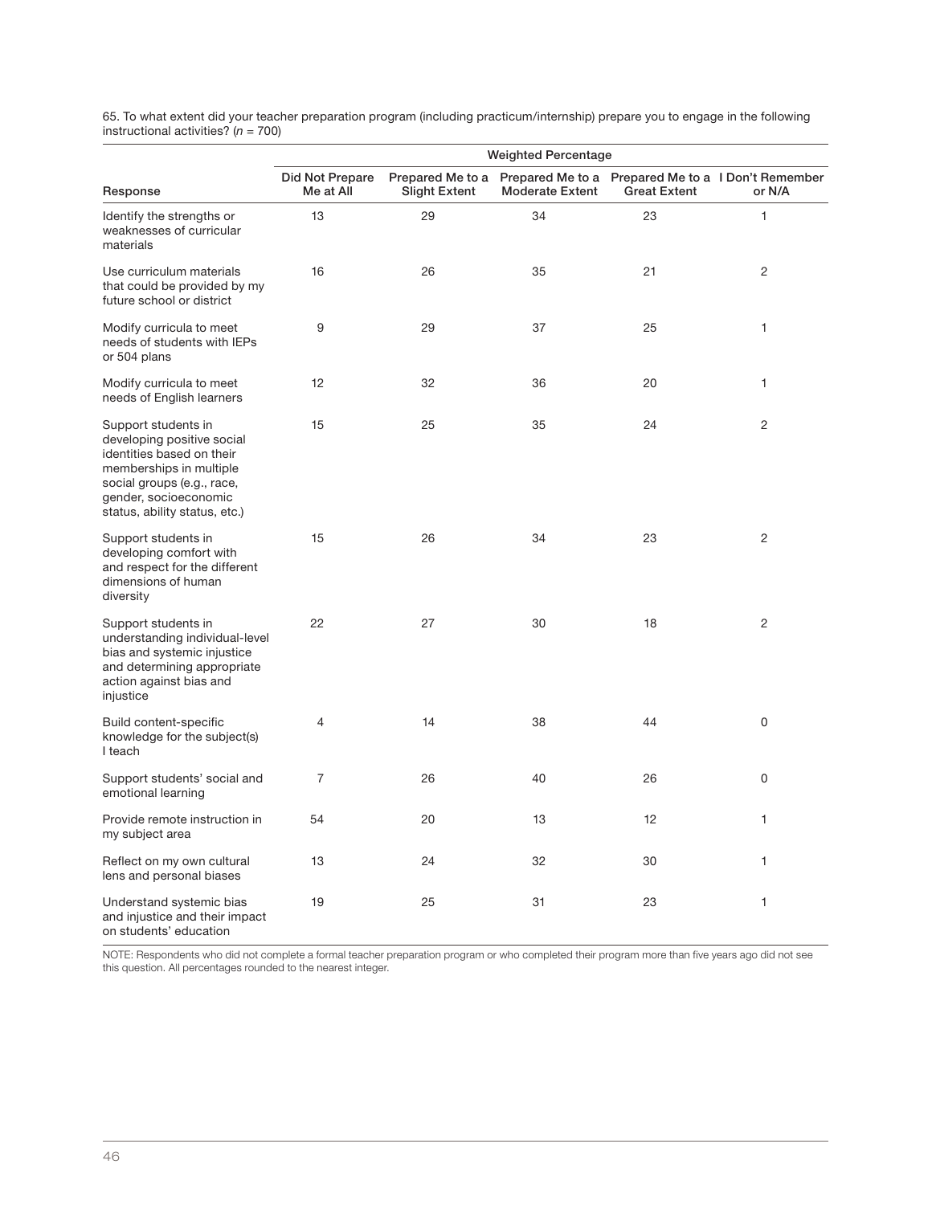65. To what extent did your teacher preparation program (including practicum/internship) prepare you to engage in the following instructional activities? (*n* = 700)

| | Weighted Percentage | | | | |
|---|---|---|---|---|---|
| Response | Did Not Prepare Me at All | Prepared Me to a Slight Extent | Prepared Me to a Moderate Extent | Prepared Me to a Great Extent | I Don't Remember or N/A |
| Identify the strengths or weaknesses of curricular materials | 13 | 29 | 34 | 23 | 1 |
| Use curriculum materials that could be provided by my future school or district | 16 | 26 | 35 | 21 | 2 |
| Modify curricula to meet needs of students with IEPs or 504 plans | 9 | 29 | 37 | 25 | 1 |
| Modify curricula to meet needs of English learners | 12 | 32 | 36 | 20 | 1 |
| Support students in developing positive social identities based on their memberships in multiple social groups (e.g., race, gender, socioeconomic status, ability status, etc.) | 15 | 25 | 35 | 24 | 2 |
| Support students in developing comfort with and respect for the different dimensions of human diversity | 15 | 26 | 34 | 23 | 2 |
| Support students in understanding individual-level bias and systemic injustice and determining appropriate action against bias and injustice | 22 | 27 | 30 | 18 | 2 |
| Build content-specific knowledge for the subject(s) I teach | 4 | 14 | 38 | 44 | 0 |
| Support students' social and emotional learning | 7 | 26 | 40 | 26 | 0 |
| Provide remote instruction in my subject area | 54 | 20 | 13 | 12 | 1 |
| Reflect on my own cultural lens and personal biases | 13 | 24 | 32 | 30 | 1 |
| Understand systemic bias and injustice and their impact on students' education | 19 | 25 | 31 | 23 | 1 |

NOTE: Respondents who did not complete a formal teacher preparation program or who completed their program more than five years ago did not see this question. All percentages rounded to the nearest integer.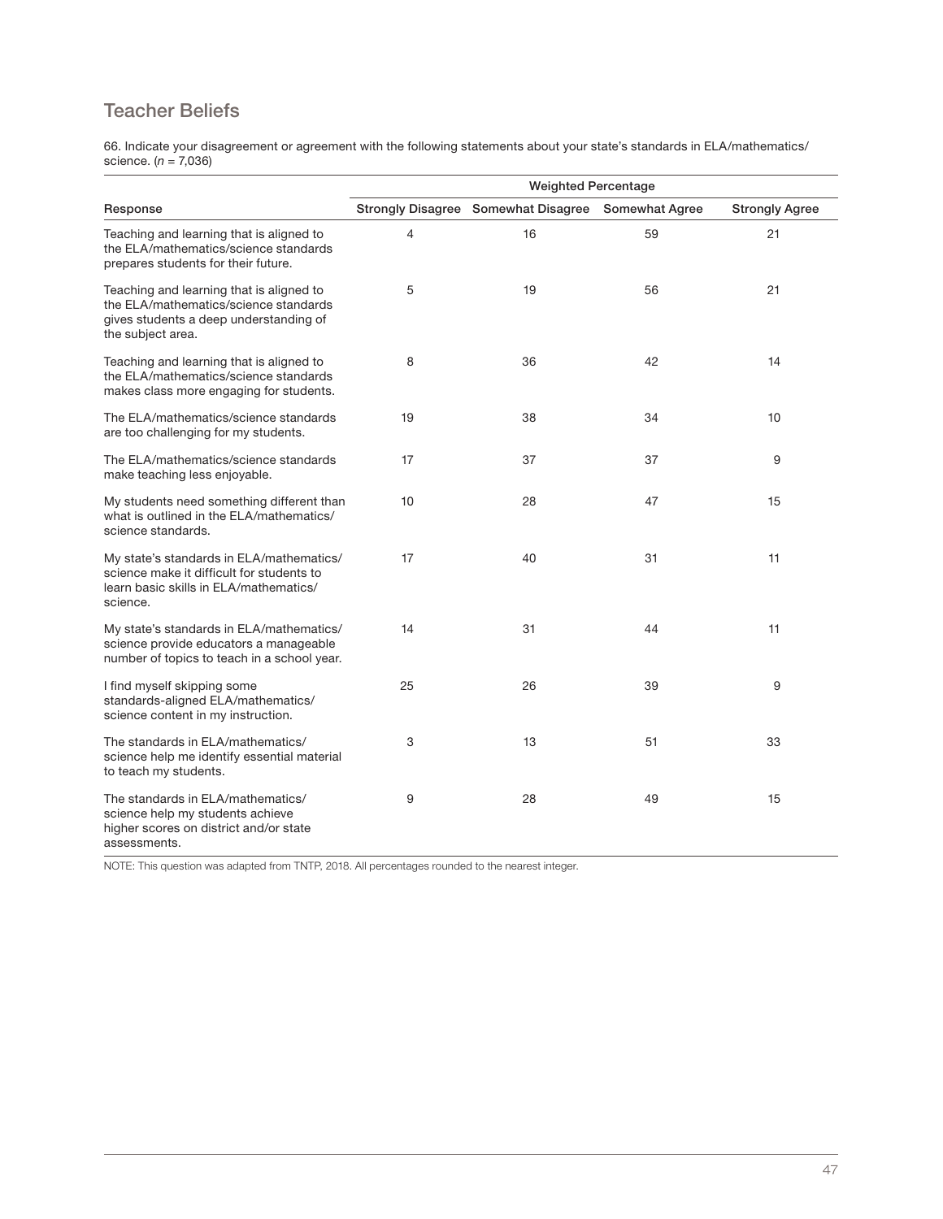## Teacher Beliefs

66. Indicate your disagreement or agreement with the following statements about your state's standards in ELA/mathematics/science. (*n* = 7,036)

| Response | Weighted Percentage | | | |
|---|---|---|---|---|
| | Strongly Disagree | Somewhat Disagree | Somewhat Agree | Strongly Agree |
| Teaching and learning that is aligned to the ELA/mathematics/science standards prepares students for their future. | 4 | 16 | 59 | 21 |
| Teaching and learning that is aligned to the ELA/mathematics/science standards gives students a deep understanding of the subject area. | 5 | 19 | 56 | 21 |
| Teaching and learning that is aligned to the ELA/mathematics/science standards makes class more engaging for students. | 8 | 36 | 42 | 14 |
| The ELA/mathematics/science standards are too challenging for my students. | 19 | 38 | 34 | 10 |
| The ELA/mathematics/science standards make teaching less enjoyable. | 17 | 37 | 37 | 9 |
| My students need something different than what is outlined in the ELA/mathematics/science standards. | 10 | 28 | 47 | 15 |
| My state's standards in ELA/mathematics/science make it difficult for students to learn basic skills in ELA/mathematics/science. | 17 | 40 | 31 | 11 |
| My state's standards in ELA/mathematics/science provide educators a manageable number of topics to teach in a school year. | 14 | 31 | 44 | 11 |
| I find myself skipping some standards-aligned ELA/mathematics/science content in my instruction. | 25 | 26 | 39 | 9 |
| The standards in ELA/mathematics/science help me identify essential material to teach my students. | 3 | 13 | 51 | 33 |
| The standards in ELA/mathematics/science help my students achieve higher scores on district and/or state assessments. | 9 | 28 | 49 | 15 |

NOTE: This question was adapted from TNTP, 2018. All percentages rounded to the nearest integer.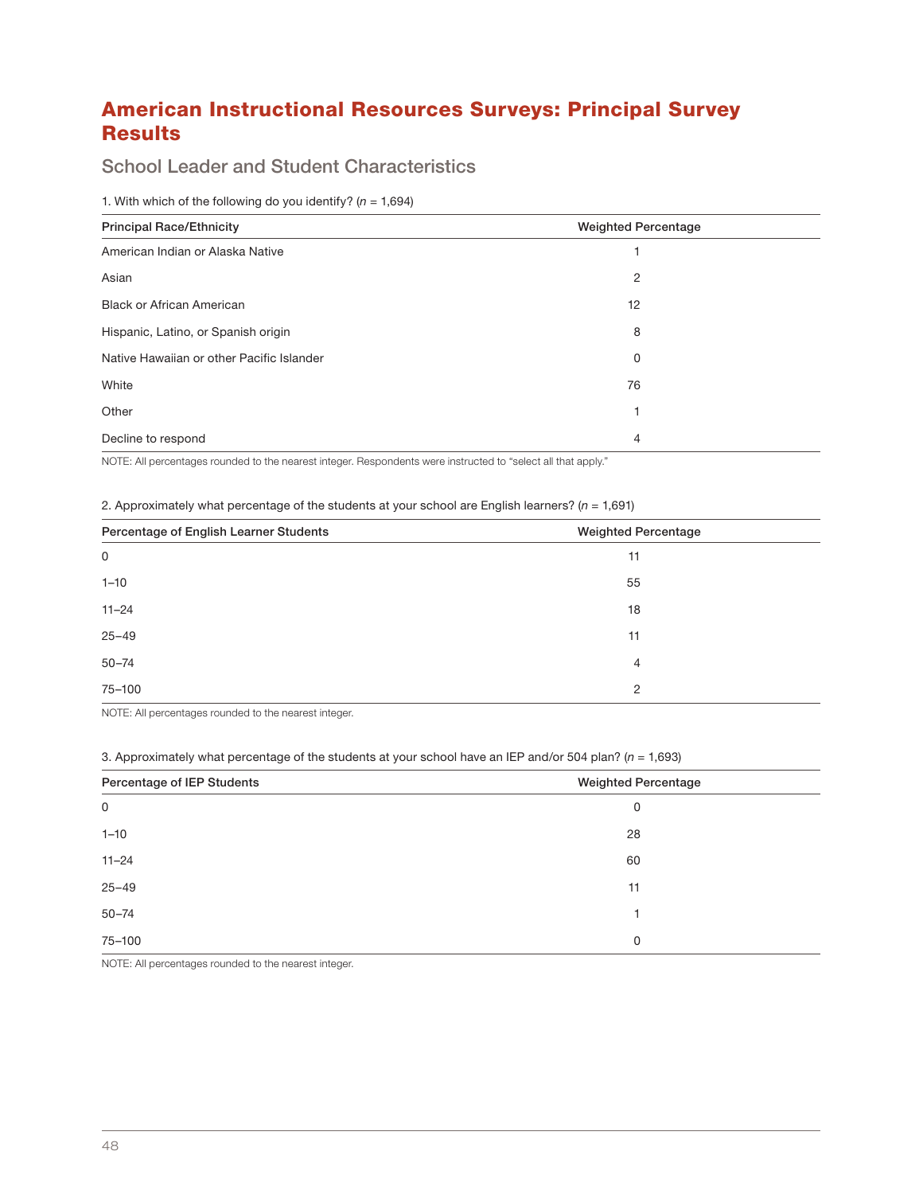# American Instructional Resources Surveys: Principal Survey Results

## School Leader and Student Characteristics

1. With which of the following do you identify? (*n* = 1,694)

| Principal Race/Ethnicity | Weighted Percentage |
| --- | --- |
| American Indian or Alaska Native | 1 |
| Asian | 2 |
| Black or African American | 12 |
| Hispanic, Latino, or Spanish origin | 8 |
| Native Hawaiian or other Pacific Islander | 0 |
| White | 76 |
| Other | 1 |
| Decline to respond | 4 |

NOTE: All percentages rounded to the nearest integer. Respondents were instructed to "select all that apply."

2. Approximately what percentage of the students at your school are English learners? (*n* = 1,691)

| Percentage of English Learner Students | Weighted Percentage |
| --- | --- |
| 0 | 11 |
| 1–10 | 55 |
| 11–24 | 18 |
| 25–49 | 11 |
| 50–74 | 4 |
| 75–100 | 2 |

NOTE: All percentages rounded to the nearest integer.

3. Approximately what percentage of the students at your school have an IEP and/or 504 plan? (*n* = 1,693)

| Percentage of IEP Students | Weighted Percentage |
| --- | --- |
| 0 | 0 |
| 1–10 | 28 |
| 11–24 | 60 |
| 25–49 | 11 |
| 50–74 | 1 |
| 75–100 | 0 |

NOTE: All percentages rounded to the nearest integer.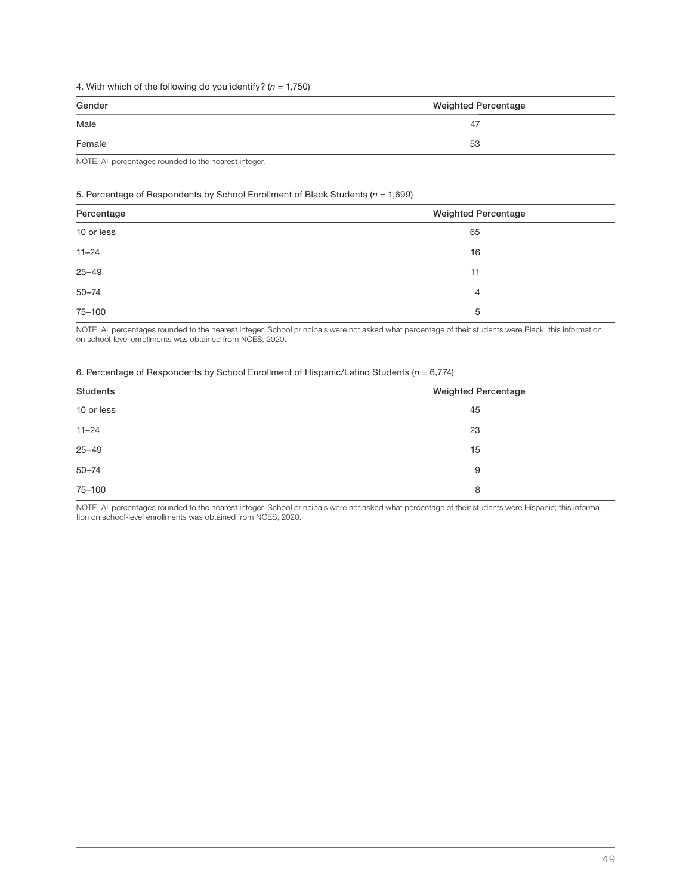4. With which of the following do you identify? (*n* = 1,750)

| Gender | Weighted Percentage |
|---|---|
| Male | 47 |
| Female | 53 |

NOTE: All percentages rounded to the nearest integer.

5. Percentage of Respondents by School Enrollment of Black Students (*n* = 1,699)

| Percentage | Weighted Percentage |
|---|---|
| 10 or less | 65 |
| 11–24 | 16 |
| 25–49 | 11 |
| 50–74 | 4 |
| 75–100 | 5 |

NOTE: All percentages rounded to the nearest integer. School principals were not asked what percentage of their students were Black; this information on school-level enrollments was obtained from NCES, 2020.

6. Percentage of Respondents by School Enrollment of Hispanic/Latino Students (*n* = 6,774)

| Students | Weighted Percentage |
|---|---|
| 10 or less | 45 |
| 11–24 | 23 |
| 25–49 | 15 |
| 50–74 | 9 |
| 75–100 | 8 |

NOTE: All percentages rounded to the nearest integer. School principals were not asked what percentage of their students were Hispanic; this information on school-level enrollments was obtained from NCES, 2020.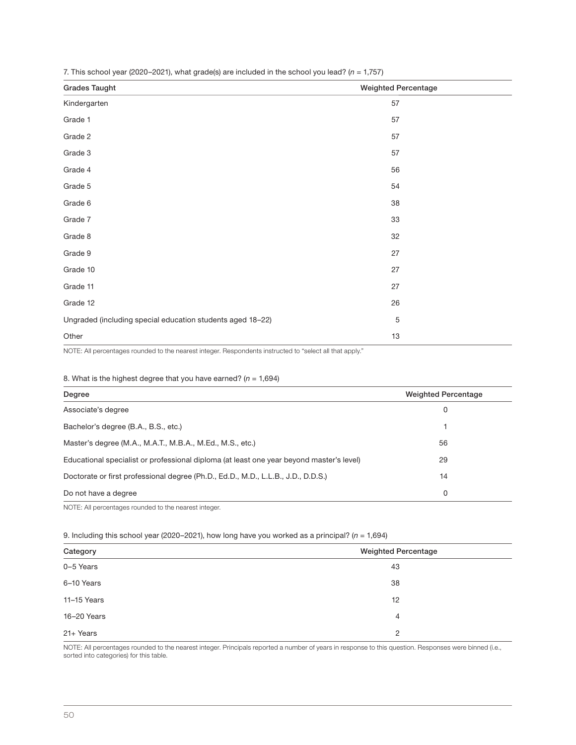7. This school year (2020–2021), what grade(s) are included in the school you lead? (*n* = 1,757)

| Grades Taught | Weighted Percentage |
|---|---|
| Kindergarten | 57 |
| Grade 1 | 57 |
| Grade 2 | 57 |
| Grade 3 | 57 |
| Grade 4 | 56 |
| Grade 5 | 54 |
| Grade 6 | 38 |
| Grade 7 | 33 |
| Grade 8 | 32 |
| Grade 9 | 27 |
| Grade 10 | 27 |
| Grade 11 | 27 |
| Grade 12 | 26 |
| Ungraded (including special education students aged 18–22) | 5 |
| Other | 13 |

NOTE: All percentages rounded to the nearest integer. Respondents instructed to "select all that apply."

8. What is the highest degree that you have earned? (*n* = 1,694)

| Degree | Weighted Percentage |
|---|---|
| Associate's degree | 0 |
| Bachelor's degree (B.A., B.S., etc.) | 1 |
| Master's degree (M.A., M.A.T., M.B.A., M.Ed., M.S., etc.) | 56 |
| Educational specialist or professional diploma (at least one year beyond master's level) | 29 |
| Doctorate or first professional degree (Ph.D., Ed.D., M.D., L.L.B., J.D., D.D.S.) | 14 |
| Do not have a degree | 0 |

NOTE: All percentages rounded to the nearest integer.

9. Including this school year (2020–2021), how long have you worked as a principal? (*n* = 1,694)

| Category | Weighted Percentage |
|---|---|
| 0–5 Years | 43 |
| 6–10 Years | 38 |
| 11–15 Years | 12 |
| 16–20 Years | 4 |
| 21+ Years | 2 |

NOTE: All percentages rounded to the nearest integer. Principals reported a number of years in response to this question. Responses were binned (i.e., sorted into categories) for this table.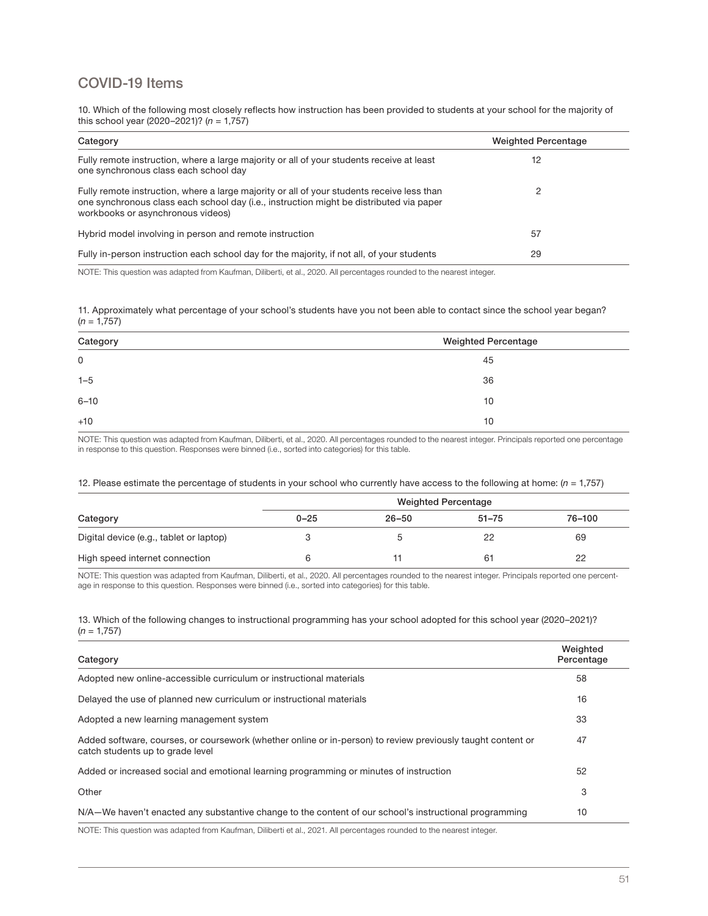## COVID-19 Items

10. Which of the following most closely reflects how instruction has been provided to students at your school for the majority of this school year (2020–2021)? (*n* = 1,757)

| Category | Weighted Percentage |
|---|---|
| Fully remote instruction, where a large majority or all of your students receive at least one synchronous class each school day | 12 |
| Fully remote instruction, where a large majority or all of your students receive less than one synchronous class each school day (i.e., instruction might be distributed via paper workbooks or asynchronous videos) | 2 |
| Hybrid model involving in person and remote instruction | 57 |
| Fully in-person instruction each school day for the majority, if not all, of your students | 29 |

NOTE: This question was adapted from Kaufman, Diliberti, et al., 2020. All percentages rounded to the nearest integer.

11. Approximately what percentage of your school's students have you not been able to contact since the school year began? (*n* = 1,757)

| Category | Weighted Percentage |
|---|---|
| 0 | 45 |
| 1–5 | 36 |
| 6–10 | 10 |
| +10 | 10 |

NOTE: This question was adapted from Kaufman, Diliberti, et al., 2020. All percentages rounded to the nearest integer. Principals reported one percentage in response to this question. Responses were binned (i.e., sorted into categories) for this table.

12. Please estimate the percentage of students in your school who currently have access to the following at home: (*n* = 1,757)

| | Weighted Percentage | | | |
|---|---|---|---|---|
| Category | 0–25 | 26–50 | 51–75 | 76–100 |
| Digital device (e.g., tablet or laptop) | 3 | 5 | 22 | 69 |
| High speed internet connection | 6 | 11 | 61 | 22 |

NOTE: This question was adapted from Kaufman, Diliberti, et al., 2020. All percentages rounded to the nearest integer. Principals reported one percentage in response to this question. Responses were binned (i.e., sorted into categories) for this table.

13. Which of the following changes to instructional programming has your school adopted for this school year (2020–2021)? (*n* = 1,757)

| Category | Weighted Percentage |
|---|---|
| Adopted new online-accessible curriculum or instructional materials | 58 |
| Delayed the use of planned new curriculum or instructional materials | 16 |
| Adopted a new learning management system | 33 |
| Added software, courses, or coursework (whether online or in-person) to review previously taught content or catch students up to grade level | 47 |
| Added or increased social and emotional learning programming or minutes of instruction | 52 |
| Other | 3 |
| N/A—We haven't enacted any substantive change to the content of our school's instructional programming | 10 |

NOTE: This question was adapted from Kaufman, Diliberti et al., 2021. All percentages rounded to the nearest integer.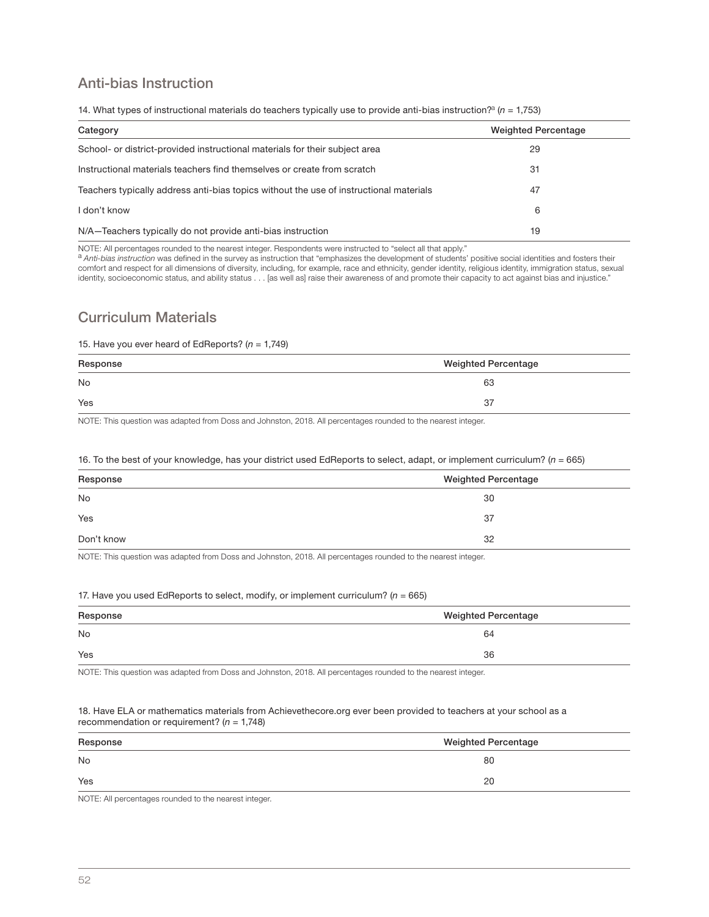## Anti-bias Instruction

14. What types of instructional materials do teachers typically use to provide anti-bias instruction?[a] (*n* = 1,753)

| Category | Weighted Percentage |
|---|---|
| School- or district-provided instructional materials for their subject area | 29 |
| Instructional materials teachers find themselves or create from scratch | 31 |
| Teachers typically address anti-bias topics without the use of instructional materials | 47 |
| I don't know | 6 |
| N/A—Teachers typically do not provide anti-bias instruction | 19 |

NOTE: All percentages rounded to the nearest integer. Respondents were instructed to "select all that apply."
[a] *Anti-bias instruction* was defined in the survey as instruction that "emphasizes the development of students' positive social identities and fosters their comfort and respect for all dimensions of diversity, including, for example, race and ethnicity, gender identity, religious identity, immigration status, sexual identity, socioeconomic status, and ability status . . . [as well as] raise their awareness of and promote their capacity to act against bias and injustice."

## Curriculum Materials

15. Have you ever heard of EdReports? (*n* = 1,749)

| Response | Weighted Percentage |
|---|---|
| No | 63 |
| Yes | 37 |

NOTE: This question was adapted from Doss and Johnston, 2018. All percentages rounded to the nearest integer.

16. To the best of your knowledge, has your district used EdReports to select, adapt, or implement curriculum? (*n* = 665)

| Response | Weighted Percentage |
|---|---|
| No | 30 |
| Yes | 37 |
| Don't know | 32 |

NOTE: This question was adapted from Doss and Johnston, 2018. All percentages rounded to the nearest integer.

17. Have you used EdReports to select, modify, or implement curriculum? (*n* = 665)

| Response | Weighted Percentage |
|---|---|
| No | 64 |
| Yes | 36 |

NOTE: This question was adapted from Doss and Johnston, 2018. All percentages rounded to the nearest integer.

18. Have ELA or mathematics materials from Achievethecore.org ever been provided to teachers at your school as a recommendation or requirement? (*n* = 1,748)

| Response | Weighted Percentage |
|---|---|
| No | 80 |
| Yes | 20 |

NOTE: All percentages rounded to the nearest integer.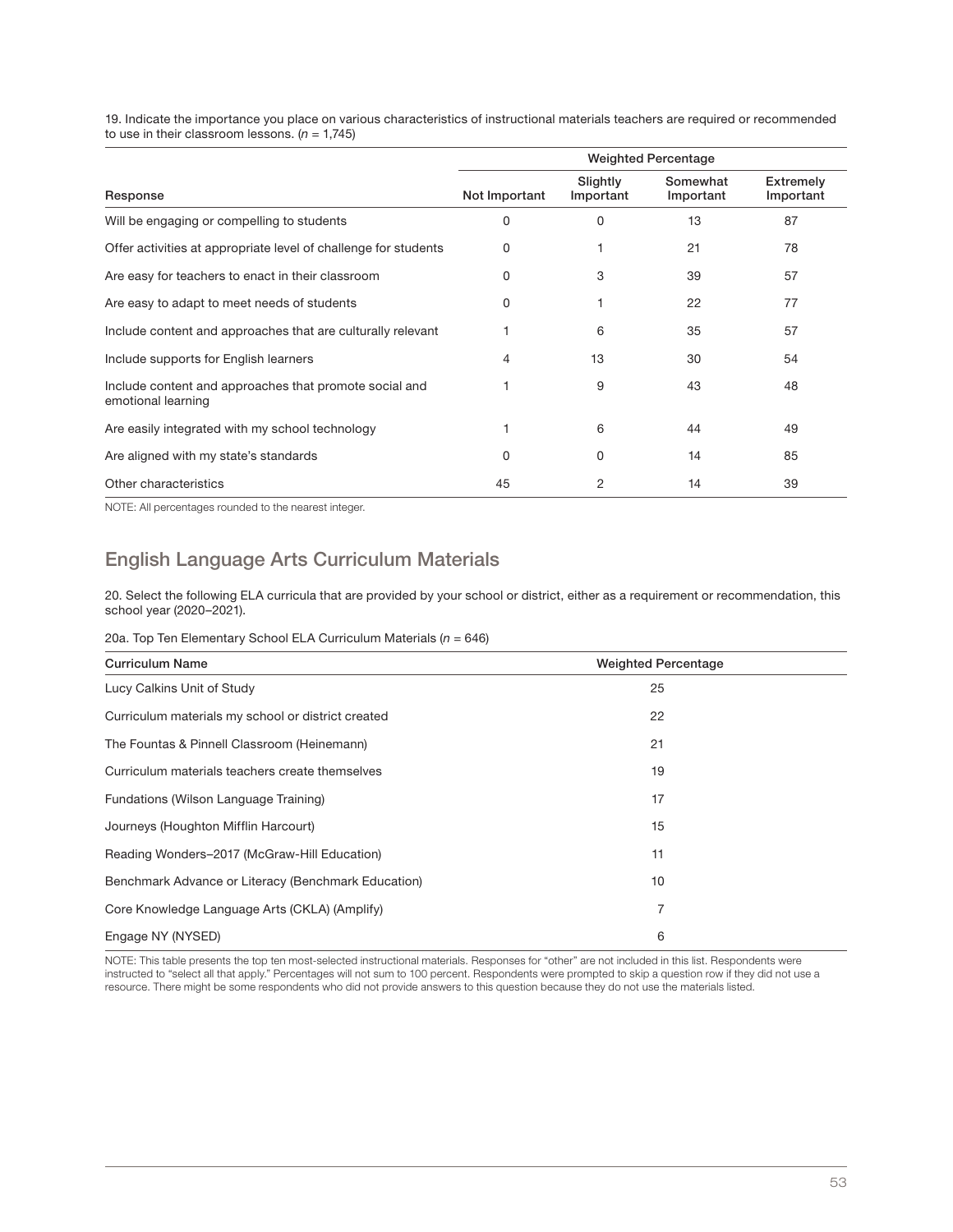19. Indicate the importance you place on various characteristics of instructional materials teachers are required or recommended to use in their classroom lessons. (*n* = 1,745)

| | Weighted Percentage | | | |
|---|---|---|---|---|
| Response | Not Important | Slightly Important | Somewhat Important | Extremely Important |
| Will be engaging or compelling to students | 0 | 0 | 13 | 87 |
| Offer activities at appropriate level of challenge for students | 0 | 1 | 21 | 78 |
| Are easy for teachers to enact in their classroom | 0 | 3 | 39 | 57 |
| Are easy to adapt to meet needs of students | 0 | 1 | 22 | 77 |
| Include content and approaches that are culturally relevant | 1 | 6 | 35 | 57 |
| Include supports for English learners | 4 | 13 | 30 | 54 |
| Include content and approaches that promote social and emotional learning | 1 | 9 | 43 | 48 |
| Are easily integrated with my school technology | 1 | 6 | 44 | 49 |
| Are aligned with my state's standards | 0 | 0 | 14 | 85 |
| Other characteristics | 45 | 2 | 14 | 39 |

NOTE: All percentages rounded to the nearest integer.

## English Language Arts Curriculum Materials

20. Select the following ELA curricula that are provided by your school or district, either as a requirement or recommendation, this school year (2020–2021).

20a. Top Ten Elementary School ELA Curriculum Materials (*n* = 646)

| Curriculum Name | Weighted Percentage |
|---|---|
| Lucy Calkins Unit of Study | 25 |
| Curriculum materials my school or district created | 22 |
| The Fountas & Pinnell Classroom (Heinemann) | 21 |
| Curriculum materials teachers create themselves | 19 |
| Fundations (Wilson Language Training) | 17 |
| Journeys (Houghton Mifflin Harcourt) | 15 |
| Reading Wonders–2017 (McGraw-Hill Education) | 11 |
| Benchmark Advance or Literacy (Benchmark Education) | 10 |
| Core Knowledge Language Arts (CKLA) (Amplify) | 7 |
| Engage NY (NYSED) | 6 |

NOTE: This table presents the top ten most-selected instructional materials. Responses for "other" are not included in this list. Respondents were instructed to "select all that apply." Percentages will not sum to 100 percent. Respondents were prompted to skip a question row if they did not use a resource. There might be some respondents who did not provide answers to this question because they do not use the materials listed.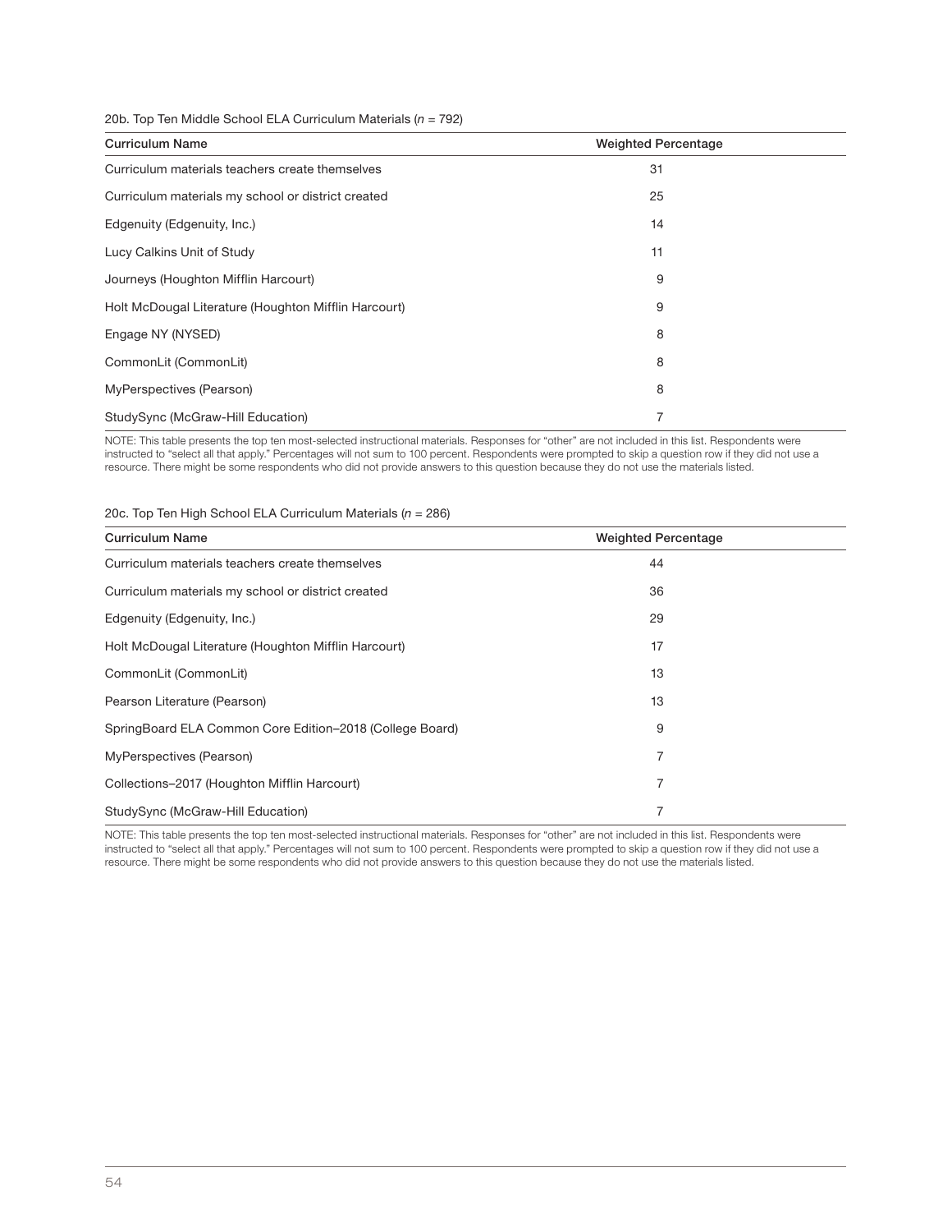20b. Top Ten Middle School ELA Curriculum Materials (*n* = 792)

| Curriculum Name | Weighted Percentage |
|---|---|
| Curriculum materials teachers create themselves | 31 |
| Curriculum materials my school or district created | 25 |
| Edgenuity (Edgenuity, Inc.) | 14 |
| Lucy Calkins Unit of Study | 11 |
| Journeys (Houghton Mifflin Harcourt) | 9 |
| Holt McDougal Literature (Houghton Mifflin Harcourt) | 9 |
| Engage NY (NYSED) | 8 |
| CommonLit (CommonLit) | 8 |
| MyPerspectives (Pearson) | 8 |
| StudySync (McGraw-Hill Education) | 7 |

NOTE: This table presents the top ten most-selected instructional materials. Responses for "other" are not included in this list. Respondents were instructed to "select all that apply." Percentages will not sum to 100 percent. Respondents were prompted to skip a question row if they did not use a resource. There might be some respondents who did not provide answers to this question because they do not use the materials listed.

20c. Top Ten High School ELA Curriculum Materials (*n* = 286)

| Curriculum Name | Weighted Percentage |
|---|---|
| Curriculum materials teachers create themselves | 44 |
| Curriculum materials my school or district created | 36 |
| Edgenuity (Edgenuity, Inc.) | 29 |
| Holt McDougal Literature (Houghton Mifflin Harcourt) | 17 |
| CommonLit (CommonLit) | 13 |
| Pearson Literature (Pearson) | 13 |
| SpringBoard ELA Common Core Edition–2018 (College Board) | 9 |
| MyPerspectives (Pearson) | 7 |
| Collections–2017 (Houghton Mifflin Harcourt) | 7 |
| StudySync (McGraw-Hill Education) | 7 |

NOTE: This table presents the top ten most-selected instructional materials. Responses for "other" are not included in this list. Respondents were instructed to "select all that apply." Percentages will not sum to 100 percent. Respondents were prompted to skip a question row if they did not use a resource. There might be some respondents who did not provide answers to this question because they do not use the materials listed.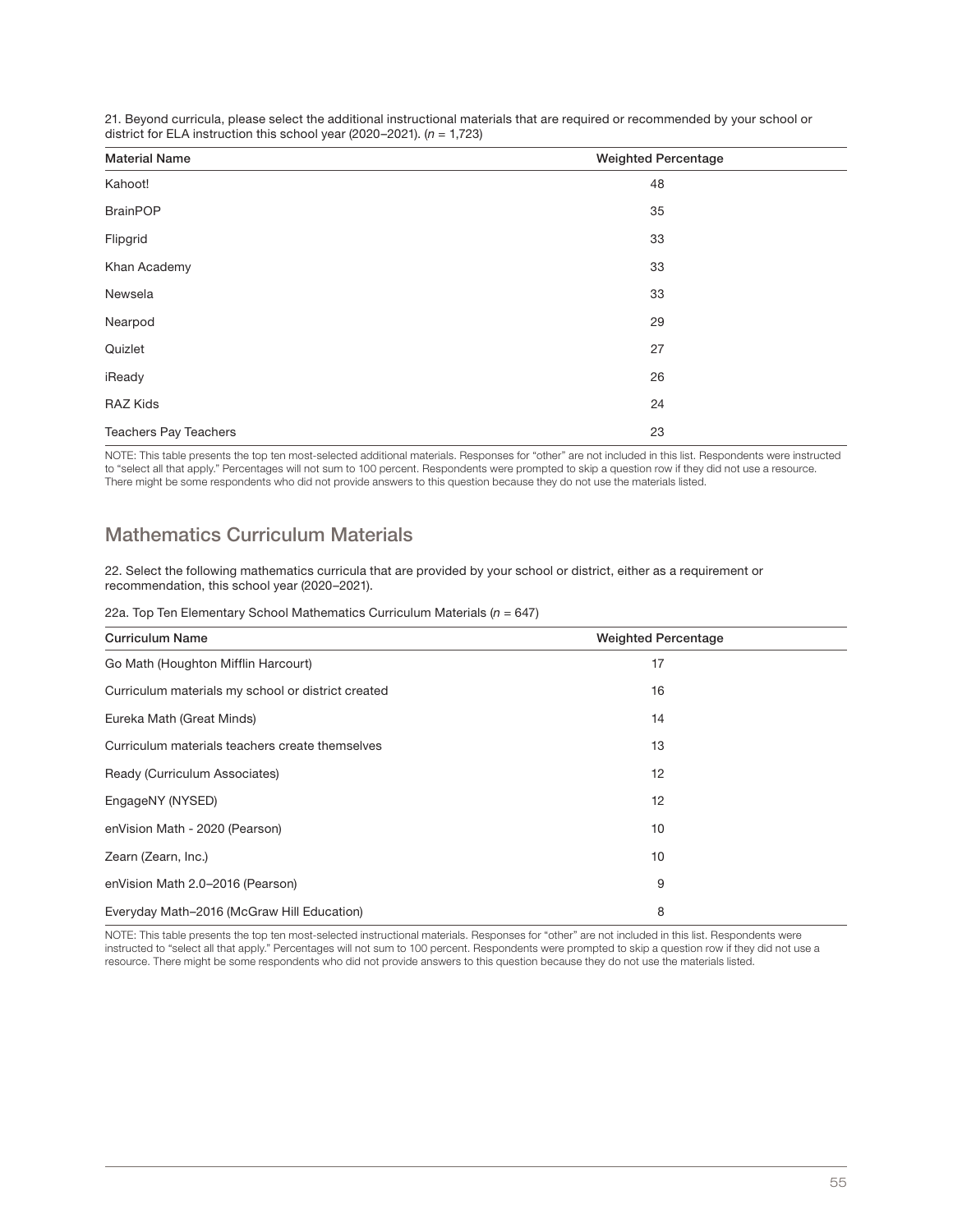21. Beyond curricula, please select the additional instructional materials that are required or recommended by your school or district for ELA instruction this school year (2020–2021). (*n* = 1,723)

| Material Name | Weighted Percentage |
| --- | --- |
| Kahoot! | 48 |
| BrainPOP | 35 |
| Flipgrid | 33 |
| Khan Academy | 33 |
| Newsela | 33 |
| Nearpod | 29 |
| Quizlet | 27 |
| iReady | 26 |
| RAZ Kids | 24 |
| Teachers Pay Teachers | 23 |

NOTE: This table presents the top ten most-selected additional materials. Responses for "other" are not included in this list. Respondents were instructed to "select all that apply." Percentages will not sum to 100 percent. Respondents were prompted to skip a question row if they did not use a resource. There might be some respondents who did not provide answers to this question because they do not use the materials listed.

## Mathematics Curriculum Materials

22. Select the following mathematics curricula that are provided by your school or district, either as a requirement or recommendation, this school year (2020–2021).

22a. Top Ten Elementary School Mathematics Curriculum Materials (*n* = 647)

| Curriculum Name | Weighted Percentage |
| --- | --- |
| Go Math (Houghton Mifflin Harcourt) | 17 |
| Curriculum materials my school or district created | 16 |
| Eureka Math (Great Minds) | 14 |
| Curriculum materials teachers create themselves | 13 |
| Ready (Curriculum Associates) | 12 |
| EngageNY (NYSED) | 12 |
| enVision Math - 2020 (Pearson) | 10 |
| Zearn (Zearn, Inc.) | 10 |
| enVision Math 2.0–2016 (Pearson) | 9 |
| Everyday Math–2016 (McGraw Hill Education) | 8 |

NOTE: This table presents the top ten most-selected instructional materials. Responses for "other" are not included in this list. Respondents were instructed to "select all that apply." Percentages will not sum to 100 percent. Respondents were prompted to skip a question row if they did not use a resource. There might be some respondents who did not provide answers to this question because they do not use the materials listed.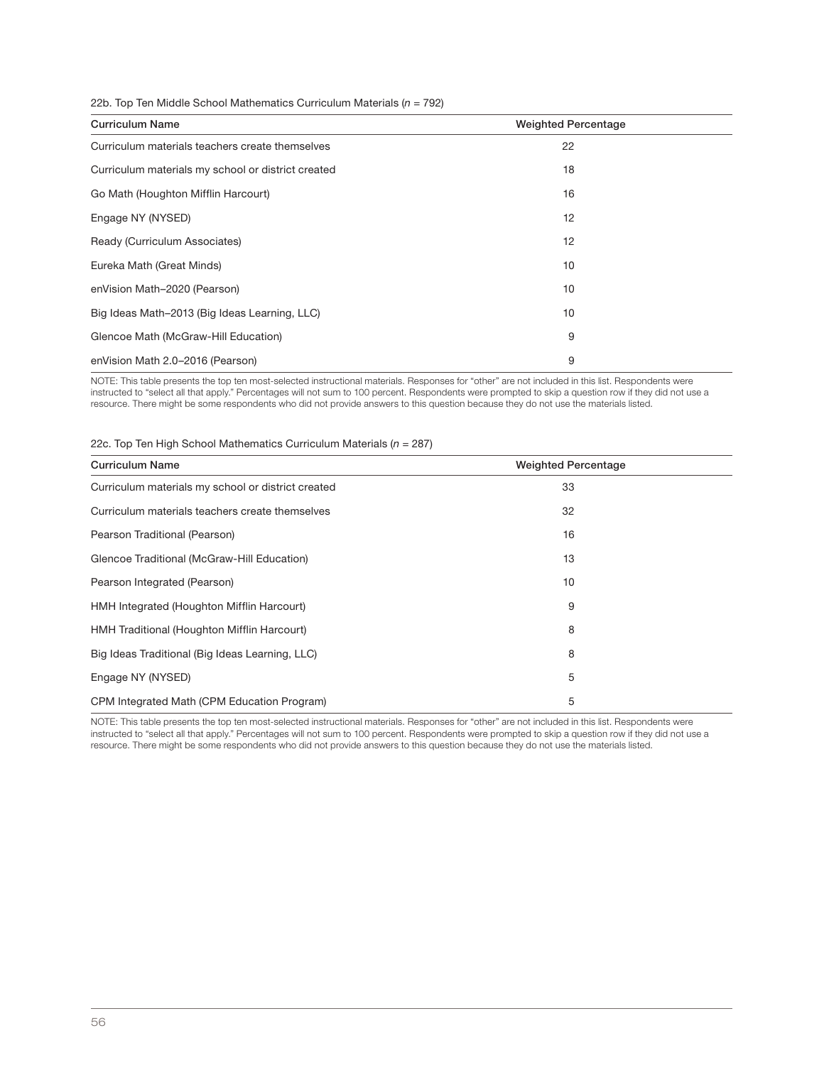22b. Top Ten Middle School Mathematics Curriculum Materials (*n* = 792)

| Curriculum Name | Weighted Percentage |
| --- | --- |
| Curriculum materials teachers create themselves | 22 |
| Curriculum materials my school or district created | 18 |
| Go Math (Houghton Mifflin Harcourt) | 16 |
| Engage NY (NYSED) | 12 |
| Ready (Curriculum Associates) | 12 |
| Eureka Math (Great Minds) | 10 |
| enVision Math–2020 (Pearson) | 10 |
| Big Ideas Math–2013 (Big Ideas Learning, LLC) | 10 |
| Glencoe Math (McGraw-Hill Education) | 9 |
| enVision Math 2.0–2016 (Pearson) | 9 |

NOTE: This table presents the top ten most-selected instructional materials. Responses for "other" are not included in this list. Respondents were instructed to "select all that apply." Percentages will not sum to 100 percent. Respondents were prompted to skip a question row if they did not use a resource. There might be some respondents who did not provide answers to this question because they do not use the materials listed.

22c. Top Ten High School Mathematics Curriculum Materials (*n* = 287)

| Curriculum Name | Weighted Percentage |
| --- | --- |
| Curriculum materials my school or district created | 33 |
| Curriculum materials teachers create themselves | 32 |
| Pearson Traditional (Pearson) | 16 |
| Glencoe Traditional (McGraw-Hill Education) | 13 |
| Pearson Integrated (Pearson) | 10 |
| HMH Integrated (Houghton Mifflin Harcourt) | 9 |
| HMH Traditional (Houghton Mifflin Harcourt) | 8 |
| Big Ideas Traditional (Big Ideas Learning, LLC) | 8 |
| Engage NY (NYSED) | 5 |
| CPM Integrated Math (CPM Education Program) | 5 |

NOTE: This table presents the top ten most-selected instructional materials. Responses for "other" are not included in this list. Respondents were instructed to "select all that apply." Percentages will not sum to 100 percent. Respondents were prompted to skip a question row if they did not use a resource. There might be some respondents who did not provide answers to this question because they do not use the materials listed.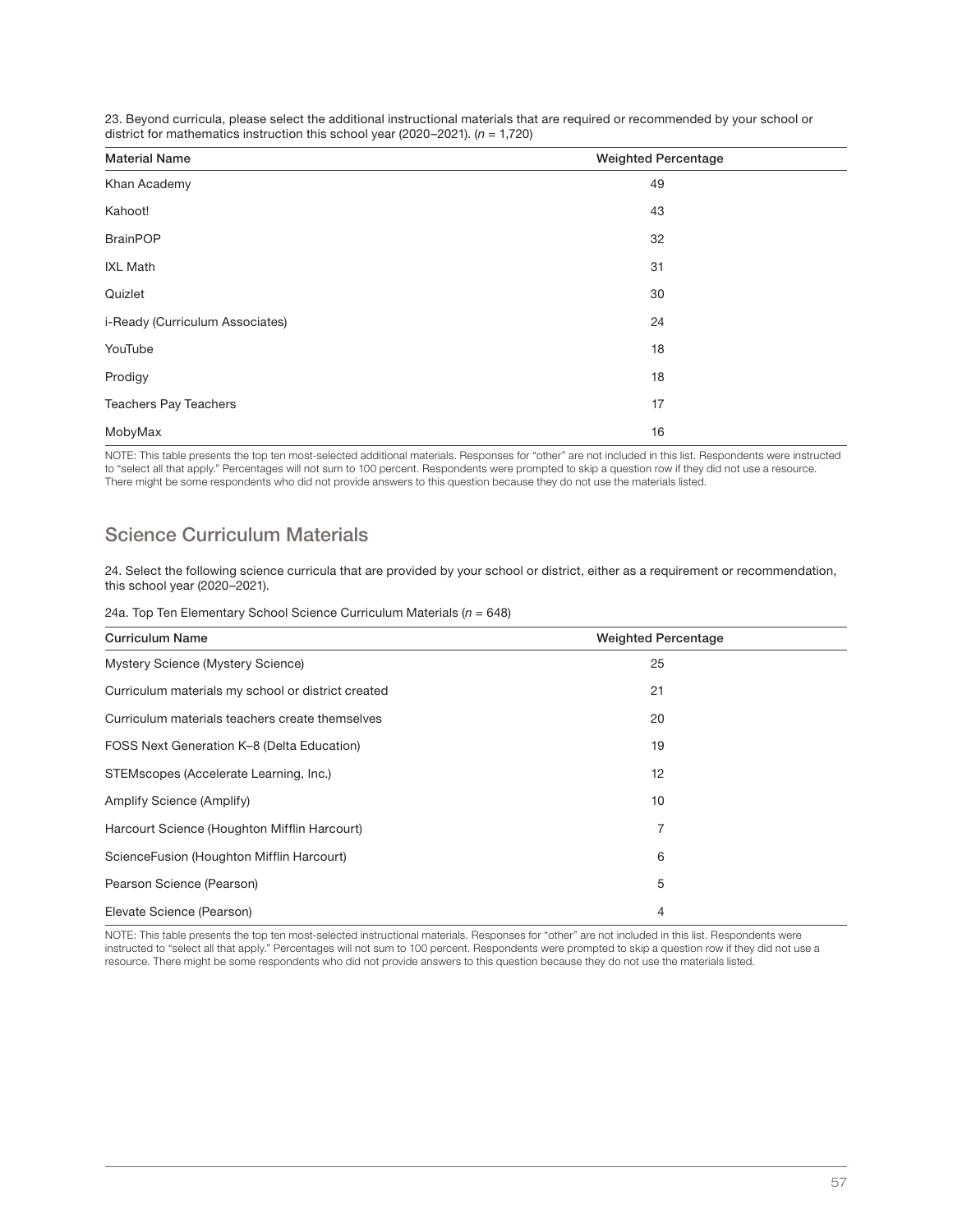23. Beyond curricula, please select the additional instructional materials that are required or recommended by your school or district for mathematics instruction this school year (2020–2021). (*n* = 1,720)

| Material Name | Weighted Percentage |
| --- | --- |
| Khan Academy | 49 |
| Kahoot! | 43 |
| BrainPOP | 32 |
| IXL Math | 31 |
| Quizlet | 30 |
| i-Ready (Curriculum Associates) | 24 |
| YouTube | 18 |
| Prodigy | 18 |
| Teachers Pay Teachers | 17 |
| MobyMax | 16 |

NOTE: This table presents the top ten most-selected additional materials. Responses for "other" are not included in this list. Respondents were instructed to "select all that apply." Percentages will not sum to 100 percent. Respondents were prompted to skip a question row if they did not use a resource. There might be some respondents who did not provide answers to this question because they do not use the materials listed.

## Science Curriculum Materials

24. Select the following science curricula that are provided by your school or district, either as a requirement or recommendation, this school year (2020–2021).

24a. Top Ten Elementary School Science Curriculum Materials (*n* = 648)

| Curriculum Name | Weighted Percentage |
| --- | --- |
| Mystery Science (Mystery Science) | 25 |
| Curriculum materials my school or district created | 21 |
| Curriculum materials teachers create themselves | 20 |
| FOSS Next Generation K–8 (Delta Education) | 19 |
| STEMscopes (Accelerate Learning, Inc.) | 12 |
| Amplify Science (Amplify) | 10 |
| Harcourt Science (Houghton Mifflin Harcourt) | 7 |
| ScienceFusion (Houghton Mifflin Harcourt) | 6 |
| Pearson Science (Pearson) | 5 |
| Elevate Science (Pearson) | 4 |

NOTE: This table presents the top ten most-selected instructional materials. Responses for "other" are not included in this list. Respondents were instructed to "select all that apply." Percentages will not sum to 100 percent. Respondents were prompted to skip a question row if they did not use a resource. There might be some respondents who did not provide answers to this question because they do not use the materials listed.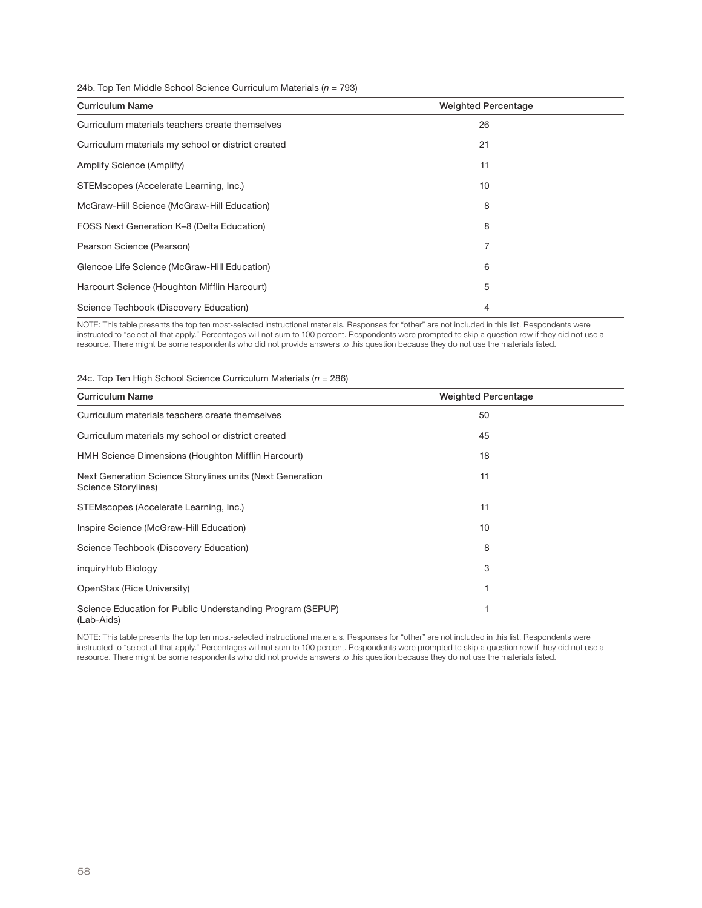24b. Top Ten Middle School Science Curriculum Materials (*n* = 793)

| Curriculum Name | Weighted Percentage |
| --- | --- |
| Curriculum materials teachers create themselves | 26 |
| Curriculum materials my school or district created | 21 |
| Amplify Science (Amplify) | 11 |
| STEMscopes (Accelerate Learning, Inc.) | 10 |
| McGraw-Hill Science (McGraw-Hill Education) | 8 |
| FOSS Next Generation K–8 (Delta Education) | 8 |
| Pearson Science (Pearson) | 7 |
| Glencoe Life Science (McGraw-Hill Education) | 6 |
| Harcourt Science (Houghton Mifflin Harcourt) | 5 |
| Science Techbook (Discovery Education) | 4 |

NOTE: This table presents the top ten most-selected instructional materials. Responses for "other" are not included in this list. Respondents were instructed to "select all that apply." Percentages will not sum to 100 percent. Respondents were prompted to skip a question row if they did not use a resource. There might be some respondents who did not provide answers to this question because they do not use the materials listed.

24c. Top Ten High School Science Curriculum Materials (*n* = 286)

| Curriculum Name | Weighted Percentage |
| --- | --- |
| Curriculum materials teachers create themselves | 50 |
| Curriculum materials my school or district created | 45 |
| HMH Science Dimensions (Houghton Mifflin Harcourt) | 18 |
| Next Generation Science Storylines units (Next Generation Science Storylines) | 11 |
| STEMscopes (Accelerate Learning, Inc.) | 11 |
| Inspire Science (McGraw-Hill Education) | 10 |
| Science Techbook (Discovery Education) | 8 |
| inquiryHub Biology | 3 |
| OpenStax (Rice University) | 1 |
| Science Education for Public Understanding Program (SEPUP) (Lab-Aids) | 1 |

NOTE: This table presents the top ten most-selected instructional materials. Responses for "other" are not included in this list. Respondents were instructed to "select all that apply." Percentages will not sum to 100 percent. Respondents were prompted to skip a question row if they did not use a resource. There might be some respondents who did not provide answers to this question because they do not use the materials listed.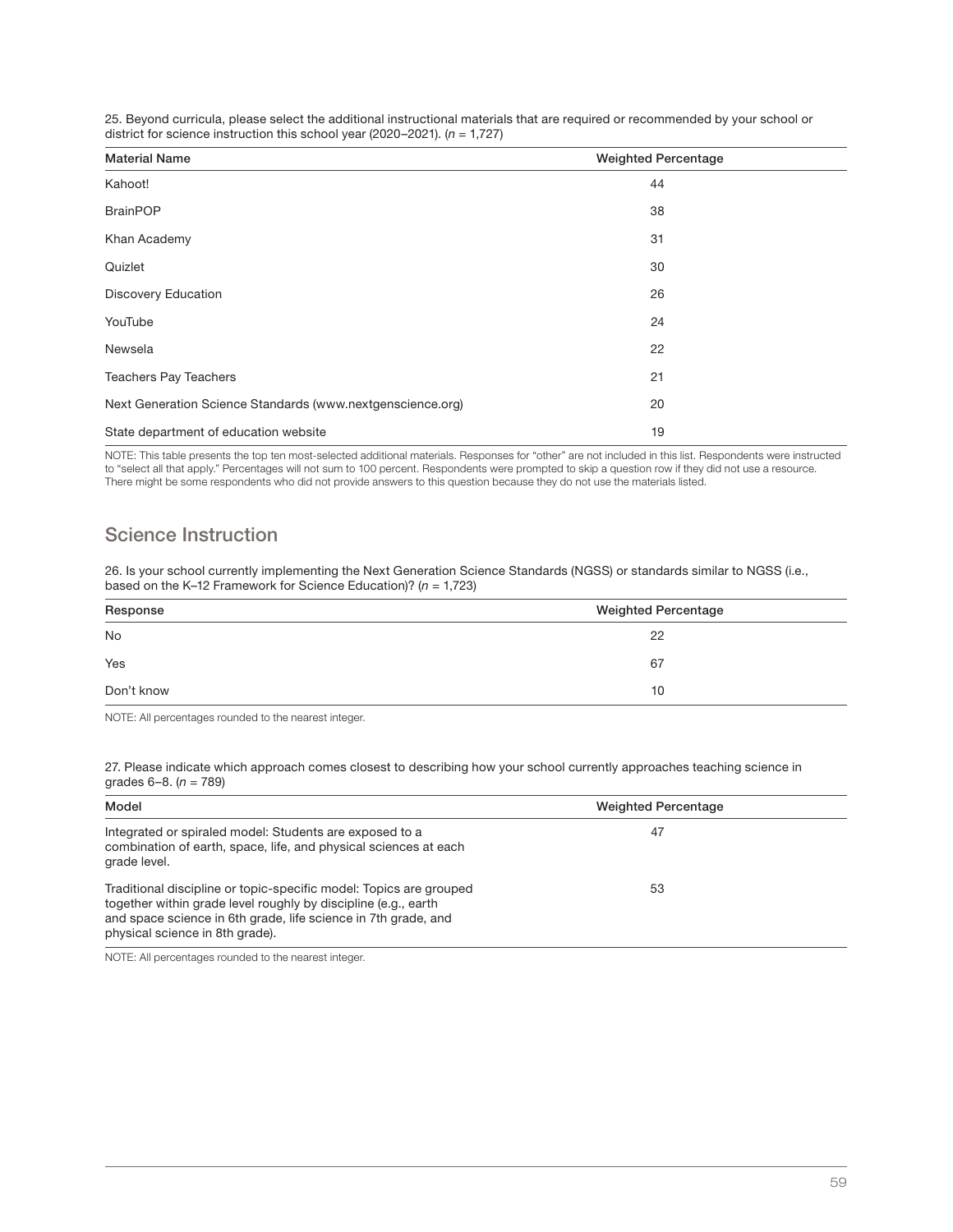25. Beyond curricula, please select the additional instructional materials that are required or recommended by your school or district for science instruction this school year (2020–2021). (*n* = 1,727)

| Material Name | Weighted Percentage |
|---|---|
| Kahoot! | 44 |
| BrainPOP | 38 |
| Khan Academy | 31 |
| Quizlet | 30 |
| Discovery Education | 26 |
| YouTube | 24 |
| Newsela | 22 |
| Teachers Pay Teachers | 21 |
| Next Generation Science Standards (www.nextgenscience.org) | 20 |
| State department of education website | 19 |

NOTE: This table presents the top ten most-selected additional materials. Responses for "other" are not included in this list. Respondents were instructed to "select all that apply." Percentages will not sum to 100 percent. Respondents were prompted to skip a question row if they did not use a resource. There might be some respondents who did not provide answers to this question because they do not use the materials listed.

## Science Instruction

26. Is your school currently implementing the Next Generation Science Standards (NGSS) or standards similar to NGSS (i.e., based on the K–12 Framework for Science Education)? (*n* = 1,723)

| Response | Weighted Percentage |
|---|---|
| No | 22 |
| Yes | 67 |
| Don't know | 10 |

NOTE: All percentages rounded to the nearest integer.

27. Please indicate which approach comes closest to describing how your school currently approaches teaching science in grades 6–8. (*n* = 789)

| Model | Weighted Percentage |
|---|---|
| Integrated or spiraled model: Students are exposed to a combination of earth, space, life, and physical sciences at each grade level. | 47 |
| Traditional discipline or topic-specific model: Topics are grouped together within grade level roughly by discipline (e.g., earth and space science in 6th grade, life science in 7th grade, and physical science in 8th grade). | 53 |

NOTE: All percentages rounded to the nearest integer.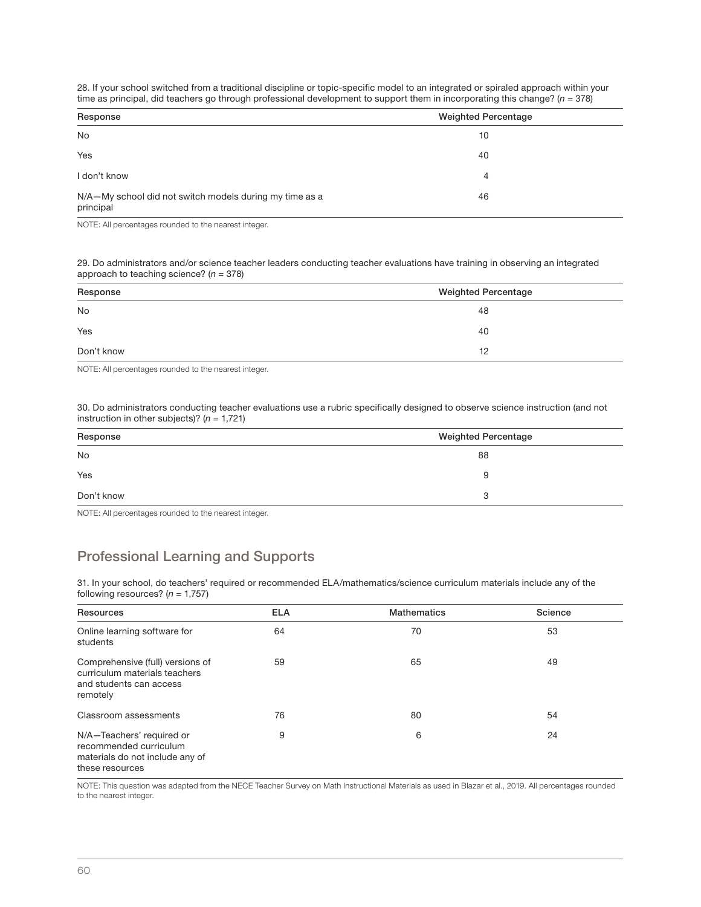28. If your school switched from a traditional discipline or topic-specific model to an integrated or spiraled approach within your time as principal, did teachers go through professional development to support them in incorporating this change? ($n$ = 378)

| Response | Weighted Percentage |
|---|---|
| No | 10 |
| Yes | 40 |
| I don't know | 4 |
| N/A—My school did not switch models during my time as a principal | 46 |

NOTE: All percentages rounded to the nearest integer.

29. Do administrators and/or science teacher leaders conducting teacher evaluations have training in observing an integrated approach to teaching science? ($n$ = 378)

| Response | Weighted Percentage |
|---|---|
| No | 48 |
| Yes | 40 |
| Don't know | 12 |

NOTE: All percentages rounded to the nearest integer.

30. Do administrators conducting teacher evaluations use a rubric specifically designed to observe science instruction (and not instruction in other subjects)? ($n$ = 1,721)

| Response | Weighted Percentage |
|---|---|
| No | 88 |
| Yes | 9 |
| Don't know | 3 |

NOTE: All percentages rounded to the nearest integer.

## Professional Learning and Supports

31. In your school, do teachers' required or recommended ELA/mathematics/science curriculum materials include any of the following resources? ($n$ = 1,757)

| Resources | ELA | Mathematics | Science |
|---|---|---|---|
| Online learning software for students | 64 | 70 | 53 |
| Comprehensive (full) versions of curriculum materials teachers and students can access remotely | 59 | 65 | 49 |
| Classroom assessments | 76 | 80 | 54 |
| N/A—Teachers' required or recommended curriculum materials do not include any of these resources | 9 | 6 | 24 |

NOTE: This question was adapted from the NECE Teacher Survey on Math Instructional Materials as used in Blazar et al., 2019. All percentages rounded to the nearest integer.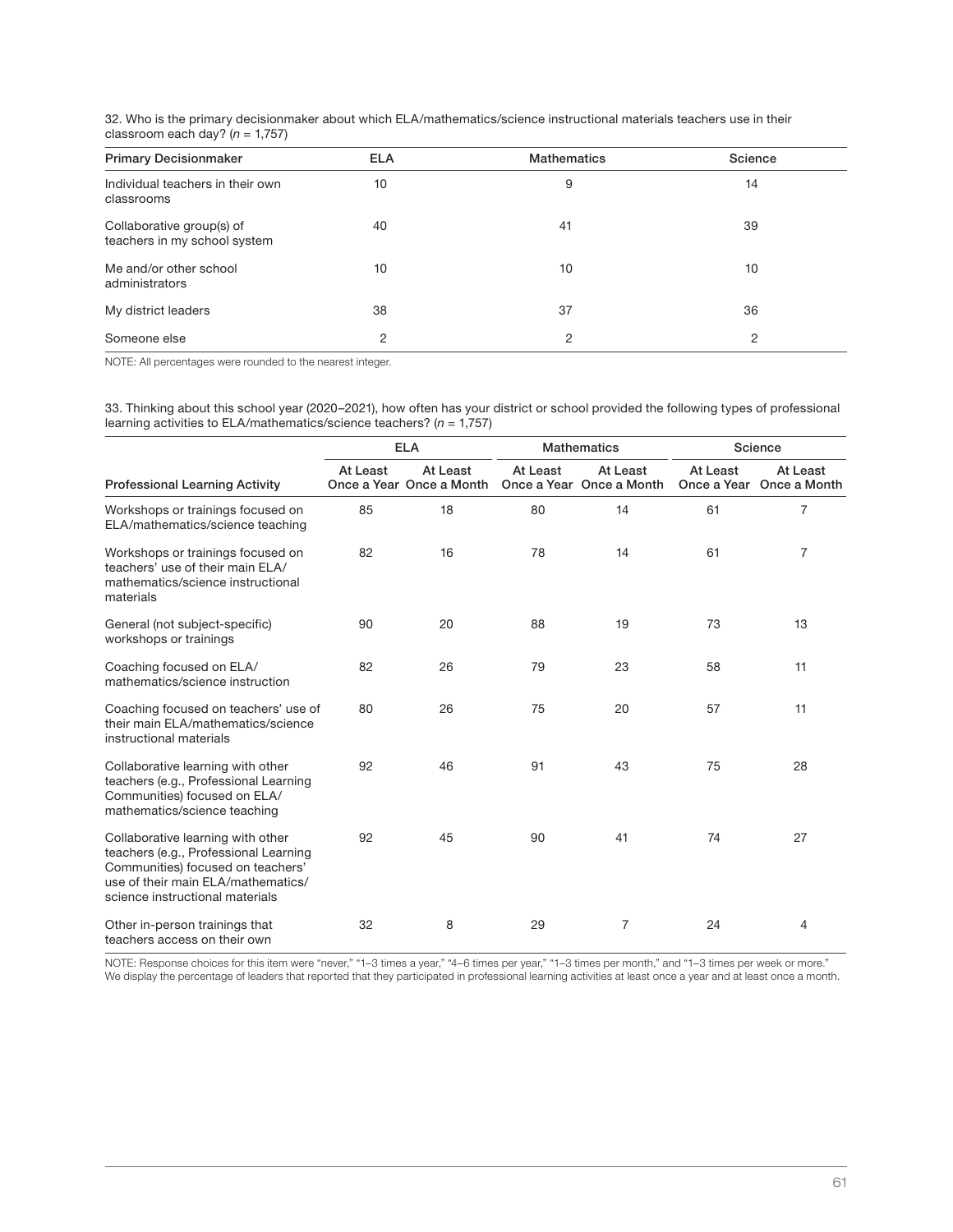32. Who is the primary decisionmaker about which ELA/mathematics/science instructional materials teachers use in their classroom each day? (*n* = 1,757)

| Primary Decisionmaker | ELA | Mathematics | Science |
|---|---|---|---|
| Individual teachers in their own classrooms | 10 | 9 | 14 |
| Collaborative group(s) of teachers in my school system | 40 | 41 | 39 |
| Me and/or other school administrators | 10 | 10 | 10 |
| My district leaders | 38 | 37 | 36 |
| Someone else | 2 | 2 | 2 |

NOTE: All percentages were rounded to the nearest integer.

33. Thinking about this school year (2020–2021), how often has your district or school provided the following types of professional learning activities to ELA/mathematics/science teachers? (*n* = 1,757)

| | ELA | | Mathematics | | Science | |
|---|---|---|---|---|---|---|
| Professional Learning Activity | At Least Once a Year | At Least Once a Month | At Least Once a Year | At Least Once a Month | At Least Once a Year | At Least Once a Month |
| Workshops or trainings focused on ELA/mathematics/science teaching | 85 | 18 | 80 | 14 | 61 | 7 |
| Workshops or trainings focused on teachers' use of their main ELA/mathematics/science instructional materials | 82 | 16 | 78 | 14 | 61 | 7 |
| General (not subject-specific) workshops or trainings | 90 | 20 | 88 | 19 | 73 | 13 |
| Coaching focused on ELA/mathematics/science instruction | 82 | 26 | 79 | 23 | 58 | 11 |
| Coaching focused on teachers' use of their main ELA/mathematics/science instructional materials | 80 | 26 | 75 | 20 | 57 | 11 |
| Collaborative learning with other teachers (e.g., Professional Learning Communities) focused on ELA/mathematics/science teaching | 92 | 46 | 91 | 43 | 75 | 28 |
| Collaborative learning with other teachers (e.g., Professional Learning Communities) focused on teachers' use of their main ELA/mathematics/science instructional materials | 92 | 45 | 90 | 41 | 74 | 27 |
| Other in-person trainings that teachers access on their own | 32 | 8 | 29 | 7 | 24 | 4 |

NOTE: Response choices for this item were "never," "1–3 times a year," "4–6 times per year," "1–3 times per month," and "1–3 times per week or more." We display the percentage of leaders that reported that they participated in professional learning activities at least once a year and at least once a month.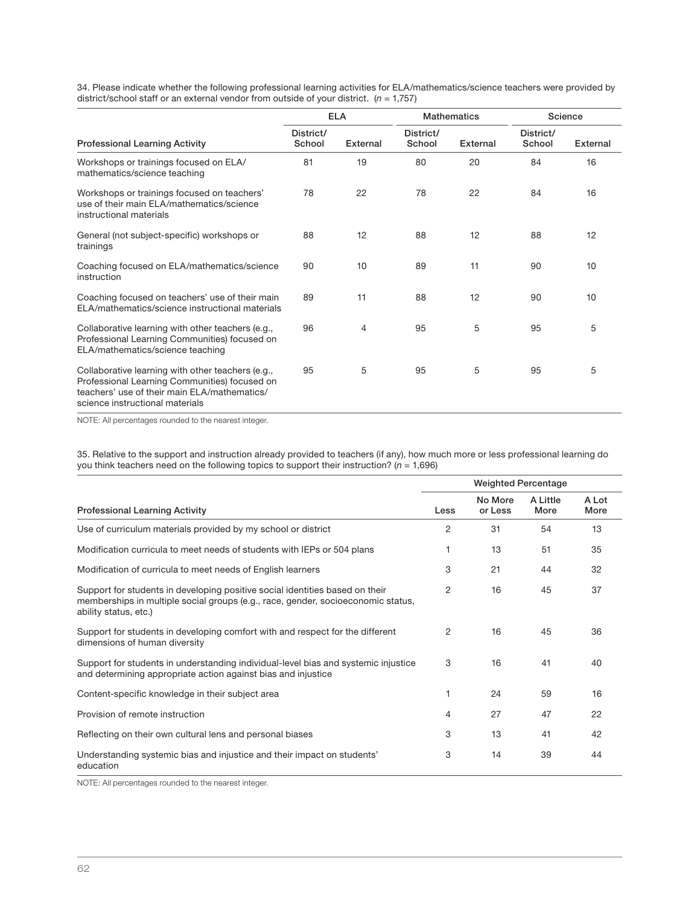34. Please indicate whether the following professional learning activities for ELA/mathematics/science teachers were provided by district/school staff or an external vendor from outside of your district. (*n* = 1,757)

| Professional Learning Activity | ELA | | Mathematics | | Science | |
|---|---|---|---|---|---|---|
| | District/ School | External | District/ School | External | District/ School | External |
| Workshops or trainings focused on ELA/ mathematics/science teaching | 81 | 19 | 80 | 20 | 84 | 16 |
| Workshops or trainings focused on teachers' use of their main ELA/mathematics/science instructional materials | 78 | 22 | 78 | 22 | 84 | 16 |
| General (not subject-specific) workshops or trainings | 88 | 12 | 88 | 12 | 88 | 12 |
| Coaching focused on ELA/mathematics/science instruction | 90 | 10 | 89 | 11 | 90 | 10 |
| Coaching focused on teachers' use of their main ELA/mathematics/science instructional materials | 89 | 11 | 88 | 12 | 90 | 10 |
| Collaborative learning with other teachers (e.g., Professional Learning Communities) focused on ELA/mathematics/science teaching | 96 | 4 | 95 | 5 | 95 | 5 |
| Collaborative learning with other teachers (e.g., Professional Learning Communities) focused on teachers' use of their main ELA/mathematics/ science instructional materials | 95 | 5 | 95 | 5 | 95 | 5 |

NOTE: All percentages rounded to the nearest integer.

35. Relative to the support and instruction already provided to teachers (if any), how much more or less professional learning do you think teachers need on the following topics to support their instruction? (*n* = 1,696)

| Professional Learning Activity | Weighted Percentage | | | |
|---|---|---|---|---|
| | Less | No More or Less | A Little More | A Lot More |
| Use of curriculum materials provided by my school or district | 2 | 31 | 54 | 13 |
| Modification curricula to meet needs of students with IEPs or 504 plans | 1 | 13 | 51 | 35 |
| Modification of curricula to meet needs of English learners | 3 | 21 | 44 | 32 |
| Support for students in developing positive social identities based on their memberships in multiple social groups (e.g., race, gender, socioeconomic status, ability status, etc.) | 2 | 16 | 45 | 37 |
| Support for students in developing comfort with and respect for the different dimensions of human diversity | 2 | 16 | 45 | 36 |
| Support for students in understanding individual-level bias and systemic injustice and determining appropriate action against bias and injustice | 3 | 16 | 41 | 40 |
| Content-specific knowledge in their subject area | 1 | 24 | 59 | 16 |
| Provision of remote instruction | 4 | 27 | 47 | 22 |
| Reflecting on their own cultural lens and personal biases | 3 | 13 | 41 | 42 |
| Understanding systemic bias and injustice and their impact on students' education | 3 | 14 | 39 | 44 |

NOTE: All percentages rounded to the nearest integer.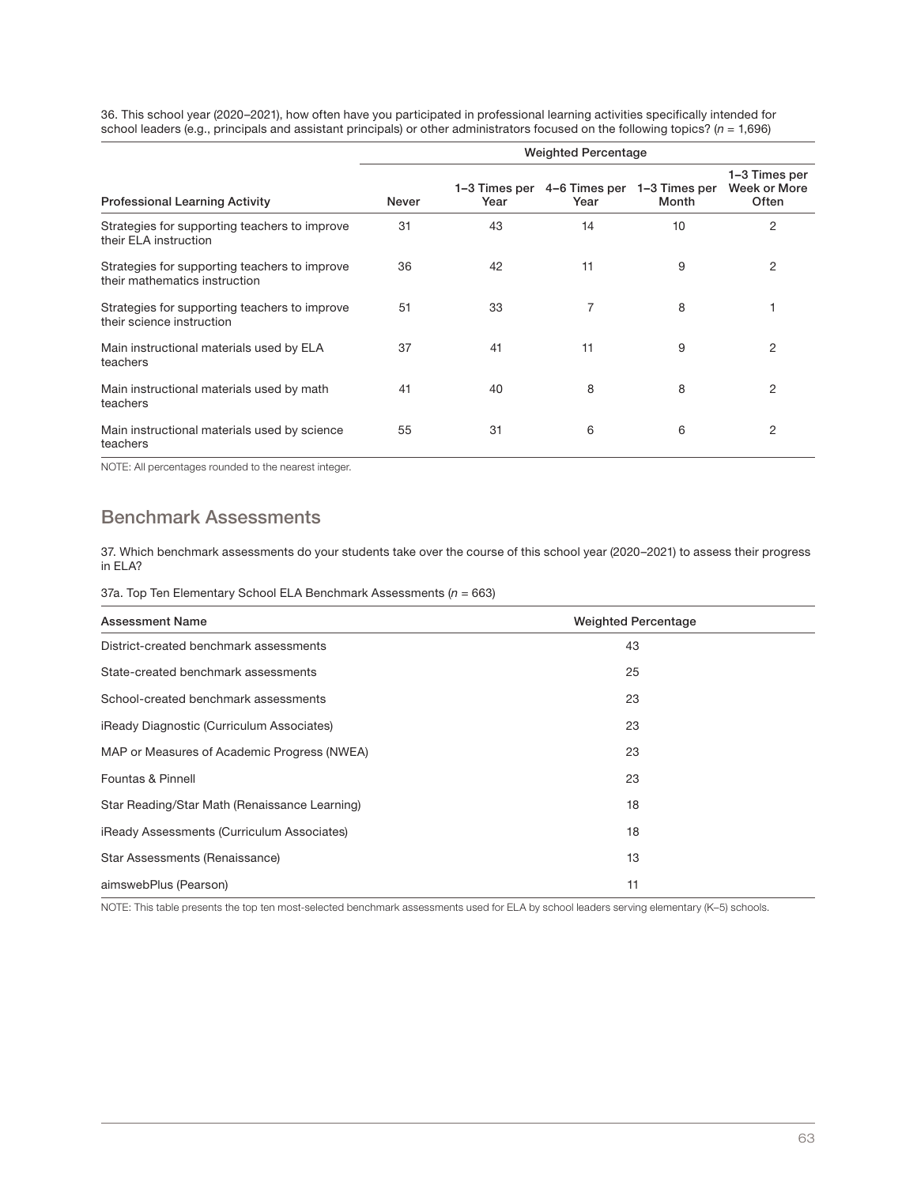36. This school year (2020–2021), how often have you participated in professional learning activities specifically intended for school leaders (e.g., principals and assistant principals) or other administrators focused on the following topics? (*n* = 1,696)

| | Weighted Percentage | | | | |
|---|---|---|---|---|---|
| Professional Learning Activity | Never | 1–3 Times per Year | 4–6 Times per Year | 1–3 Times per Month | 1–3 Times per Week or More Often |
| Strategies for supporting teachers to improve their ELA instruction | 31 | 43 | 14 | 10 | 2 |
| Strategies for supporting teachers to improve their mathematics instruction | 36 | 42 | 11 | 9 | 2 |
| Strategies for supporting teachers to improve their science instruction | 51 | 33 | 7 | 8 | 1 |
| Main instructional materials used by ELA teachers | 37 | 41 | 11 | 9 | 2 |
| Main instructional materials used by math teachers | 41 | 40 | 8 | 8 | 2 |
| Main instructional materials used by science teachers | 55 | 31 | 6 | 6 | 2 |

NOTE: All percentages rounded to the nearest integer.

## Benchmark Assessments

37. Which benchmark assessments do your students take over the course of this school year (2020–2021) to assess their progress in ELA?

37a. Top Ten Elementary School ELA Benchmark Assessments (*n* = 663)

| Assessment Name | Weighted Percentage |
|---|---|
| District-created benchmark assessments | 43 |
| State-created benchmark assessments | 25 |
| School-created benchmark assessments | 23 |
| iReady Diagnostic (Curriculum Associates) | 23 |
| MAP or Measures of Academic Progress (NWEA) | 23 |
| Fountas & Pinnell | 23 |
| Star Reading/Star Math (Renaissance Learning) | 18 |
| iReady Assessments (Curriculum Associates) | 18 |
| Star Assessments (Renaissance) | 13 |
| aimswebPlus (Pearson) | 11 |

NOTE: This table presents the top ten most-selected benchmark assessments used for ELA by school leaders serving elementary (K–5) schools.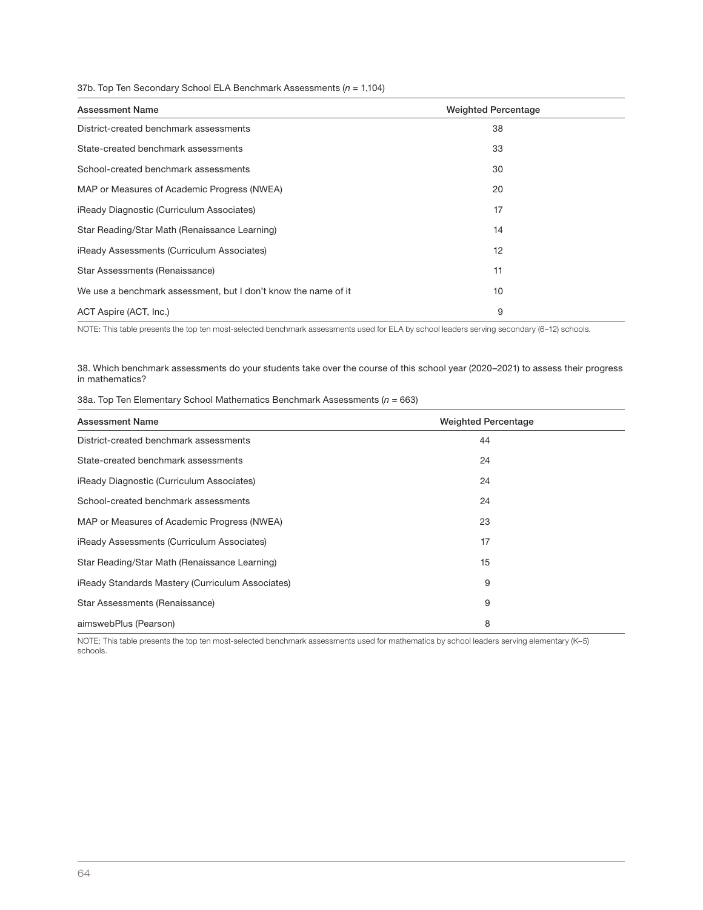37b. Top Ten Secondary School ELA Benchmark Assessments (*n* = 1,104)

| Assessment Name | Weighted Percentage |
|---|---|
| District-created benchmark assessments | 38 |
| State-created benchmark assessments | 33 |
| School-created benchmark assessments | 30 |
| MAP or Measures of Academic Progress (NWEA) | 20 |
| iReady Diagnostic (Curriculum Associates) | 17 |
| Star Reading/Star Math (Renaissance Learning) | 14 |
| iReady Assessments (Curriculum Associates) | 12 |
| Star Assessments (Renaissance) | 11 |
| We use a benchmark assessment, but I don't know the name of it | 10 |
| ACT Aspire (ACT, Inc.) | 9 |

NOTE: This table presents the top ten most-selected benchmark assessments used for ELA by school leaders serving secondary (6–12) schools.

38. Which benchmark assessments do your students take over the course of this school year (2020–2021) to assess their progress in mathematics?

38a. Top Ten Elementary School Mathematics Benchmark Assessments (*n* = 663)

| Assessment Name | Weighted Percentage |
|---|---|
| District-created benchmark assessments | 44 |
| State-created benchmark assessments | 24 |
| iReady Diagnostic (Curriculum Associates) | 24 |
| School-created benchmark assessments | 24 |
| MAP or Measures of Academic Progress (NWEA) | 23 |
| iReady Assessments (Curriculum Associates) | 17 |
| Star Reading/Star Math (Renaissance Learning) | 15 |
| iReady Standards Mastery (Curriculum Associates) | 9 |
| Star Assessments (Renaissance) | 9 |
| aimswebPlus (Pearson) | 8 |

NOTE: This table presents the top ten most-selected benchmark assessments used for mathematics by school leaders serving elementary (K–5) schools.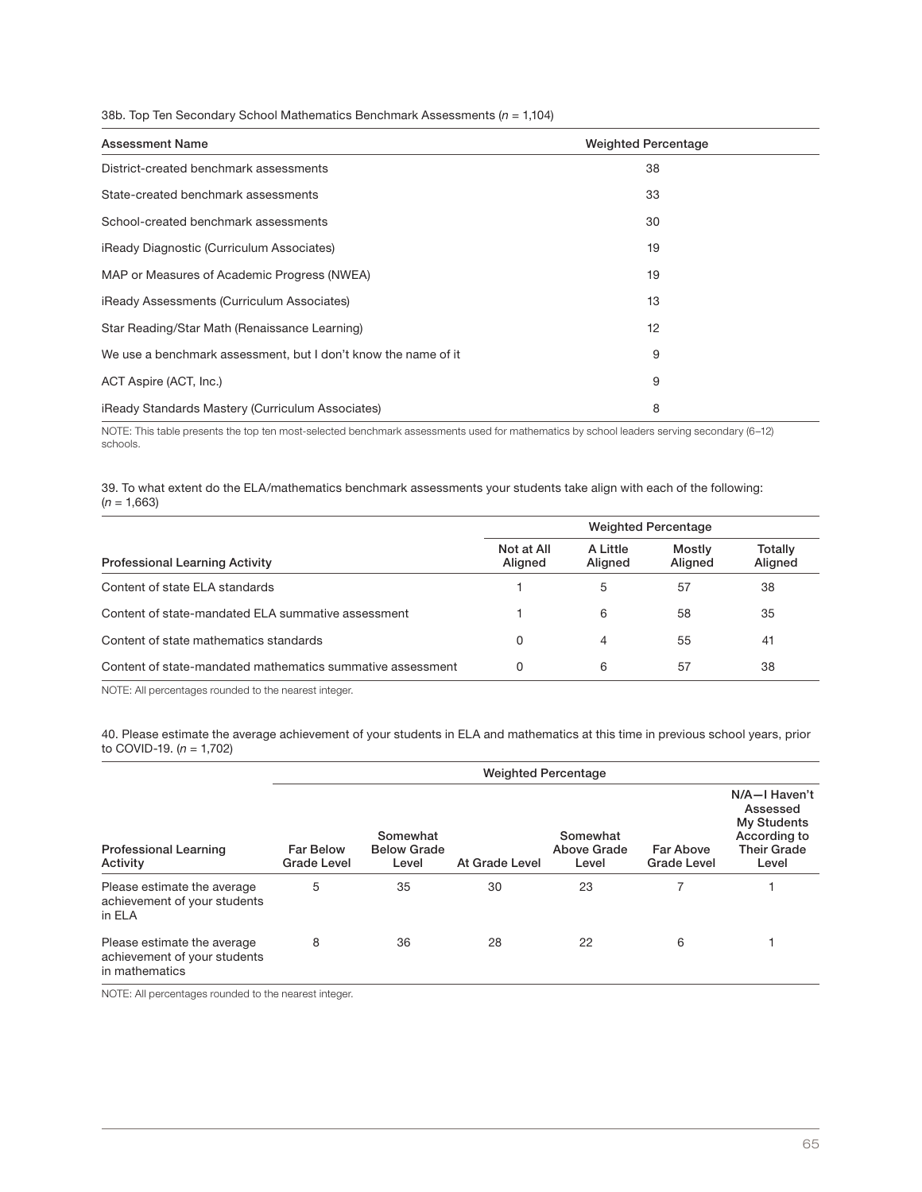38b. Top Ten Secondary School Mathematics Benchmark Assessments (*n* = 1,104)

| Assessment Name | Weighted Percentage |
|---|---|
| District-created benchmark assessments | 38 |
| State-created benchmark assessments | 33 |
| School-created benchmark assessments | 30 |
| iReady Diagnostic (Curriculum Associates) | 19 |
| MAP or Measures of Academic Progress (NWEA) | 19 |
| iReady Assessments (Curriculum Associates) | 13 |
| Star Reading/Star Math (Renaissance Learning) | 12 |
| We use a benchmark assessment, but I don't know the name of it | 9 |
| ACT Aspire (ACT, Inc.) | 9 |
| iReady Standards Mastery (Curriculum Associates) | 8 |

NOTE: This table presents the top ten most-selected benchmark assessments used for mathematics by school leaders serving secondary (6–12) schools.

39. To what extent do the ELA/mathematics benchmark assessments your students take align with each of the following: (*n* = 1,663)

| | Weighted Percentage | | | |
|---|---|---|---|---|
| Professional Learning Activity | Not at All Aligned | A Little Aligned | Mostly Aligned | Totally Aligned |
| Content of state ELA standards | 1 | 5 | 57 | 38 |
| Content of state-mandated ELA summative assessment | 1 | 6 | 58 | 35 |
| Content of state mathematics standards | 0 | 4 | 55 | 41 |
| Content of state-mandated mathematics summative assessment | 0 | 6 | 57 | 38 |

NOTE: All percentages rounded to the nearest integer.

40. Please estimate the average achievement of your students in ELA and mathematics at this time in previous school years, prior to COVID-19. (*n* = 1,702)

| | Weighted Percentage | | | | | |
|---|---|---|---|---|---|---|
| Professional Learning Activity | Far Below Grade Level | Somewhat Below Grade Level | At Grade Level | Somewhat Above Grade Level | Far Above Grade Level | N/A—I Haven't Assessed My Students According to Their Grade Level |
| Please estimate the average achievement of your students in ELA | 5 | 35 | 30 | 23 | 7 | 1 |
| Please estimate the average achievement of your students in mathematics | 8 | 36 | 28 | 22 | 6 | 1 |

NOTE: All percentages rounded to the nearest integer.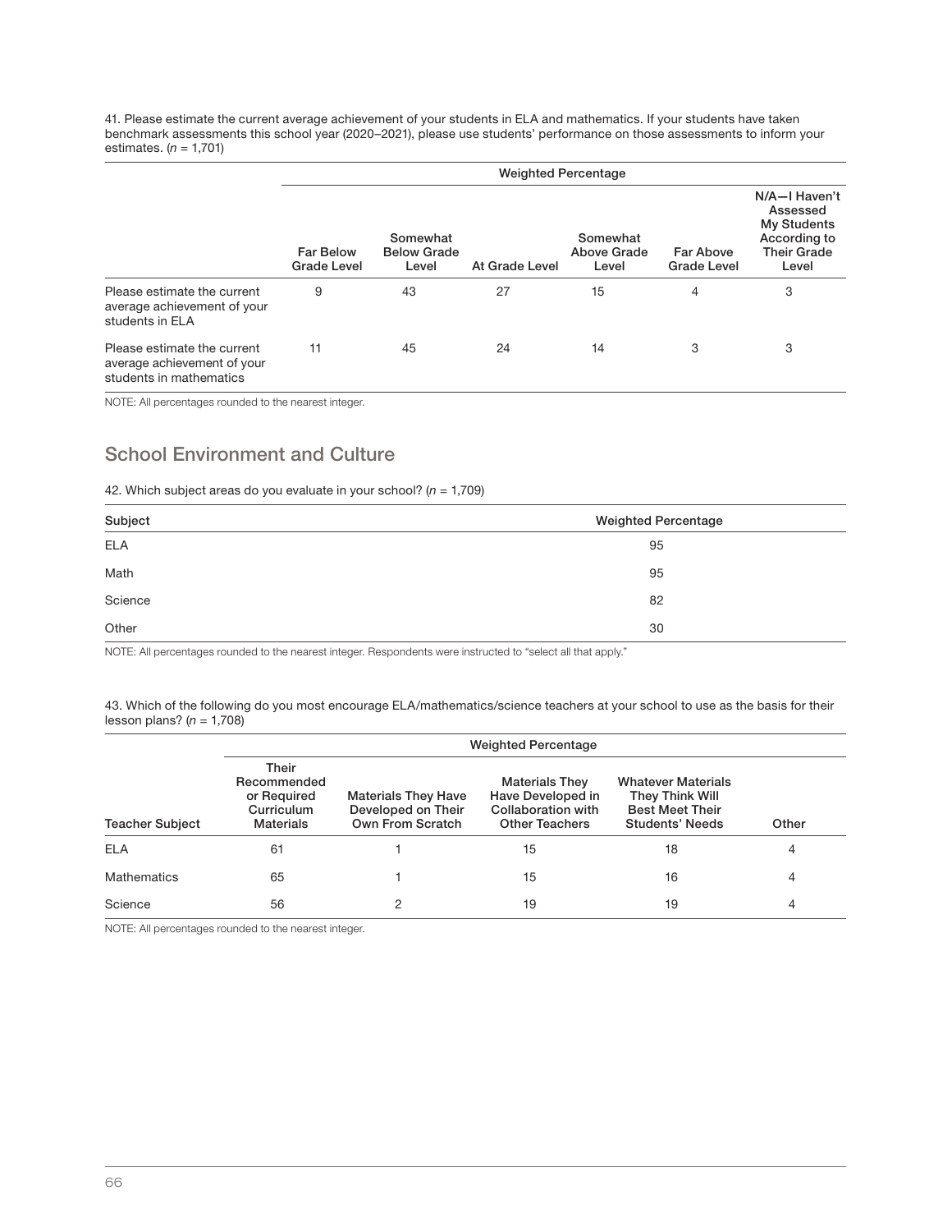41. Please estimate the current average achievement of your students in ELA and mathematics. If your students have taken benchmark assessments this school year (2020–2021), please use students' performance on those assessments to inform your estimates. (*n* = 1,701)

| | Weighted Percentage | | | | | |
|---|---|---|---|---|---|---|
| | Far Below Grade Level | Somewhat Below Grade Level | At Grade Level | Somewhat Above Grade Level | Far Above Grade Level | N/A—I Haven't Assessed My Students According to Their Grade Level |
| Please estimate the current average achievement of your students in ELA | 9 | 43 | 27 | 15 | 4 | 3 |
| Please estimate the current average achievement of your students in mathematics | 11 | 45 | 24 | 14 | 3 | 3 |

NOTE: All percentages rounded to the nearest integer.

## School Environment and Culture

42. Which subject areas do you evaluate in your school? (*n* = 1,709)

| Subject | Weighted Percentage |
|---|---|
| ELA | 95 |
| Math | 95 |
| Science | 82 |
| Other | 30 |

NOTE: All percentages rounded to the nearest integer. Respondents were instructed to "select all that apply."

43. Which of the following do you most encourage ELA/mathematics/science teachers at your school to use as the basis for their lesson plans? (*n* = 1,708)

| | Weighted Percentage | | | | |
|---|---|---|---|---|---|
| Teacher Subject | Their Recommended or Required Curriculum Materials | Materials They Have Developed on Their Own From Scratch | Materials They Have Developed in Collaboration with Other Teachers | Whatever Materials They Think Will Best Meet Their Students' Needs | Other |
| ELA | 61 | 1 | 15 | 18 | 4 |
| Mathematics | 65 | 1 | 15 | 16 | 4 |
| Science | 56 | 2 | 19 | 19 | 4 |

NOTE: All percentages rounded to the nearest integer.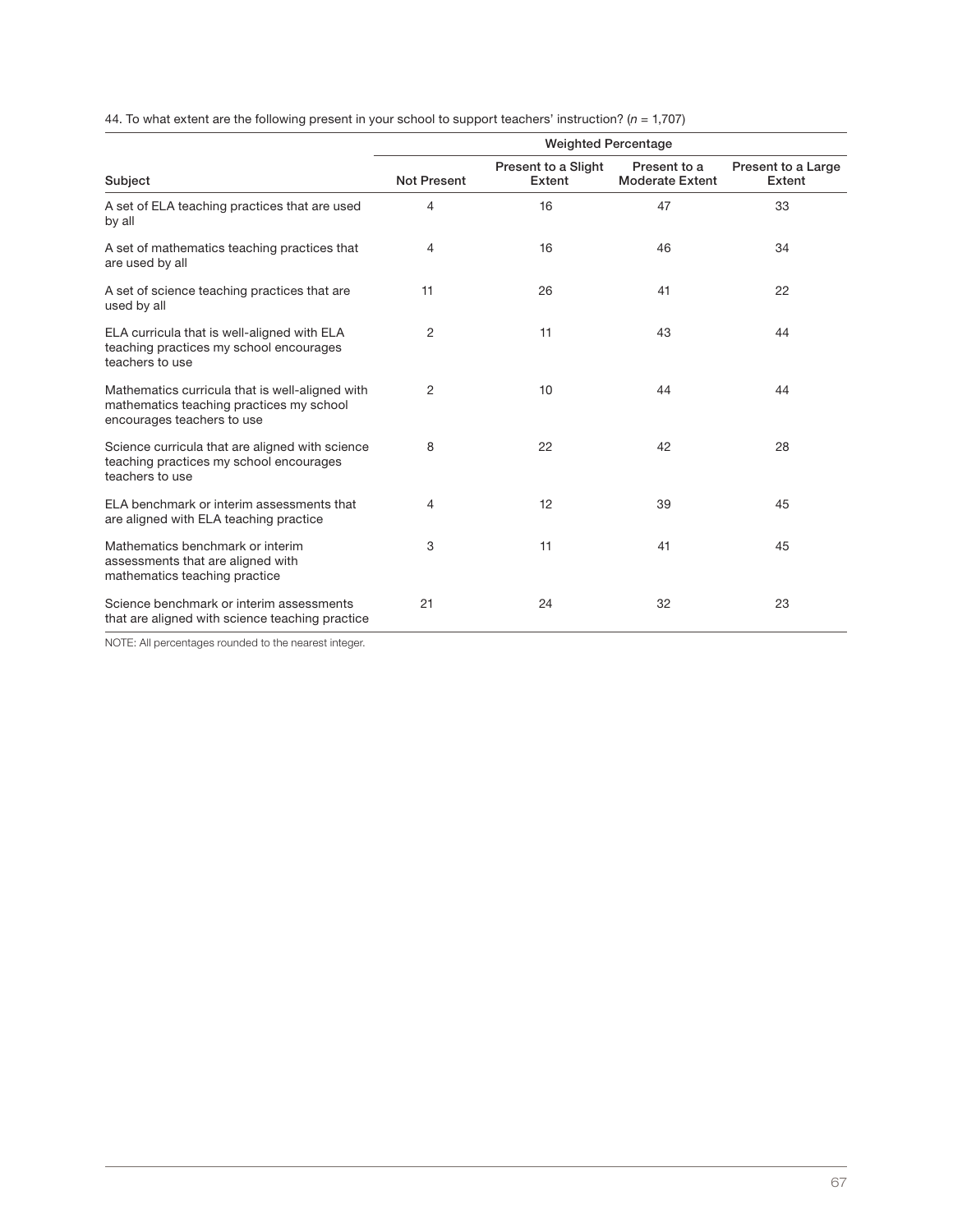44. To what extent are the following present in your school to support teachers' instruction? (*n* = 1,707)

| Subject | Weighted Percentage | | | |
|---|---|---|---|---|
| | Not Present | Present to a Slight Extent | Present to a Moderate Extent | Present to a Large Extent |
| A set of ELA teaching practices that are used by all | 4 | 16 | 47 | 33 |
| A set of mathematics teaching practices that are used by all | 4 | 16 | 46 | 34 |
| A set of science teaching practices that are used by all | 11 | 26 | 41 | 22 |
| ELA curricula that is well-aligned with ELA teaching practices my school encourages teachers to use | 2 | 11 | 43 | 44 |
| Mathematics curricula that is well-aligned with mathematics teaching practices my school encourages teachers to use | 2 | 10 | 44 | 44 |
| Science curricula that are aligned with science teaching practices my school encourages teachers to use | 8 | 22 | 42 | 28 |
| ELA benchmark or interim assessments that are aligned with ELA teaching practice | 4 | 12 | 39 | 45 |
| Mathematics benchmark or interim assessments that are aligned with mathematics teaching practice | 3 | 11 | 41 | 45 |
| Science benchmark or interim assessments that are aligned with science teaching practice | 21 | 24 | 32 | 23 |

NOTE: All percentages rounded to the nearest integer.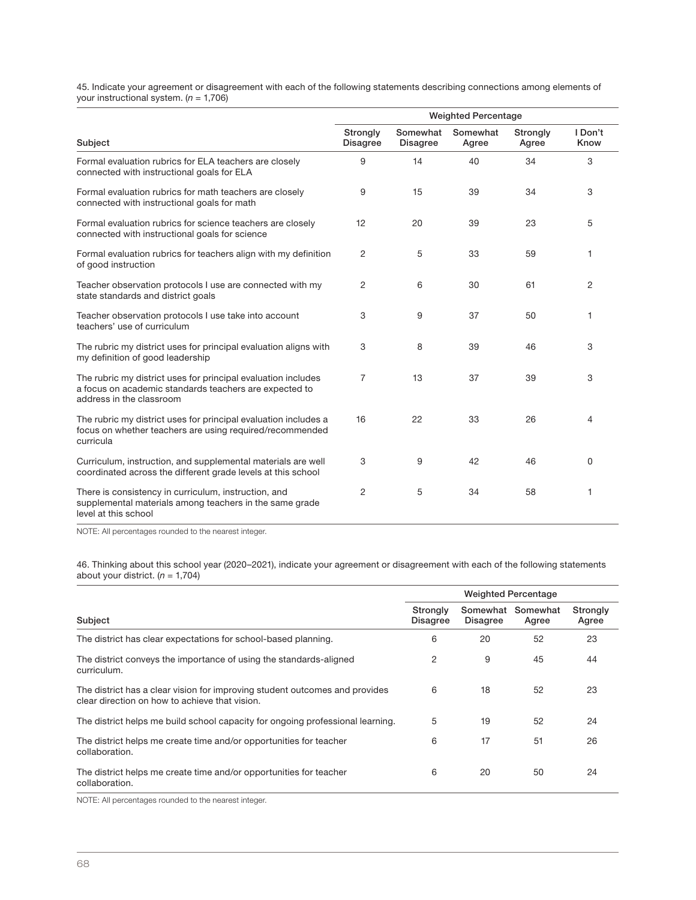45. Indicate your agreement or disagreement with each of the following statements describing connections among elements of your instructional system. (*n* = 1,706)

| Subject | Weighted Percentage | | | | |
|---|---|---|---|---|---|
| | Strongly Disagree | Somewhat Disagree | Somewhat Agree | Strongly Agree | I Don't Know |
| Formal evaluation rubrics for ELA teachers are closely connected with instructional goals for ELA | 9 | 14 | 40 | 34 | 3 |
| Formal evaluation rubrics for math teachers are closely connected with instructional goals for math | 9 | 15 | 39 | 34 | 3 |
| Formal evaluation rubrics for science teachers are closely connected with instructional goals for science | 12 | 20 | 39 | 23 | 5 |
| Formal evaluation rubrics for teachers align with my definition of good instruction | 2 | 5 | 33 | 59 | 1 |
| Teacher observation protocols I use are connected with my state standards and district goals | 2 | 6 | 30 | 61 | 2 |
| Teacher observation protocols I use take into account teachers' use of curriculum | 3 | 9 | 37 | 50 | 1 |
| The rubric my district uses for principal evaluation aligns with my definition of good leadership | 3 | 8 | 39 | 46 | 3 |
| The rubric my district uses for principal evaluation includes a focus on academic standards teachers are expected to address in the classroom | 7 | 13 | 37 | 39 | 3 |
| The rubric my district uses for principal evaluation includes a focus on whether teachers are using required/recommended curricula | 16 | 22 | 33 | 26 | 4 |
| Curriculum, instruction, and supplemental materials are well coordinated across the different grade levels at this school | 3 | 9 | 42 | 46 | 0 |
| There is consistency in curriculum, instruction, and supplemental materials among teachers in the same grade level at this school | 2 | 5 | 34 | 58 | 1 |

NOTE: All percentages rounded to the nearest integer.

46. Thinking about this school year (2020–2021), indicate your agreement or disagreement with each of the following statements about your district. (*n* = 1,704)

| Subject | Weighted Percentage | | | |
|---|---|---|---|---|
| | Strongly Disagree | Somewhat Disagree | Somewhat Agree | Strongly Agree |
| The district has clear expectations for school-based planning. | 6 | 20 | 52 | 23 |
| The district conveys the importance of using the standards-aligned curriculum. | 2 | 9 | 45 | 44 |
| The district has a clear vision for improving student outcomes and provides clear direction on how to achieve that vision. | 6 | 18 | 52 | 23 |
| The district helps me build school capacity for ongoing professional learning. | 5 | 19 | 52 | 24 |
| The district helps me create time and/or opportunities for teacher collaboration. | 6 | 17 | 51 | 26 |
| The district helps me create time and/or opportunities for teacher collaboration. | 6 | 20 | 50 | 24 |

NOTE: All percentages rounded to the nearest integer.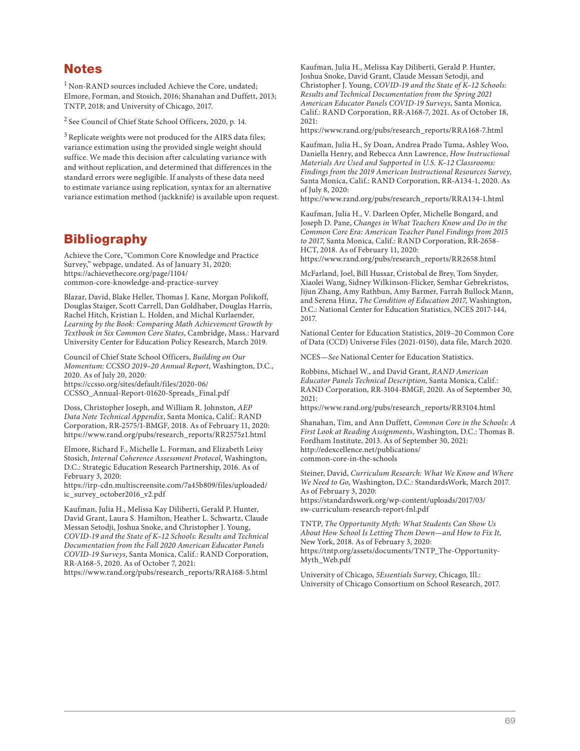## Notes

[1] Non-RAND sources included Achieve the Core, undated; Elmore, Forman, and Stosich, 2016; Shanahan and Duffett, 2013; TNTP, 2018; and University of Chicago, 2017.

[2] See Council of Chief State School Officers, 2020, p. 14.

[3] Replicate weights were not produced for the AIRS data files; variance estimation using the provided single weight should suffice. We made this decision after calculating variance with and without replication, and determined that differences in the standard errors were negligible. If analysts of these data need to estimate variance using replication, syntax for an alternative variance estimation method (jackknife) is available upon request.

## Bibliography

Achieve the Core, "Common Core Knowledge and Practice Survey," webpage, undated. As of January 31, 2020: https://achievethecore.org/page/1104/common-core-knowledge-and-practice-survey

Blazar, David, Blake Heller, Thomas J. Kane, Morgan Polikoff, Douglas Staiger, Scott Carrell, Dan Goldhaber, Douglas Harris, Rachel Hitch, Kristian L. Holden, and Michal Kurlaender, *Learning by the Book: Comparing Math Achievement Growth by Textbook in Six Common Core States*, Cambridge, Mass.: Harvard University Center for Education Policy Research, March 2019.

Council of Chief State School Officers, *Building on Our Momentum: CCSSO 2019–20 Annual Report*, Washington, D.C., 2020. As of July 20, 2020: https://ccsso.org/sites/default/files/2020-06/CCSSO_Annual-Report-01620-Spreads_Final.pdf

Doss, Christopher Joseph, and William R. Johnston, *AEP Data Note Technical Appendix*, Santa Monica, Calif.: RAND Corporation, RR-2575/1-BMGF, 2018. As of February 11, 2020: https://www.rand.org/pubs/research_reports/RR2575z1.html

Elmore, Richard F., Michelle L. Forman, and Elizabeth Leisy Stosich, *Internal Coherence Assessment Protocol*, Washington, D.C.: Strategic Education Research Partnership, 2016. As of February 3, 2020: https://irp-cdn.multiscreensite.com/7a45b809/files/uploaded/ic_survey_october2016_v2.pdf

Kaufman, Julia H., Melissa Kay Diliberti, Gerald P. Hunter, David Grant, Laura S. Hamilton, Heather L. Schwartz, Claude Messan Setodji, Joshua Snoke, and Christopher J. Young, *COVID-19 and the State of K–12 Schools: Results and Technical Documentation from the Fall 2020 American Educator Panels COVID-19 Surveys*, Santa Monica, Calif.: RAND Corporation, RR-A168-5, 2020. As of October 7, 2021: https://www.rand.org/pubs/research_reports/RRA168-5.html

Kaufman, Julia H., Melissa Kay Diliberti, Gerald P. Hunter, Joshua Snoke, David Grant, Claude Messan Setodji, and Christopher J. Young, *COVID-19 and the State of K–12 Schools: Results and Technical Documentation from the Spring 2021 American Educator Panels COVID-19 Surveys*, Santa Monica, Calif.: RAND Corporation, RR-A168-7, 2021. As of October 18, 2021: https://www.rand.org/pubs/research_reports/RRA168-7.html

Kaufman, Julia H., Sy Doan, Andrea Prado Tuma, Ashley Woo, Daniella Henry, and Rebecca Ann Lawrence, *How Instructional Materials Are Used and Supported in U.S. K–12 Classrooms: Findings from the 2019 American Instructional Resources Survey*, Santa Monica, Calif.: RAND Corporation, RR-A134-1, 2020. As of July 8, 2020: https://www.rand.org/pubs/research_reports/RRA134-1.html

Kaufman, Julia H., V. Darleen Opfer, Michelle Bongard, and Joseph D. Pane, *Changes in What Teachers Know and Do in the Common Core Era: American Teacher Panel Findings from 2015 to 2017*, Santa Monica, Calif.: RAND Corporation, RR-2658-HCT, 2018. As of February 11, 2020: https://www.rand.org/pubs/research_reports/RR2658.html

McFarland, Joel, Bill Hussar, Cristobal de Brey, Tom Snyder, Xiaolei Wang, Sidney Wilkinson-Flicker, Semhar Gebrekristos, Jijun Zhang, Amy Rathbun, Amy Barmer, Farrah Bullock Mann, and Serena Hinz, *The Condition of Education 2017*, Washington, D.C.: National Center for Education Statistics, NCES 2017-144, 2017.

National Center for Education Statistics, 2019–20 Common Core of Data (CCD) Universe Files (2021-0150), data file, March 2020.

NCES—*See* National Center for Education Statistics.

Robbins, Michael W., and David Grant, *RAND American Educator Panels Technical Description*, Santa Monica, Calif.: RAND Corporation, RR-3104-BMGF, 2020. As of September 30, 2021: https://www.rand.org/pubs/research_reports/RR3104.html

Shanahan, Tim, and Ann Duffett, *Common Core in the Schools: A First Look at Reading Assignments*, Washington, D.C.: Thomas B. Fordham Institute, 2013. As of September 30, 2021: http://edexcellence.net/publications/common-core-in-the-schools

Steiner, David, *Curriculum Research: What We Know and Where We Need to Go*, Washington, D.C.: StandardsWork, March 2017. As of February 3, 2020: https://standardswork.org/wp-content/uploads/2017/03/sw-curriculum-research-report-fnl.pdf

TNTP, *The Opportunity Myth: What Students Can Show Us About How School Is Letting Them Down—and How to Fix It*, New York, 2018. As of February 3, 2020: https://tntp.org/assets/documents/TNTP_The-Opportunity-Myth_Web.pdf

University of Chicago, *5Essentials Survey*, Chicago, Ill.: University of Chicago Consortium on School Research, 2017.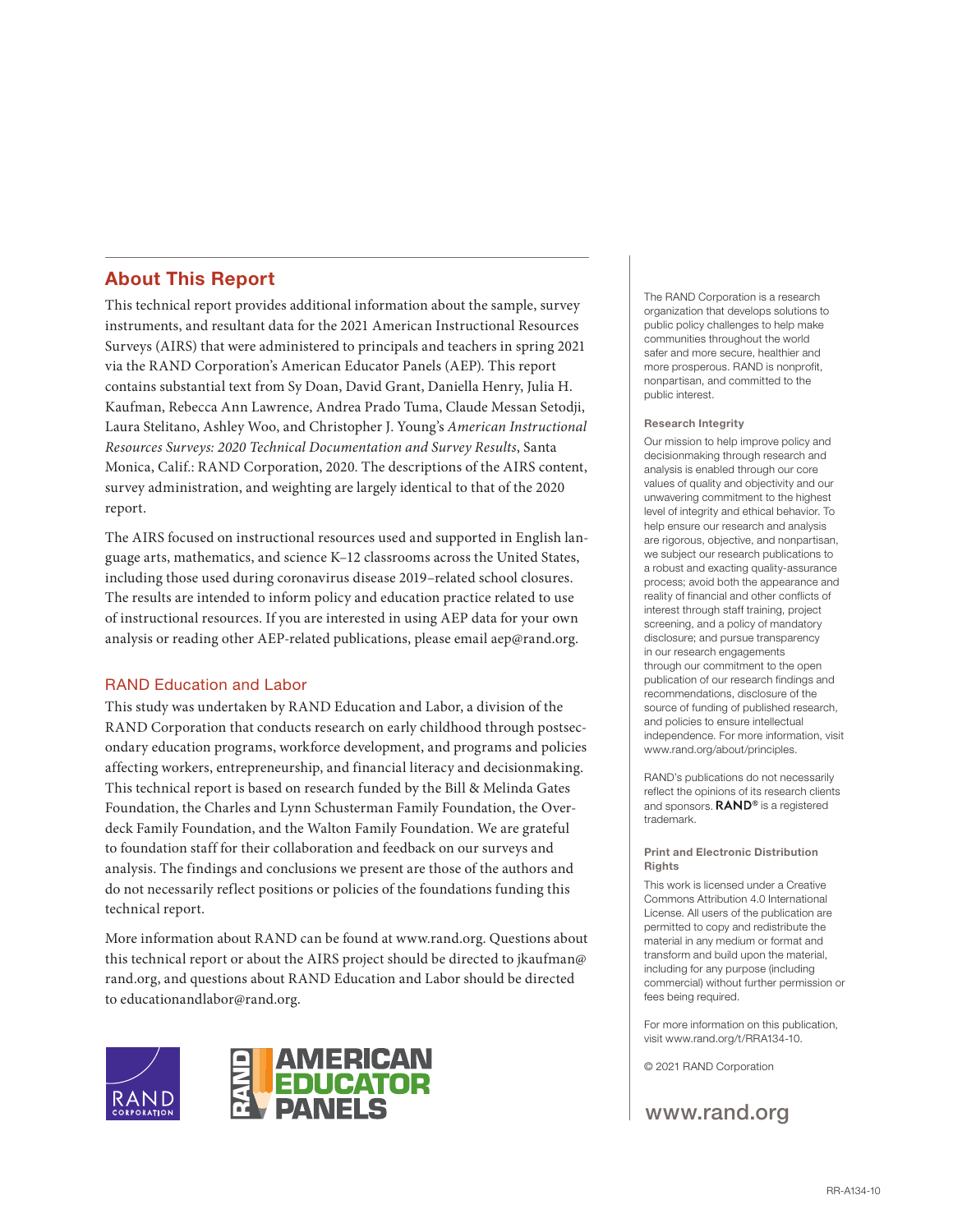## About This Report

This technical report provides additional information about the sample, survey instruments, and resultant data for the 2021 American Instructional Resources Surveys (AIRS) that were administered to principals and teachers in spring 2021 via the RAND Corporation's American Educator Panels (AEP). This report contains substantial text from Sy Doan, David Grant, Daniella Henry, Julia H. Kaufman, Rebecca Ann Lawrence, Andrea Prado Tuma, Claude Messan Setodji, Laura Stelitano, Ashley Woo, and Christopher J. Young's *American Instructional Resources Surveys: 2020 Technical Documentation and Survey Results*, Santa Monica, Calif.: RAND Corporation, 2020. The descriptions of the AIRS content, survey administration, and weighting are largely identical to that of the 2020 report.

The AIRS focused on instructional resources used and supported in English language arts, mathematics, and science K–12 classrooms across the United States, including those used during coronavirus disease 2019–related school closures. The results are intended to inform policy and education practice related to use of instructional resources. If you are interested in using AEP data for your own analysis or reading other AEP-related publications, please email aep@rand.org.

### RAND Education and Labor

This study was undertaken by RAND Education and Labor, a division of the RAND Corporation that conducts research on early childhood through postsecondary education programs, workforce development, and programs and policies affecting workers, entrepreneurship, and financial literacy and decisionmaking. This technical report is based on research funded by the Bill & Melinda Gates Foundation, the Charles and Lynn Schusterman Family Foundation, the Overdeck Family Foundation, and the Walton Family Foundation. We are grateful to foundation staff for their collaboration and feedback on our surveys and analysis. The findings and conclusions we present are those of the authors and do not necessarily reflect positions or policies of the foundations funding this technical report.

More information about RAND can be found at www.rand.org. Questions about this technical report or about the AIRS project should be directed to jkaufman@rand.org, and questions about RAND Education and Labor should be directed to educationandlabor@rand.org.

RAND CORPORATION

RAND AMERICAN EDUCATOR PANELS

The RAND Corporation is a research organization that develops solutions to public policy challenges to help make communities throughout the world safer and more secure, healthier and more prosperous. RAND is nonprofit, nonpartisan, and committed to the public interest.

**Research Integrity**

Our mission to help improve policy and decisionmaking through research and analysis is enabled through our core values of quality and objectivity and our unwavering commitment to the highest level of integrity and ethical behavior. To help ensure our research and analysis are rigorous, objective, and nonpartisan, we subject our research publications to a robust and exacting quality-assurance process; avoid both the appearance and reality of financial and other conflicts of interest through staff training, project screening, and a policy of mandatory disclosure; and pursue transparency in our research engagements through our commitment to the open publication of our research findings and recommendations, disclosure of the source of funding of published research, and policies to ensure intellectual independence. For more information, visit www.rand.org/about/principles.

RAND's publications do not necessarily reflect the opinions of its research clients and sponsors. **RAND**® is a registered trademark.

**Print and Electronic Distribution Rights**

This work is licensed under a Creative Commons Attribution 4.0 International License. All users of the publication are permitted to copy and redistribute the material in any medium or format and transform and build upon the material, including for any purpose (including commercial) without further permission or fees being required.

For more information on this publication, visit www.rand.org/t/RRA134-10.

© 2021 RAND Corporation

www.rand.org

RR-A134-10